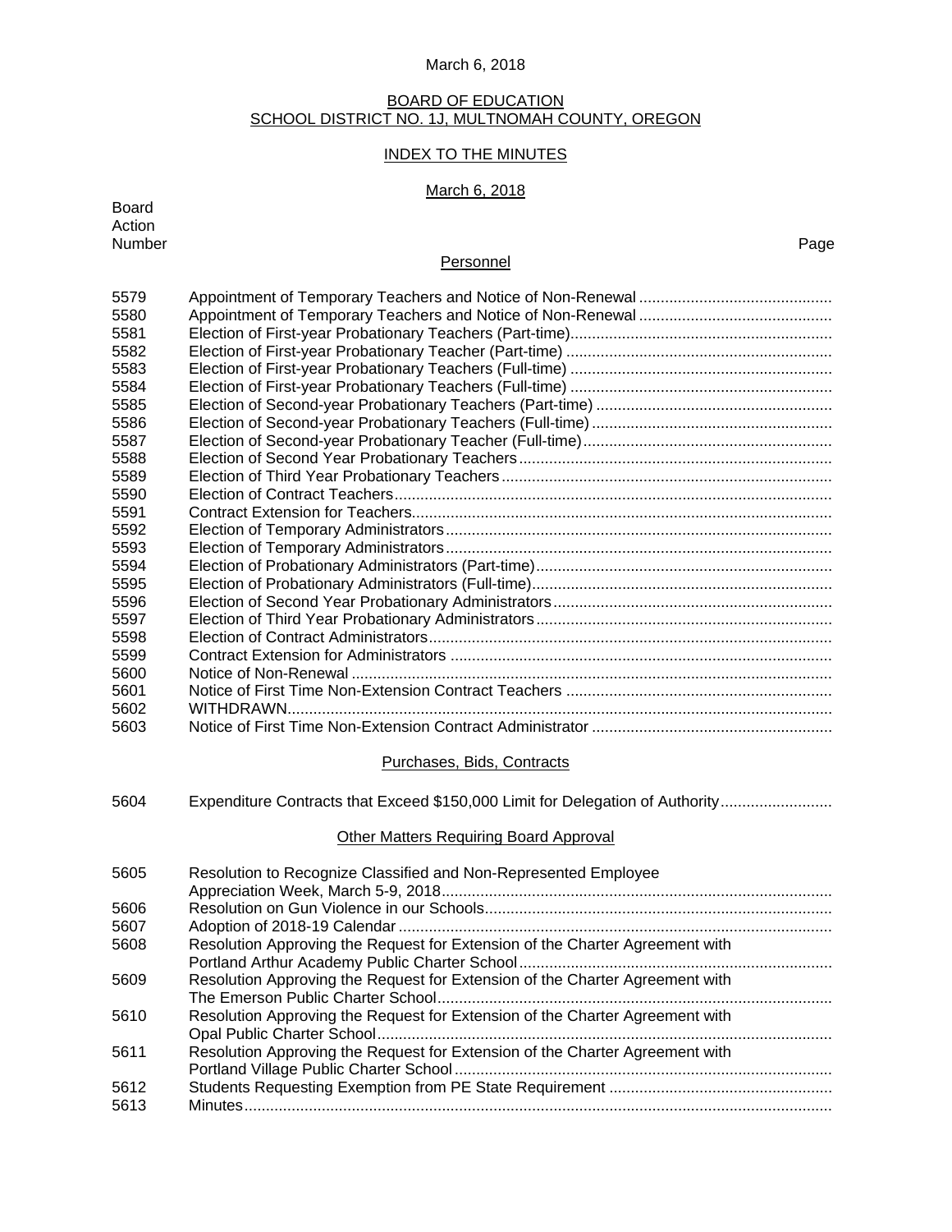March 6, 2018

# BOARD OF EDUCATION
## SCHOOL DISTRICT NO. 1J, MULTNOMAH COUNTY, OREGON

### INDEX TO THE MINUTES

March 6, 2018

| Board Action Number | | Page |
|---|---|---|
| | **Personnel** | |
| 5579 | Appointment of Temporary Teachers and Notice of Non-Renewal | |
| 5580 | Appointment of Temporary Teachers and Notice of Non-Renewal | |
| 5581 | Election of First-year Probationary Teachers (Part-time) | |
| 5582 | Election of First-year Probationary Teacher (Part-time) | |
| 5583 | Election of First-year Probationary Teachers (Full-time) | |
| 5584 | Election of First-year Probationary Teachers (Full-time) | |
| 5585 | Election of Second-year Probationary Teachers (Part-time) | |
| 5586 | Election of Second-year Probationary Teachers (Full-time) | |
| 5587 | Election of Second-year Probationary Teacher (Full-time) | |
| 5588 | Election of Second Year Probationary Teachers | |
| 5589 | Election of Third Year Probationary Teachers | |
| 5590 | Election of Contract Teachers | |
| 5591 | Contract Extension for Teachers | |
| 5592 | Election of Temporary Administrators | |
| 5593 | Election of Temporary Administrators | |
| 5594 | Election of Probationary Administrators (Part-time) | |
| 5595 | Election of Probationary Administrators (Full-time) | |
| 5596 | Election of Second Year Probationary Administrators | |
| 5597 | Election of Third Year Probationary Administrators | |
| 5598 | Election of Contract Administrators | |
| 5599 | Contract Extension for Administrators | |
| 5600 | Notice of Non-Renewal | |
| 5601 | Notice of First Time Non-Extension Contract Teachers | |
| 5602 | WITHDRAWN | |
| 5603 | Notice of First Time Non-Extension Contract Administrator | |
| | **Purchases, Bids, Contracts** | |
| 5604 | Expenditure Contracts that Exceed $150,000 Limit for Delegation of Authority | |
| | **Other Matters Requiring Board Approval** | |
| 5605 | Resolution to Recognize Classified and Non-Represented Employee Appreciation Week, March 5-9, 2018 | |
| 5606 | Resolution on Gun Violence in our Schools | |
| 5607 | Adoption of 2018-19 Calendar | |
| 5608 | Resolution Approving the Request for Extension of the Charter Agreement with Portland Arthur Academy Public Charter School | |
| 5609 | Resolution Approving the Request for Extension of the Charter Agreement with The Emerson Public Charter School | |
| 5610 | Resolution Approving the Request for Extension of the Charter Agreement with Opal Public Charter School | |
| 5611 | Resolution Approving the Request for Extension of the Charter Agreement with Portland Village Public Charter School | |
| 5612 | Students Requesting Exemption from PE State Requirement | |
| 5613 | Minutes | |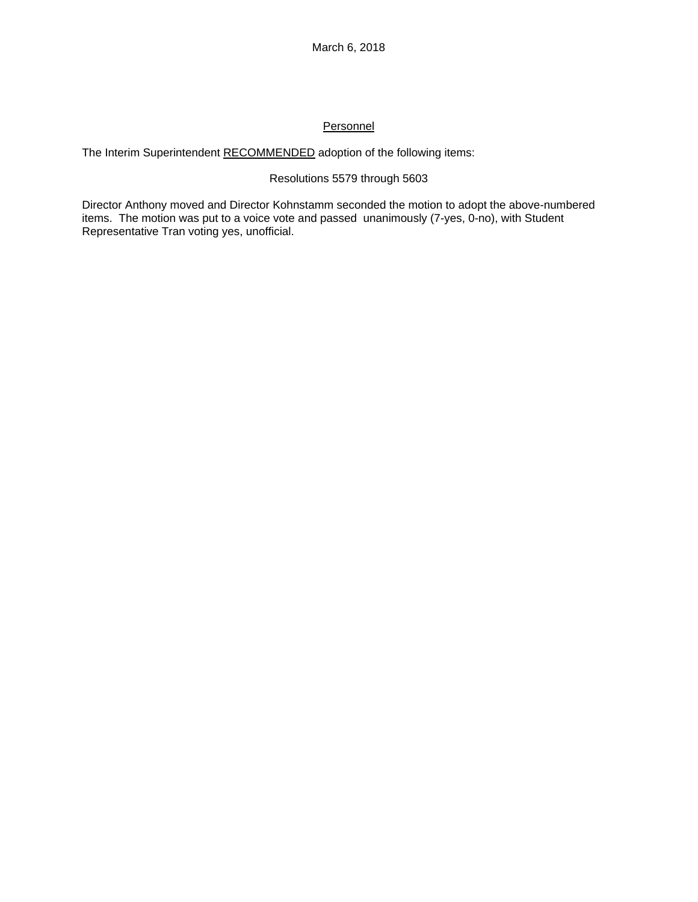March 6, 2018

## Personnel

The Interim Superintendent RECOMMENDED adoption of the following items:

Resolutions 5579 through 5603

Director Anthony moved and Director Kohnstamm seconded the motion to adopt the above-numbered items. The motion was put to a voice vote and passed unanimously (7-yes, 0-no), with Student Representative Tran voting yes, unofficial.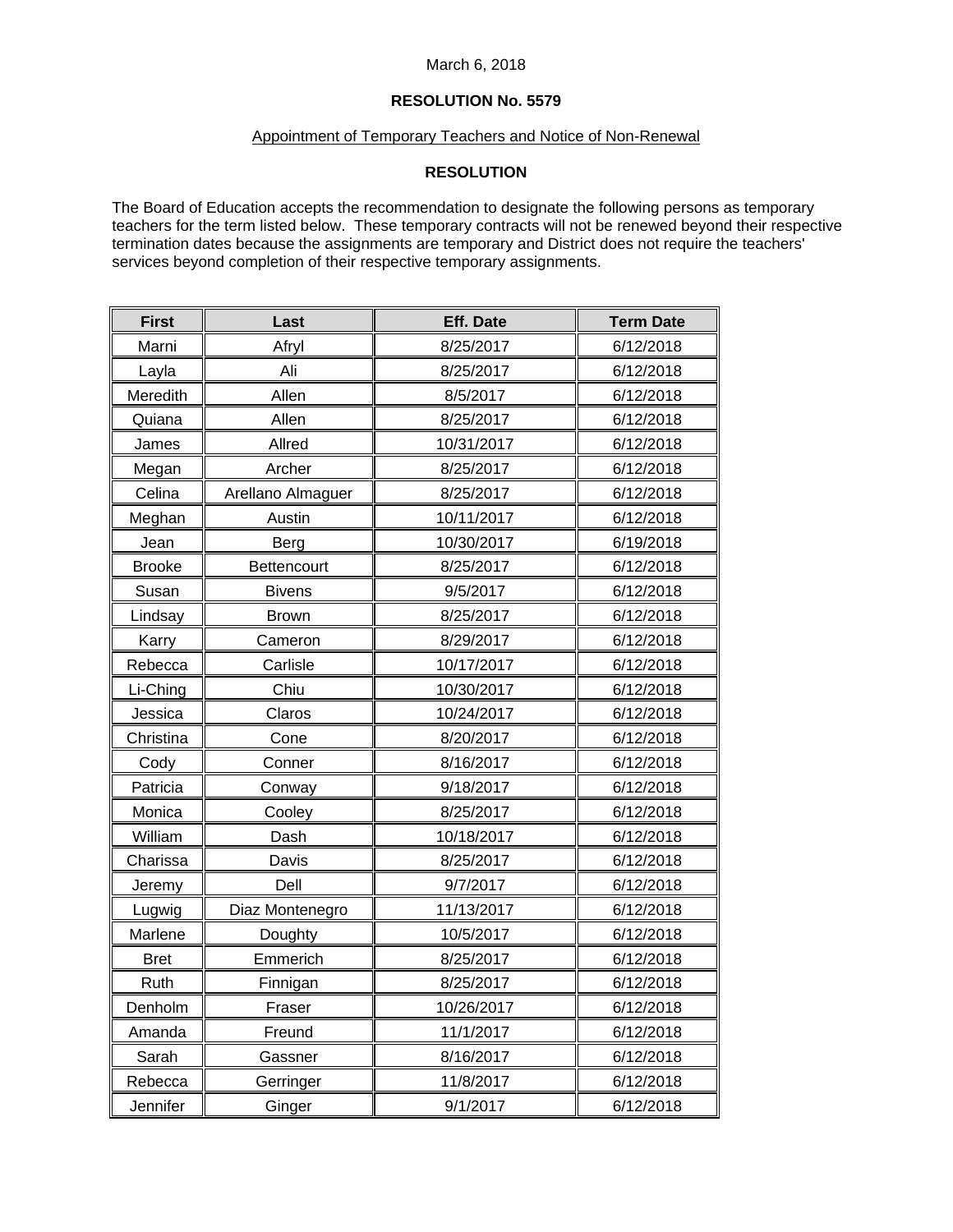March 6, 2018

**RESOLUTION No. 5579**

Appointment of Temporary Teachers and Notice of Non-Renewal

**RESOLUTION**

The Board of Education accepts the recommendation to designate the following persons as temporary teachers for the term listed below. These temporary contracts will not be renewed beyond their respective termination dates because the assignments are temporary and District does not require the teachers' services beyond completion of their respective temporary assignments.

| First | Last | Eff. Date | Term Date |
|---|---|---|---|
| Marni | Afryl | 8/25/2017 | 6/12/2018 |
| Layla | Ali | 8/25/2017 | 6/12/2018 |
| Meredith | Allen | 8/5/2017 | 6/12/2018 |
| Quiana | Allen | 8/25/2017 | 6/12/2018 |
| James | Allred | 10/31/2017 | 6/12/2018 |
| Megan | Archer | 8/25/2017 | 6/12/2018 |
| Celina | Arellano Almaguer | 8/25/2017 | 6/12/2018 |
| Meghan | Austin | 10/11/2017 | 6/12/2018 |
| Jean | Berg | 10/30/2017 | 6/19/2018 |
| Brooke | Bettencourt | 8/25/2017 | 6/12/2018 |
| Susan | Bivens | 9/5/2017 | 6/12/2018 |
| Lindsay | Brown | 8/25/2017 | 6/12/2018 |
| Karry | Cameron | 8/29/2017 | 6/12/2018 |
| Rebecca | Carlisle | 10/17/2017 | 6/12/2018 |
| Li-Ching | Chiu | 10/30/2017 | 6/12/2018 |
| Jessica | Claros | 10/24/2017 | 6/12/2018 |
| Christina | Cone | 8/20/2017 | 6/12/2018 |
| Cody | Conner | 8/16/2017 | 6/12/2018 |
| Patricia | Conway | 9/18/2017 | 6/12/2018 |
| Monica | Cooley | 8/25/2017 | 6/12/2018 |
| William | Dash | 10/18/2017 | 6/12/2018 |
| Charissa | Davis | 8/25/2017 | 6/12/2018 |
| Jeremy | Dell | 9/7/2017 | 6/12/2018 |
| Lugwig | Diaz Montenegro | 11/13/2017 | 6/12/2018 |
| Marlene | Doughty | 10/5/2017 | 6/12/2018 |
| Bret | Emmerich | 8/25/2017 | 6/12/2018 |
| Ruth | Finnigan | 8/25/2017 | 6/12/2018 |
| Denholm | Fraser | 10/26/2017 | 6/12/2018 |
| Amanda | Freund | 11/1/2017 | 6/12/2018 |
| Sarah | Gassner | 8/16/2017 | 6/12/2018 |
| Rebecca | Gerringer | 11/8/2017 | 6/12/2018 |
| Jennifer | Ginger | 9/1/2017 | 6/12/2018 |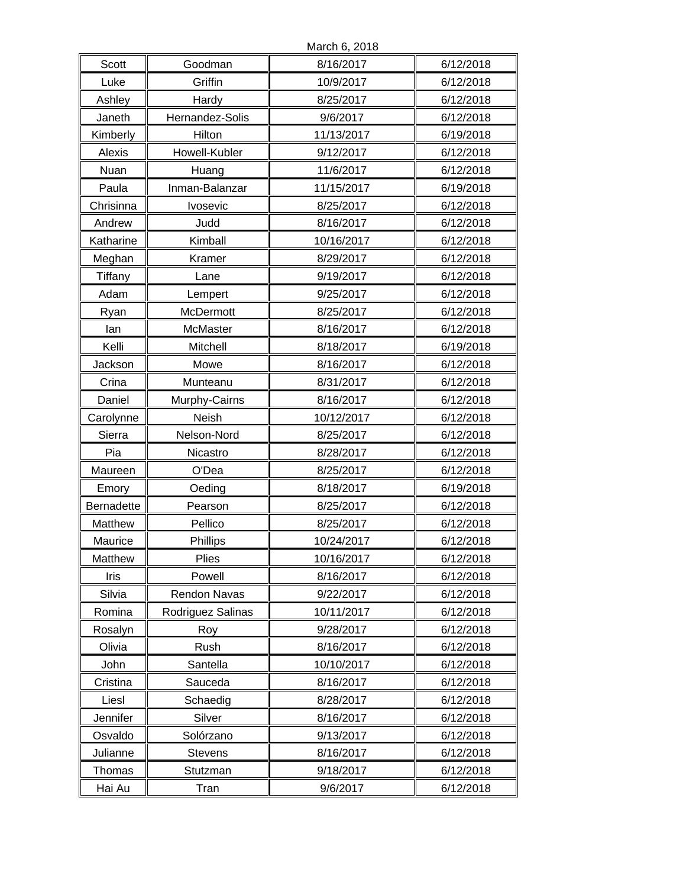March 6, 2018

| | | | |
|---|---|---|---|
| Scott | Goodman | 8/16/2017 | 6/12/2018 |
| Luke | Griffin | 10/9/2017 | 6/12/2018 |
| Ashley | Hardy | 8/25/2017 | 6/12/2018 |
| Janeth | Hernandez-Solis | 9/6/2017 | 6/12/2018 |
| Kimberly | Hilton | 11/13/2017 | 6/19/2018 |
| Alexis | Howell-Kubler | 9/12/2017 | 6/12/2018 |
| Nuan | Huang | 11/6/2017 | 6/12/2018 |
| Paula | Inman-Balanzar | 11/15/2017 | 6/19/2018 |
| Chrisinna | Ivosevic | 8/25/2017 | 6/12/2018 |
| Andrew | Judd | 8/16/2017 | 6/12/2018 |
| Katharine | Kimball | 10/16/2017 | 6/12/2018 |
| Meghan | Kramer | 8/29/2017 | 6/12/2018 |
| Tiffany | Lane | 9/19/2017 | 6/12/2018 |
| Adam | Lempert | 9/25/2017 | 6/12/2018 |
| Ryan | McDermott | 8/25/2017 | 6/12/2018 |
| Ian | McMaster | 8/16/2017 | 6/12/2018 |
| Kelli | Mitchell | 8/18/2017 | 6/19/2018 |
| Jackson | Mowe | 8/16/2017 | 6/12/2018 |
| Crina | Munteanu | 8/31/2017 | 6/12/2018 |
| Daniel | Murphy-Cairns | 8/16/2017 | 6/12/2018 |
| Carolynne | Neish | 10/12/2017 | 6/12/2018 |
| Sierra | Nelson-Nord | 8/25/2017 | 6/12/2018 |
| Pia | Nicastro | 8/28/2017 | 6/12/2018 |
| Maureen | O'Dea | 8/25/2017 | 6/12/2018 |
| Emory | Oeding | 8/18/2017 | 6/19/2018 |
| Bernadette | Pearson | 8/25/2017 | 6/12/2018 |
| Matthew | Pellico | 8/25/2017 | 6/12/2018 |
| Maurice | Phillips | 10/24/2017 | 6/12/2018 |
| Matthew | Plies | 10/16/2017 | 6/12/2018 |
| Iris | Powell | 8/16/2017 | 6/12/2018 |
| Silvia | Rendon Navas | 9/22/2017 | 6/12/2018 |
| Romina | Rodriguez Salinas | 10/11/2017 | 6/12/2018 |
| Rosalyn | Roy | 9/28/2017 | 6/12/2018 |
| Olivia | Rush | 8/16/2017 | 6/12/2018 |
| John | Santella | 10/10/2017 | 6/12/2018 |
| Cristina | Sauceda | 8/16/2017 | 6/12/2018 |
| Liesl | Schaedig | 8/28/2017 | 6/12/2018 |
| Jennifer | Silver | 8/16/2017 | 6/12/2018 |
| Osvaldo | Solórzano | 9/13/2017 | 6/12/2018 |
| Julianne | Stevens | 8/16/2017 | 6/12/2018 |
| Thomas | Stutzman | 9/18/2017 | 6/12/2018 |
| Hai Au | Tran | 9/6/2017 | 6/12/2018 |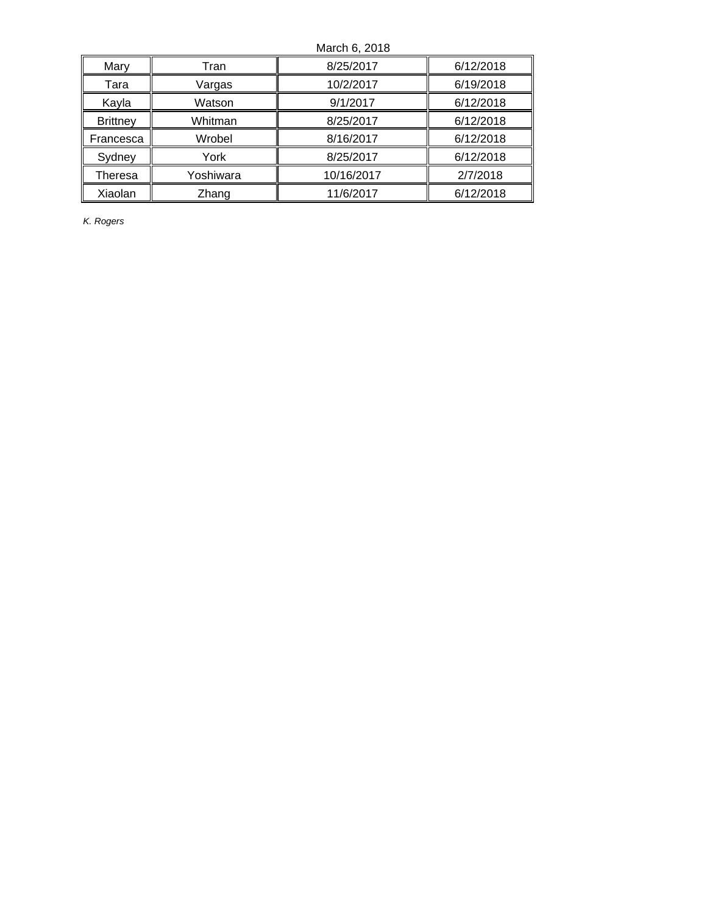March 6, 2018

| | | | |
|---|---|---|---|
| Mary | Tran | 8/25/2017 | 6/12/2018 |
| Tara | Vargas | 10/2/2017 | 6/19/2018 |
| Kayla | Watson | 9/1/2017 | 6/12/2018 |
| Brittney | Whitman | 8/25/2017 | 6/12/2018 |
| Francesca | Wrobel | 8/16/2017 | 6/12/2018 |
| Sydney | York | 8/25/2017 | 6/12/2018 |
| Theresa | Yoshiwara | 10/16/2017 | 2/7/2018 |
| Xiaolan | Zhang | 11/6/2017 | 6/12/2018 |

*K. Rogers*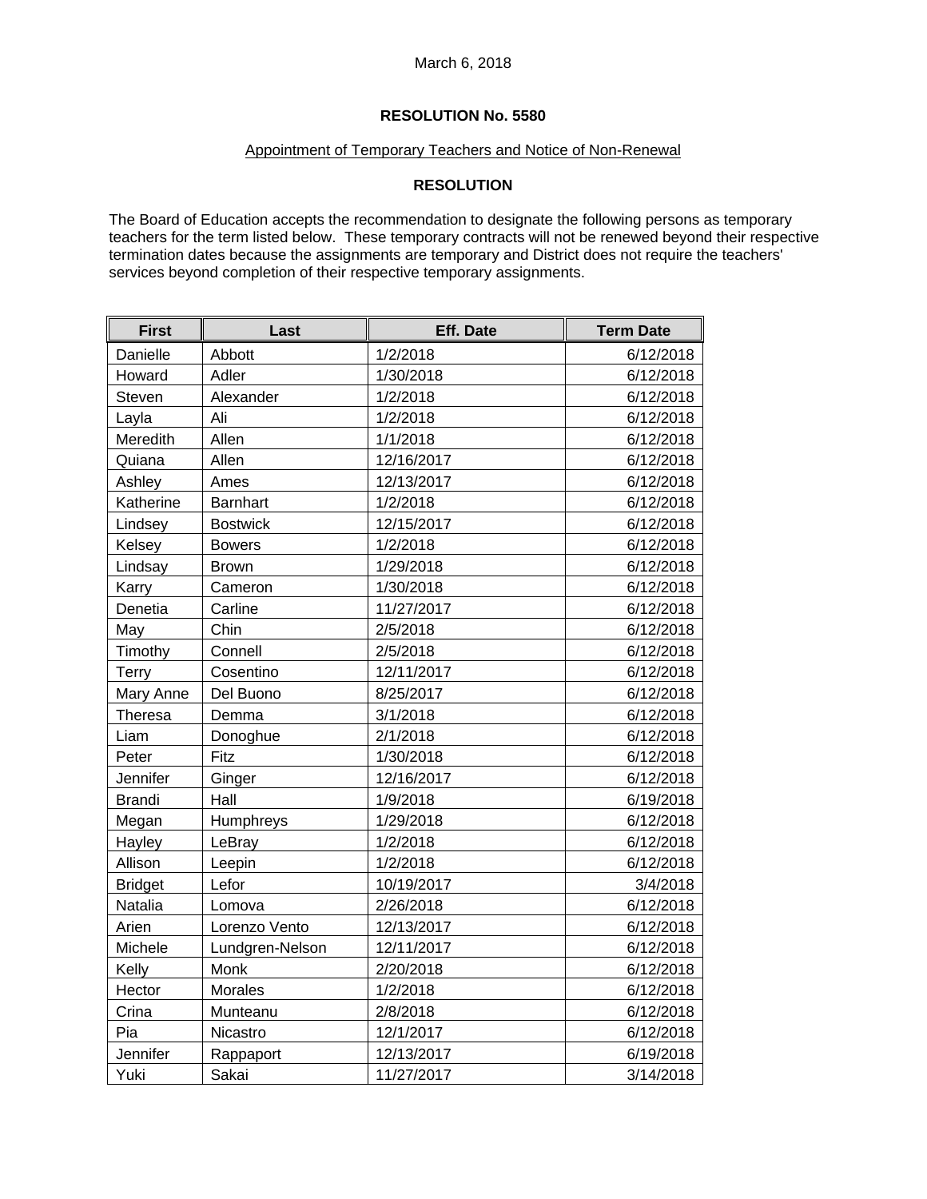March 6, 2018

**RESOLUTION No. 5580**

Appointment of Temporary Teachers and Notice of Non-Renewal

**RESOLUTION**

The Board of Education accepts the recommendation to designate the following persons as temporary teachers for the term listed below. These temporary contracts will not be renewed beyond their respective termination dates because the assignments are temporary and District does not require the teachers' services beyond completion of their respective temporary assignments.

| First | Last | Eff. Date | Term Date |
|---|---|---|---|
| Danielle | Abbott | 1/2/2018 | 6/12/2018 |
| Howard | Adler | 1/30/2018 | 6/12/2018 |
| Steven | Alexander | 1/2/2018 | 6/12/2018 |
| Layla | Ali | 1/2/2018 | 6/12/2018 |
| Meredith | Allen | 1/1/2018 | 6/12/2018 |
| Quiana | Allen | 12/16/2017 | 6/12/2018 |
| Ashley | Ames | 12/13/2017 | 6/12/2018 |
| Katherine | Barnhart | 1/2/2018 | 6/12/2018 |
| Lindsey | Bostwick | 12/15/2017 | 6/12/2018 |
| Kelsey | Bowers | 1/2/2018 | 6/12/2018 |
| Lindsay | Brown | 1/29/2018 | 6/12/2018 |
| Karry | Cameron | 1/30/2018 | 6/12/2018 |
| Denetia | Carline | 11/27/2017 | 6/12/2018 |
| May | Chin | 2/5/2018 | 6/12/2018 |
| Timothy | Connell | 2/5/2018 | 6/12/2018 |
| Terry | Cosentino | 12/11/2017 | 6/12/2018 |
| Mary Anne | Del Buono | 8/25/2017 | 6/12/2018 |
| Theresa | Demma | 3/1/2018 | 6/12/2018 |
| Liam | Donoghue | 2/1/2018 | 6/12/2018 |
| Peter | Fitz | 1/30/2018 | 6/12/2018 |
| Jennifer | Ginger | 12/16/2017 | 6/12/2018 |
| Brandi | Hall | 1/9/2018 | 6/19/2018 |
| Megan | Humphreys | 1/29/2018 | 6/12/2018 |
| Hayley | LeBray | 1/2/2018 | 6/12/2018 |
| Allison | Leepin | 1/2/2018 | 6/12/2018 |
| Bridget | Lefor | 10/19/2017 | 3/4/2018 |
| Natalia | Lomova | 2/26/2018 | 6/12/2018 |
| Arien | Lorenzo Vento | 12/13/2017 | 6/12/2018 |
| Michele | Lundgren-Nelson | 12/11/2017 | 6/12/2018 |
| Kelly | Monk | 2/20/2018 | 6/12/2018 |
| Hector | Morales | 1/2/2018 | 6/12/2018 |
| Crina | Munteanu | 2/8/2018 | 6/12/2018 |
| Pia | Nicastro | 12/1/2017 | 6/12/2018 |
| Jennifer | Rappaport | 12/13/2017 | 6/19/2018 |
| Yuki | Sakai | 11/27/2017 | 3/14/2018 |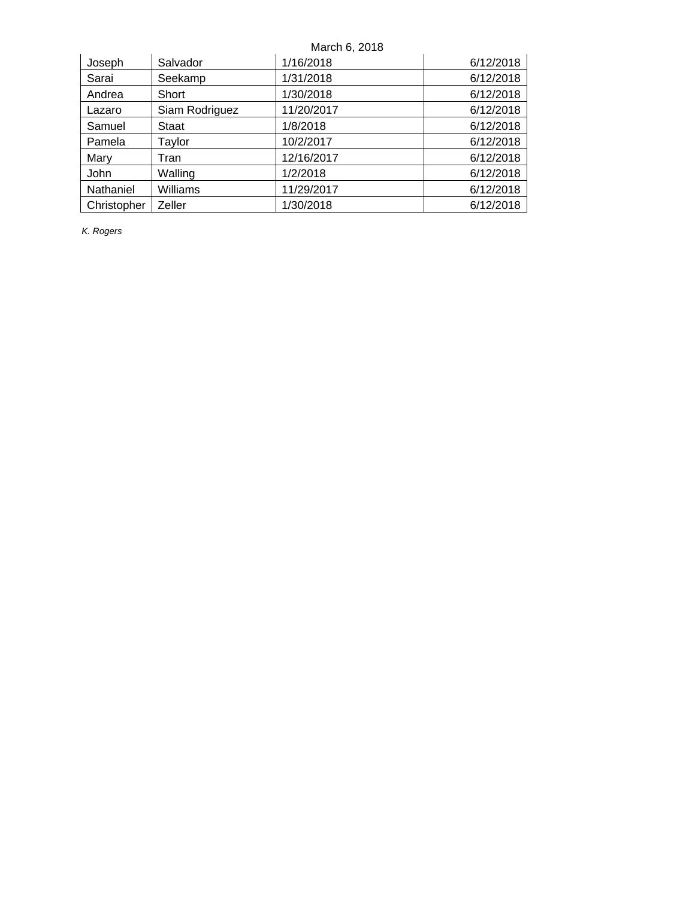March 6, 2018

| | | | |
|---|---|---|---|
| Joseph | Salvador | 1/16/2018 | 6/12/2018 |
| Sarai | Seekamp | 1/31/2018 | 6/12/2018 |
| Andrea | Short | 1/30/2018 | 6/12/2018 |
| Lazaro | Siam Rodriguez | 11/20/2017 | 6/12/2018 |
| Samuel | Staat | 1/8/2018 | 6/12/2018 |
| Pamela | Taylor | 10/2/2017 | 6/12/2018 |
| Mary | Tran | 12/16/2017 | 6/12/2018 |
| John | Walling | 1/2/2018 | 6/12/2018 |
| Nathaniel | Williams | 11/29/2017 | 6/12/2018 |
| Christopher | Zeller | 1/30/2018 | 6/12/2018 |

*K. Rogers*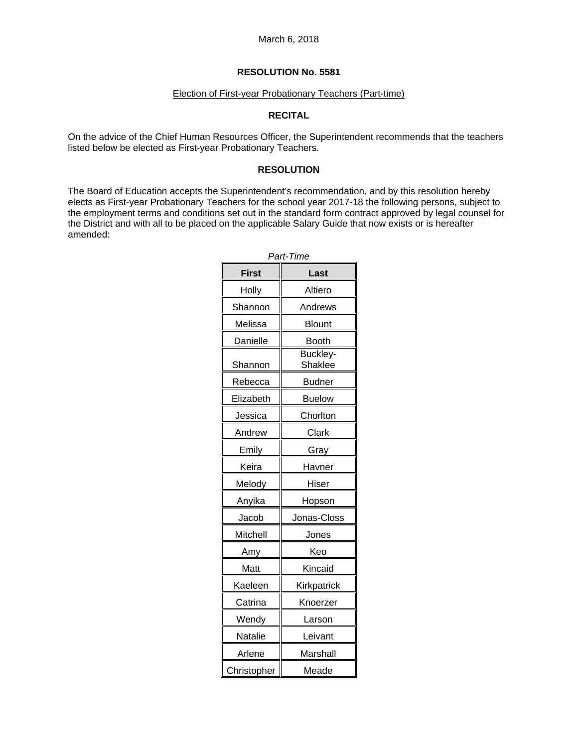March 6, 2018

**RESOLUTION No. 5581**

Election of First-year Probationary Teachers (Part-time)

**RECITAL**

On the advice of the Chief Human Resources Officer, the Superintendent recommends that the teachers listed below be elected as First-year Probationary Teachers.

**RESOLUTION**

The Board of Education accepts the Superintendent's recommendation, and by this resolution hereby elects as First-year Probationary Teachers for the school year 2017-18 the following persons, subject to the employment terms and conditions set out in the standard form contract approved by legal counsel for the District and with all to be placed on the applicable Salary Guide that now exists or is hereafter amended:

*Part-Time*

| First | Last |
|---|---|
| Holly | Altiero |
| Shannon | Andrews |
| Melissa | Blount |
| Danielle | Booth |
| Shannon | Buckley-Shaklee |
| Rebecca | Budner |
| Elizabeth | Buelow |
| Jessica | Chorlton |
| Andrew | Clark |
| Emily | Gray |
| Keira | Havner |
| Melody | Hiser |
| Anyika | Hopson |
| Jacob | Jonas-Closs |
| Mitchell | Jones |
| Amy | Keo |
| Matt | Kincaid |
| Kaeleen | Kirkpatrick |
| Catrina | Knoerzer |
| Wendy | Larson |
| Natalie | Leivant |
| Arlene | Marshall |
| Christopher | Meade |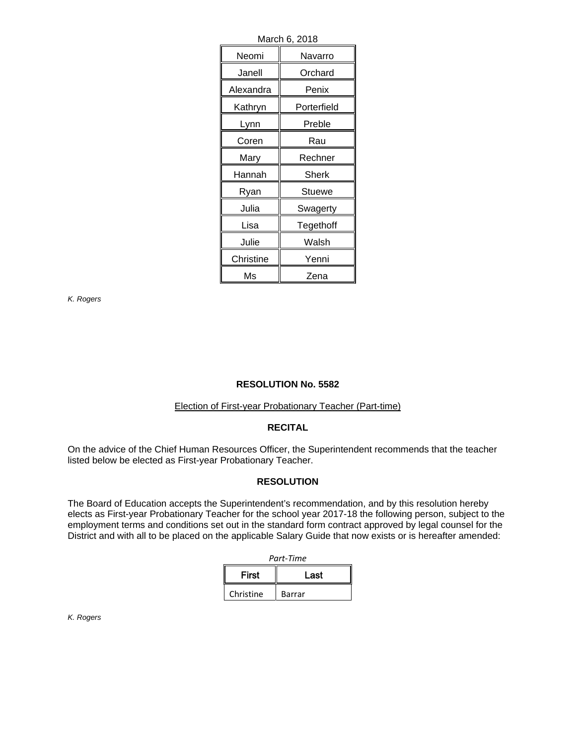March 6, 2018

| | |
|---|---|
| Neomi | Navarro |
| Janell | Orchard |
| Alexandra | Penix |
| Kathryn | Porterfield |
| Lynn | Preble |
| Coren | Rau |
| Mary | Rechner |
| Hannah | Sherk |
| Ryan | Stuewe |
| Julia | Swagerty |
| Lisa | Tegethoff |
| Julie | Walsh |
| Christine | Yenni |
| Ms | Zena |

*K. Rogers*

**RESOLUTION No. 5582**

Election of First-year Probationary Teacher (Part-time)

**RECITAL**

On the advice of the Chief Human Resources Officer, the Superintendent recommends that the teacher listed below be elected as First-year Probationary Teacher.

**RESOLUTION**

The Board of Education accepts the Superintendent's recommendation, and by this resolution hereby elects as First-year Probationary Teacher for the school year 2017-18 the following person, subject to the employment terms and conditions set out in the standard form contract approved by legal counsel for the District and with all to be placed on the applicable Salary Guide that now exists or is hereafter amended:

*Part-Time*

| First | Last |
|---|---|
| Christine | Barrar |

*K. Rogers*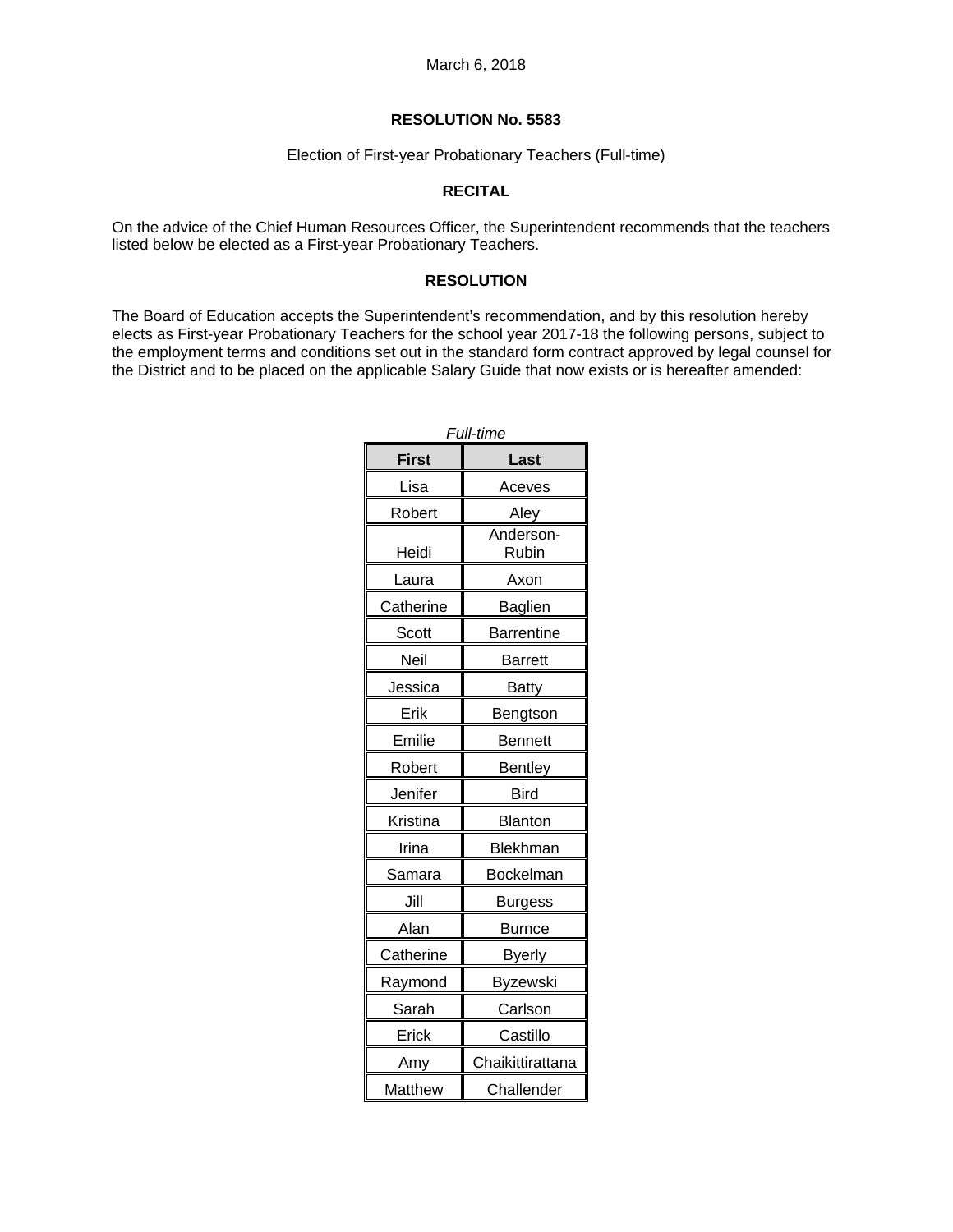March 6, 2018

**RESOLUTION No. 5583**

Election of First-year Probationary Teachers (Full-time)

**RECITAL**

On the advice of the Chief Human Resources Officer, the Superintendent recommends that the teachers listed below be elected as a First-year Probationary Teachers.

**RESOLUTION**

The Board of Education accepts the Superintendent's recommendation, and by this resolution hereby elects as First-year Probationary Teachers for the school year 2017-18 the following persons, subject to the employment terms and conditions set out in the standard form contract approved by legal counsel for the District and to be placed on the applicable Salary Guide that now exists or is hereafter amended:

*Full-time*

| First | Last |
|---|---|
| Lisa | Aceves |
| Robert | Aley |
| Heidi | Anderson-Rubin |
| Laura | Axon |
| Catherine | Baglien |
| Scott | Barrentine |
| Neil | Barrett |
| Jessica | Batty |
| Erik | Bengtson |
| Emilie | Bennett |
| Robert | Bentley |
| Jenifer | Bird |
| Kristina | Blanton |
| Irina | Blekhman |
| Samara | Bockelman |
| Jill | Burgess |
| Alan | Burnce |
| Catherine | Byerly |
| Raymond | Byzewski |
| Sarah | Carlson |
| Erick | Castillo |
| Amy | Chaikittirattana |
| Matthew | Challender |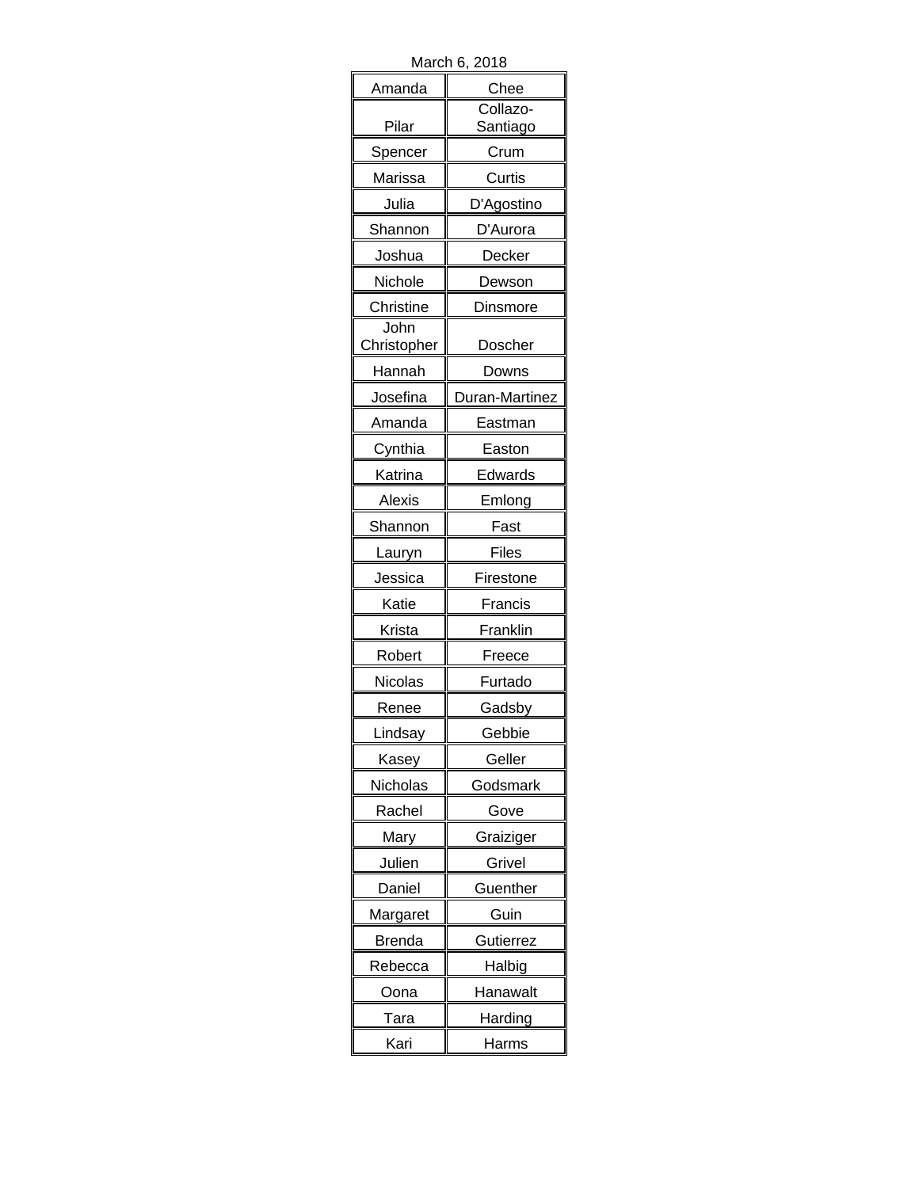March 6, 2018

| | |
|---|---|
| Amanda | Chee |
| Pilar | Collazo-Santiago |
| Spencer | Crum |
| Marissa | Curtis |
| Julia | D'Agostino |
| Shannon | D'Aurora |
| Joshua | Decker |
| Nichole | Dewson |
| Christine | Dinsmore |
| John Christopher | Doscher |
| Hannah | Downs |
| Josefina | Duran-Martinez |
| Amanda | Eastman |
| Cynthia | Easton |
| Katrina | Edwards |
| Alexis | Emlong |
| Shannon | Fast |
| Lauryn | Files |
| Jessica | Firestone |
| Katie | Francis |
| Krista | Franklin |
| Robert | Freece |
| Nicolas | Furtado |
| Renee | Gadsby |
| Lindsay | Gebbie |
| Kasey | Geller |
| Nicholas | Godsmark |
| Rachel | Gove |
| Mary | Graiziger |
| Julien | Grivel |
| Daniel | Guenther |
| Margaret | Guin |
| Brenda | Gutierrez |
| Rebecca | Halbig |
| Oona | Hanawalt |
| Tara | Harding |
| Kari | Harms |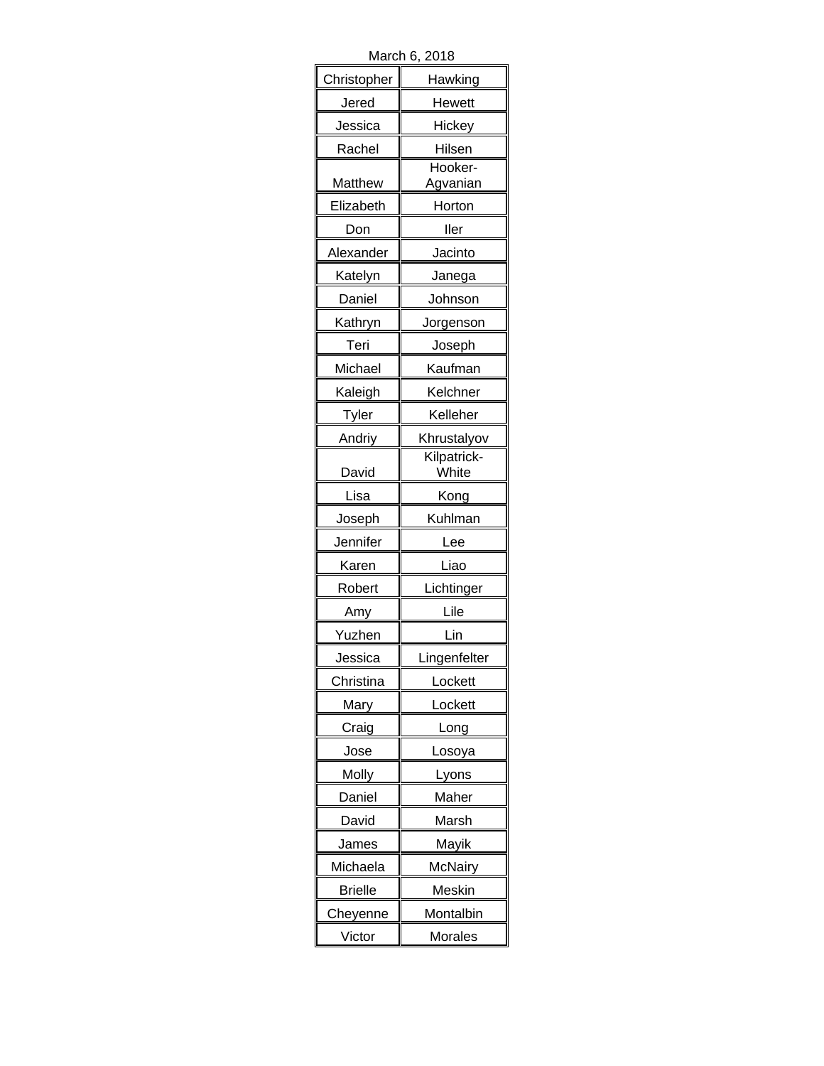March 6, 2018

| | |
|---|---|
| Christopher | Hawking |
| Jered | Hewett |
| Jessica | Hickey |
| Rachel | Hilsen |
| Matthew | Hooker-Agvanian |
| Elizabeth | Horton |
| Don | Iler |
| Alexander | Jacinto |
| Katelyn | Janega |
| Daniel | Johnson |
| Kathryn | Jorgenson |
| Teri | Joseph |
| Michael | Kaufman |
| Kaleigh | Kelchner |
| Tyler | Kelleher |
| Andriy | Khrustalyov |
| David | Kilpatrick-White |
| Lisa | Kong |
| Joseph | Kuhlman |
| Jennifer | Lee |
| Karen | Liao |
| Robert | Lichtinger |
| Amy | Lile |
| Yuzhen | Lin |
| Jessica | Lingenfelter |
| Christina | Lockett |
| Mary | Lockett |
| Craig | Long |
| Jose | Losoya |
| Molly | Lyons |
| Daniel | Maher |
| David | Marsh |
| James | Mayik |
| Michaela | McNairy |
| Brielle | Meskin |
| Cheyenne | Montalbin |
| Victor | Morales |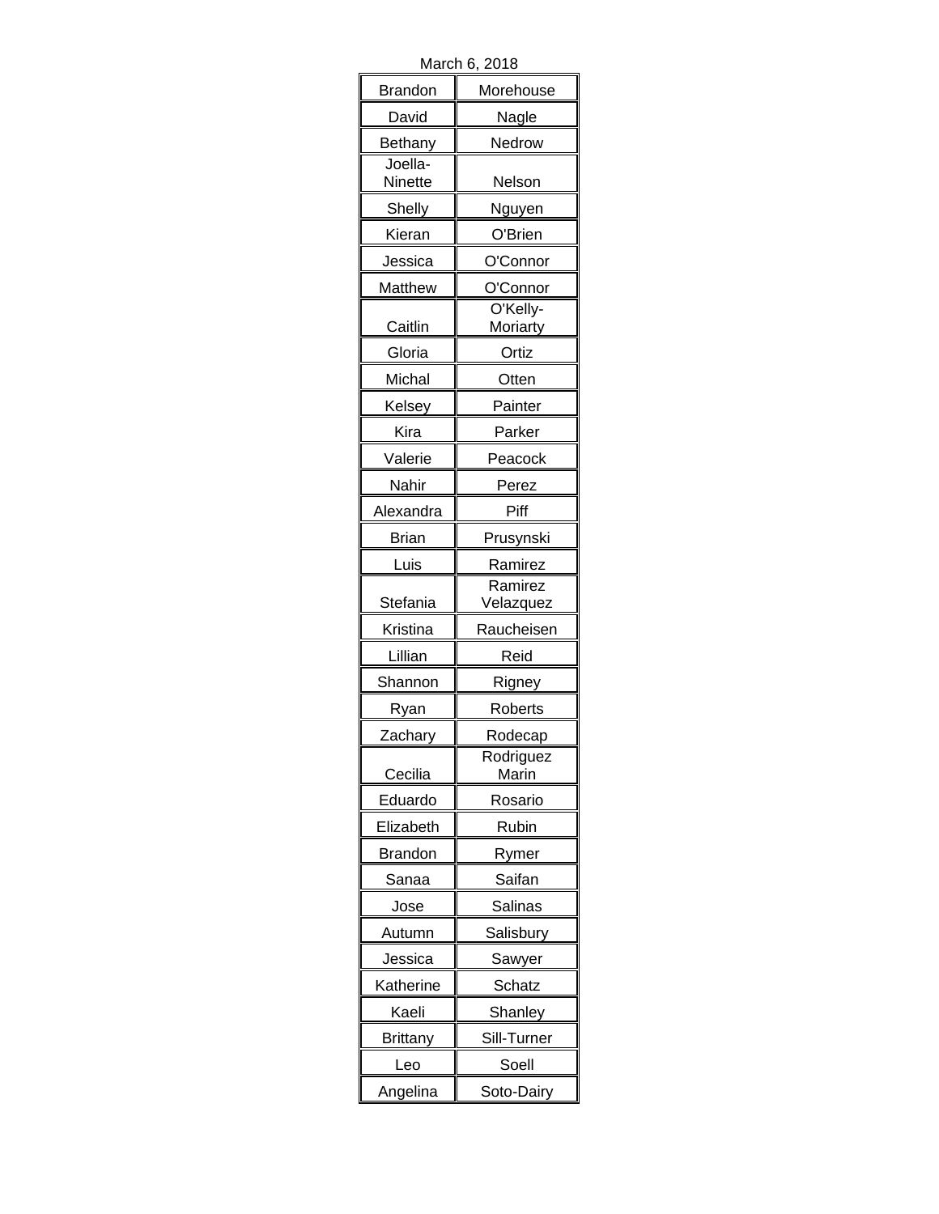March 6, 2018

| | |
|---|---|
| Brandon | Morehouse |
| David | Nagle |
| Bethany | Nedrow |
| Joella-Ninette | Nelson |
| Shelly | Nguyen |
| Kieran | O'Brien |
| Jessica | O'Connor |
| Matthew | O'Connor |
| Caitlin | O'Kelly-Moriarty |
| Gloria | Ortiz |
| Michal | Otten |
| Kelsey | Painter |
| Kira | Parker |
| Valerie | Peacock |
| Nahir | Perez |
| Alexandra | Piff |
| Brian | Prusynski |
| Luis | Ramirez |
| Stefania | Ramirez Velazquez |
| Kristina | Raucheisen |
| Lillian | Reid |
| Shannon | Rigney |
| Ryan | Roberts |
| Zachary | Rodecap |
| Cecilia | Rodriguez Marin |
| Eduardo | Rosario |
| Elizabeth | Rubin |
| Brandon | Rymer |
| Sanaa | Saifan |
| Jose | Salinas |
| Autumn | Salisbury |
| Jessica | Sawyer |
| Katherine | Schatz |
| Kaeli | Shanley |
| Brittany | Sill-Turner |
| Leo | Soell |
| Angelina | Soto-Dairy |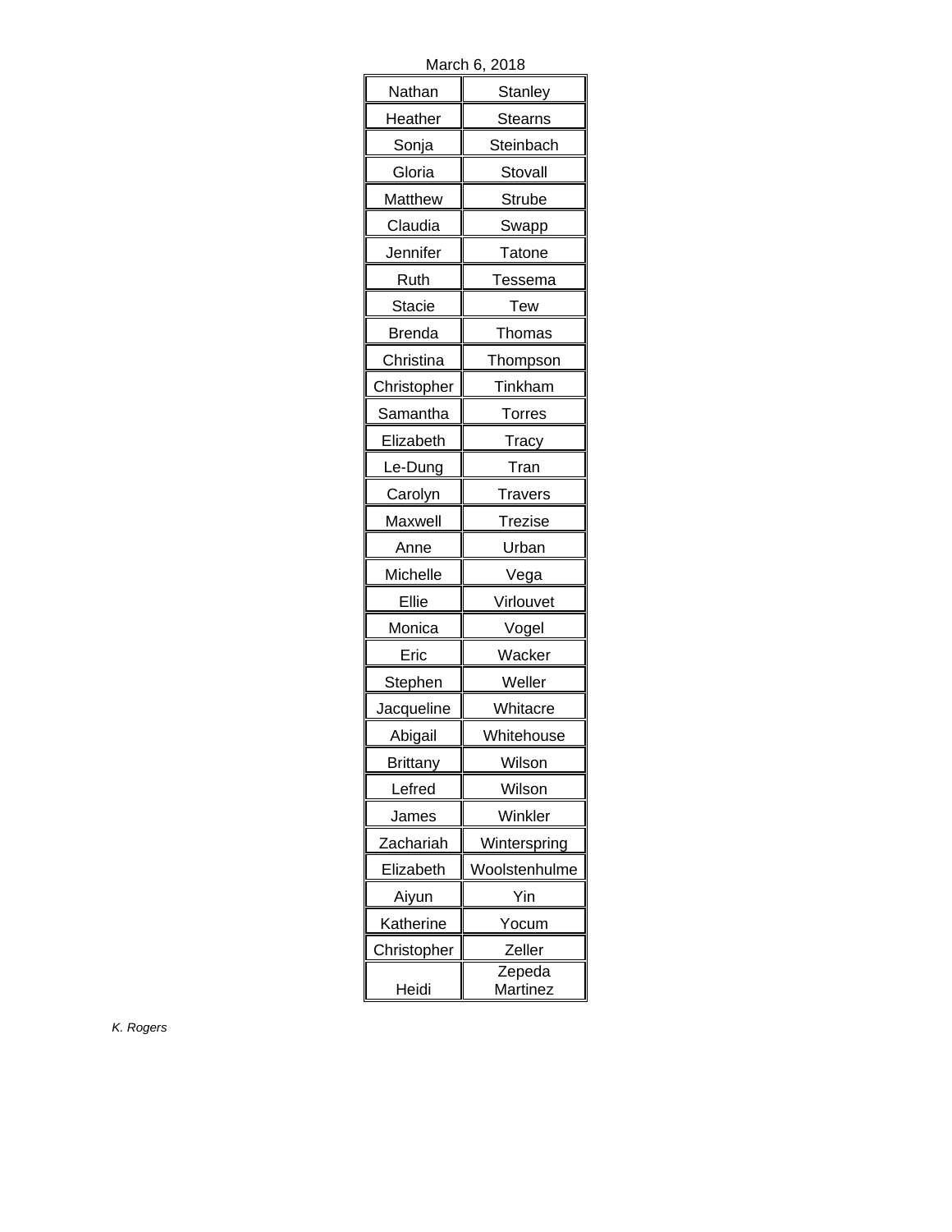March 6, 2018

| | |
|---|---|
| Nathan | Stanley |
| Heather | Stearns |
| Sonja | Steinbach |
| Gloria | Stovall |
| Matthew | Strube |
| Claudia | Swapp |
| Jennifer | Tatone |
| Ruth | Tessema |
| Stacie | Tew |
| Brenda | Thomas |
| Christina | Thompson |
| Christopher | Tinkham |
| Samantha | Torres |
| Elizabeth | Tracy |
| Le-Dung | Tran |
| Carolyn | Travers |
| Maxwell | Trezise |
| Anne | Urban |
| Michelle | Vega |
| Ellie | Virlouvet |
| Monica | Vogel |
| Eric | Wacker |
| Stephen | Weller |
| Jacqueline | Whitacre |
| Abigail | Whitehouse |
| Brittany | Wilson |
| Lefred | Wilson |
| James | Winkler |
| Zachariah | Winterspring |
| Elizabeth | Woolstenhulme |
| Aiyun | Yin |
| Katherine | Yocum |
| Christopher | Zeller |
| Heidi | Zepeda Martinez |

*K. Rogers*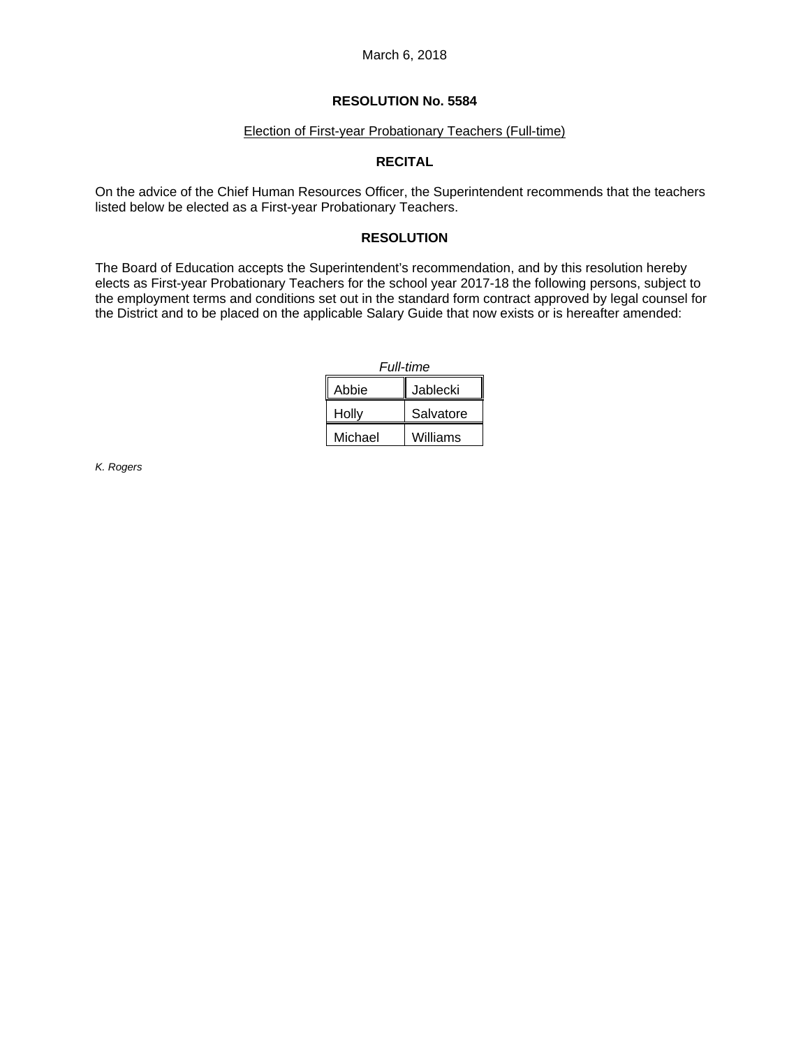March 6, 2018

**RESOLUTION No. 5584**

Election of First-year Probationary Teachers (Full-time)

**RECITAL**

On the advice of the Chief Human Resources Officer, the Superintendent recommends that the teachers listed below be elected as a First-year Probationary Teachers.

**RESOLUTION**

The Board of Education accepts the Superintendent's recommendation, and by this resolution hereby elects as First-year Probationary Teachers for the school year 2017-18 the following persons, subject to the employment terms and conditions set out in the standard form contract approved by legal counsel for the District and to be placed on the applicable Salary Guide that now exists or is hereafter amended:

*Full-time*

| | |
|---|---|
| Abbie | Jablecki |
| Holly | Salvatore |
| Michael | Williams |

*K. Rogers*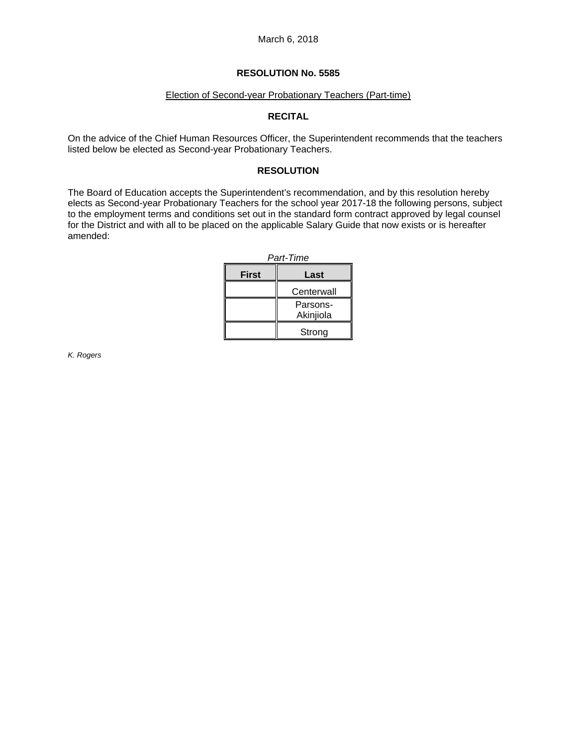March 6, 2018

**RESOLUTION No. 5585**

Election of Second-year Probationary Teachers (Part-time)

**RECITAL**

On the advice of the Chief Human Resources Officer, the Superintendent recommends that the teachers listed below be elected as Second-year Probationary Teachers.

**RESOLUTION**

The Board of Education accepts the Superintendent's recommendation, and by this resolution hereby elects as Second-year Probationary Teachers for the school year 2017-18 the following persons, subject to the employment terms and conditions set out in the standard form contract approved by legal counsel for the District and with all to be placed on the applicable Salary Guide that now exists or is hereafter amended:

*Part-Time*

| First | Last |
| --- | --- |
| | Centerwall |
| | Parsons-Akinjiola |
| | Strong |

*K. Rogers*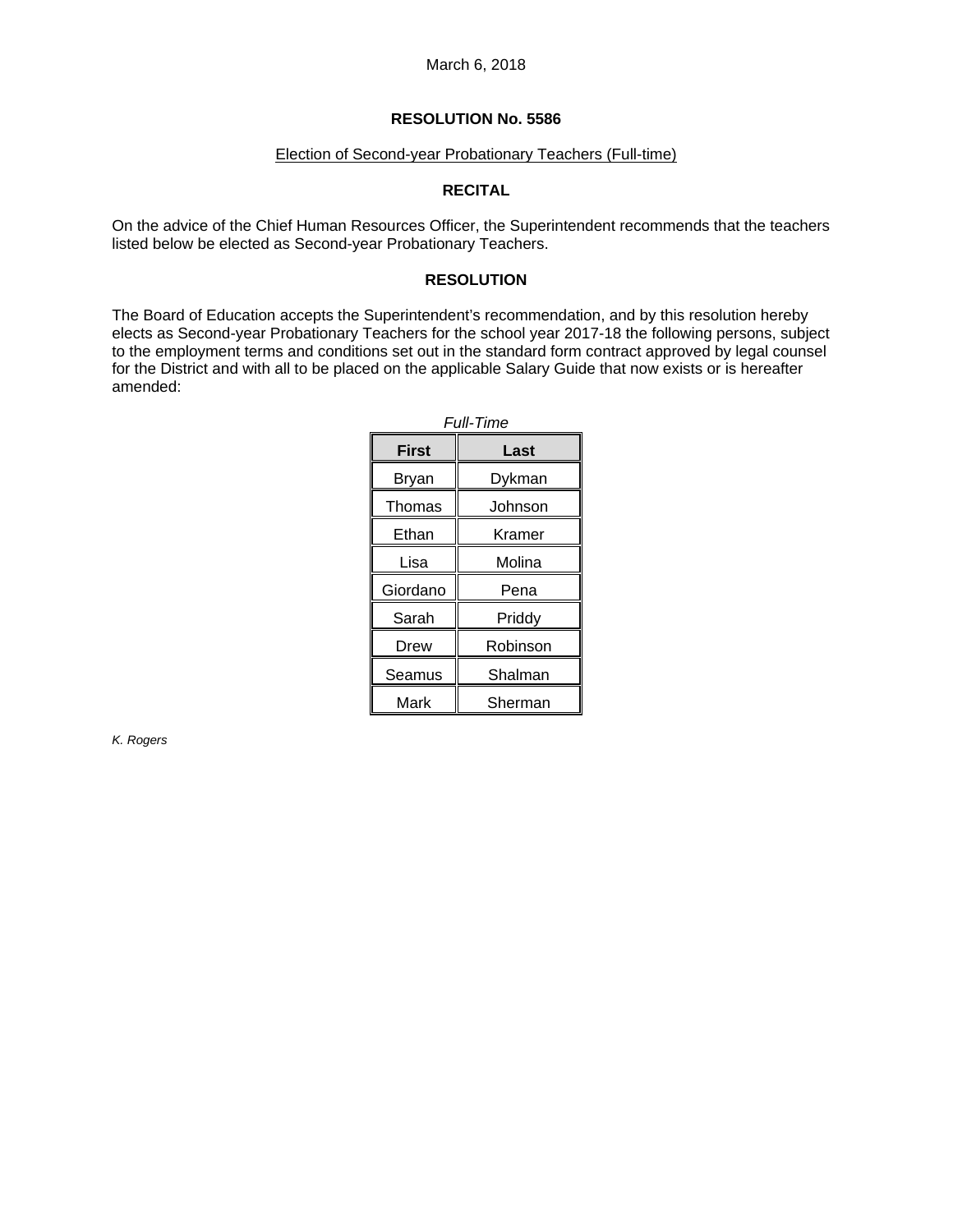March 6, 2018

## RESOLUTION No. 5586

Election of Second-year Probationary Teachers (Full-time)

### RECITAL

On the advice of the Chief Human Resources Officer, the Superintendent recommends that the teachers listed below be elected as Second-year Probationary Teachers.

### RESOLUTION

The Board of Education accepts the Superintendent's recommendation, and by this resolution hereby elects as Second-year Probationary Teachers for the school year 2017-18 the following persons, subject to the employment terms and conditions set out in the standard form contract approved by legal counsel for the District and with all to be placed on the applicable Salary Guide that now exists or is hereafter amended:

*Full-Time*

| First | Last |
| --- | --- |
| Bryan | Dykman |
| Thomas | Johnson |
| Ethan | Kramer |
| Lisa | Molina |
| Giordano | Pena |
| Sarah | Priddy |
| Drew | Robinson |
| Seamus | Shalman |
| Mark | Sherman |

*K. Rogers*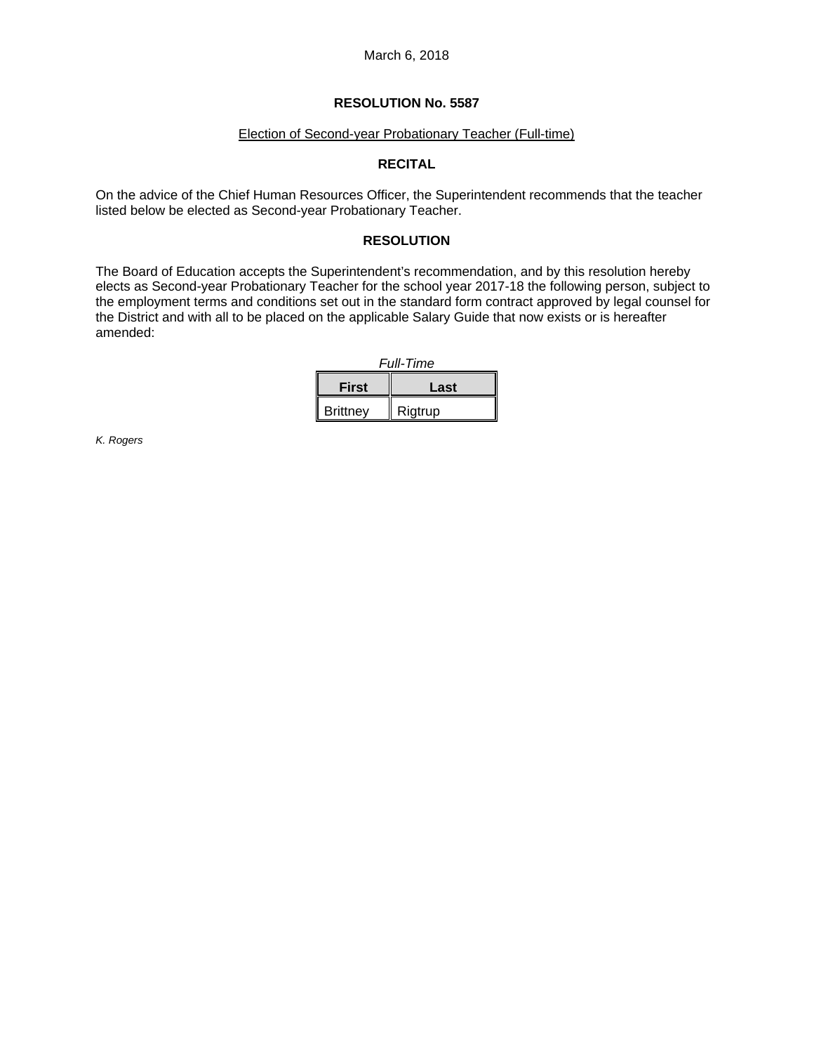March 6, 2018

## RESOLUTION No. 5587

Election of Second-year Probationary Teacher (Full-time)

### RECITAL

On the advice of the Chief Human Resources Officer, the Superintendent recommends that the teacher listed below be elected as Second-year Probationary Teacher.

### RESOLUTION

The Board of Education accepts the Superintendent's recommendation, and by this resolution hereby elects as Second-year Probationary Teacher for the school year 2017-18 the following person, subject to the employment terms and conditions set out in the standard form contract approved by legal counsel for the District and with all to be placed on the applicable Salary Guide that now exists or is hereafter amended:

*Full-Time*

| First | Last |
|---|---|
| Brittney | Rigtrup |

*K. Rogers*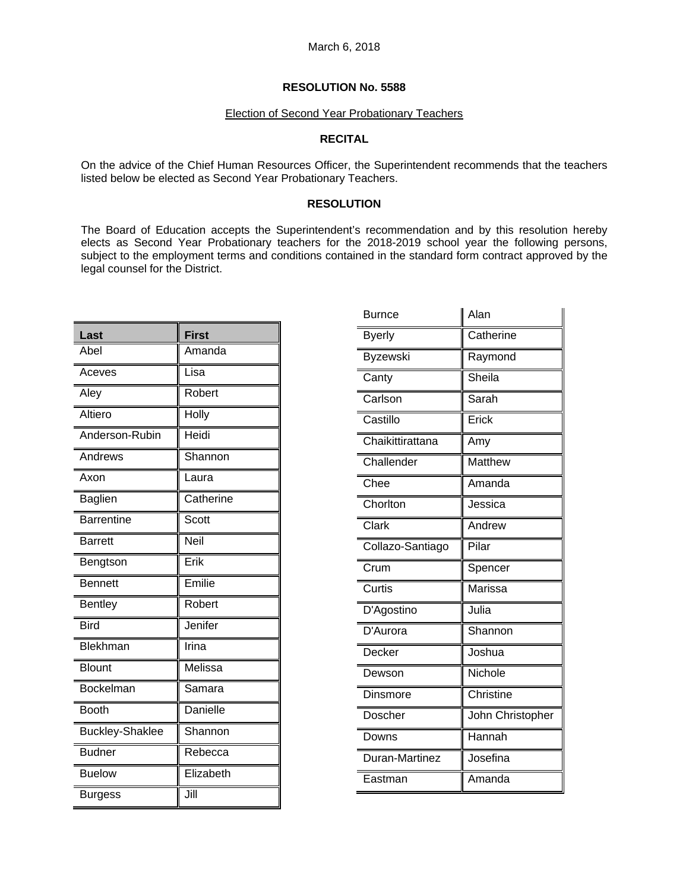March 6, 2018

**RESOLUTION No. 5588**

Election of Second Year Probationary Teachers

**RECITAL**

On the advice of the Chief Human Resources Officer, the Superintendent recommends that the teachers listed below be elected as Second Year Probationary Teachers.

**RESOLUTION**

The Board of Education accepts the Superintendent's recommendation and by this resolution hereby elects as Second Year Probationary teachers for the 2018-2019 school year the following persons, subject to the employment terms and conditions contained in the standard form contract approved by the legal counsel for the District.

| Last | First |
|---|---|
| Abel | Amanda |
| Aceves | Lisa |
| Aley | Robert |
| Altiero | Holly |
| Anderson-Rubin | Heidi |
| Andrews | Shannon |
| Axon | Laura |
| Baglien | Catherine |
| Barrentine | Scott |
| Barrett | Neil |
| Bengtson | Erik |
| Bennett | Emilie |
| Bentley | Robert |
| Bird | Jenifer |
| Blekhman | Irina |
| Blount | Melissa |
| Bockelman | Samara |
| Booth | Danielle |
| Buckley-Shaklee | Shannon |
| Budner | Rebecca |
| Buelow | Elizabeth |
| Burgess | Jill |
| Burnce | Alan |
| Byerly | Catherine |
| Byzewski | Raymond |
| Canty | Sheila |
| Carlson | Sarah |
| Castillo | Erick |
| Chaikittirattana | Amy |
| Challender | Matthew |
| Chee | Amanda |
| Chorlton | Jessica |
| Clark | Andrew |
| Collazo-Santiago | Pilar |
| Crum | Spencer |
| Curtis | Marissa |
| D'Agostino | Julia |
| D'Aurora | Shannon |
| Decker | Joshua |
| Dewson | Nichole |
| Dinsmore | Christine |
| Doscher | John Christopher |
| Downs | Hannah |
| Duran-Martinez | Josefina |
| Eastman | Amanda |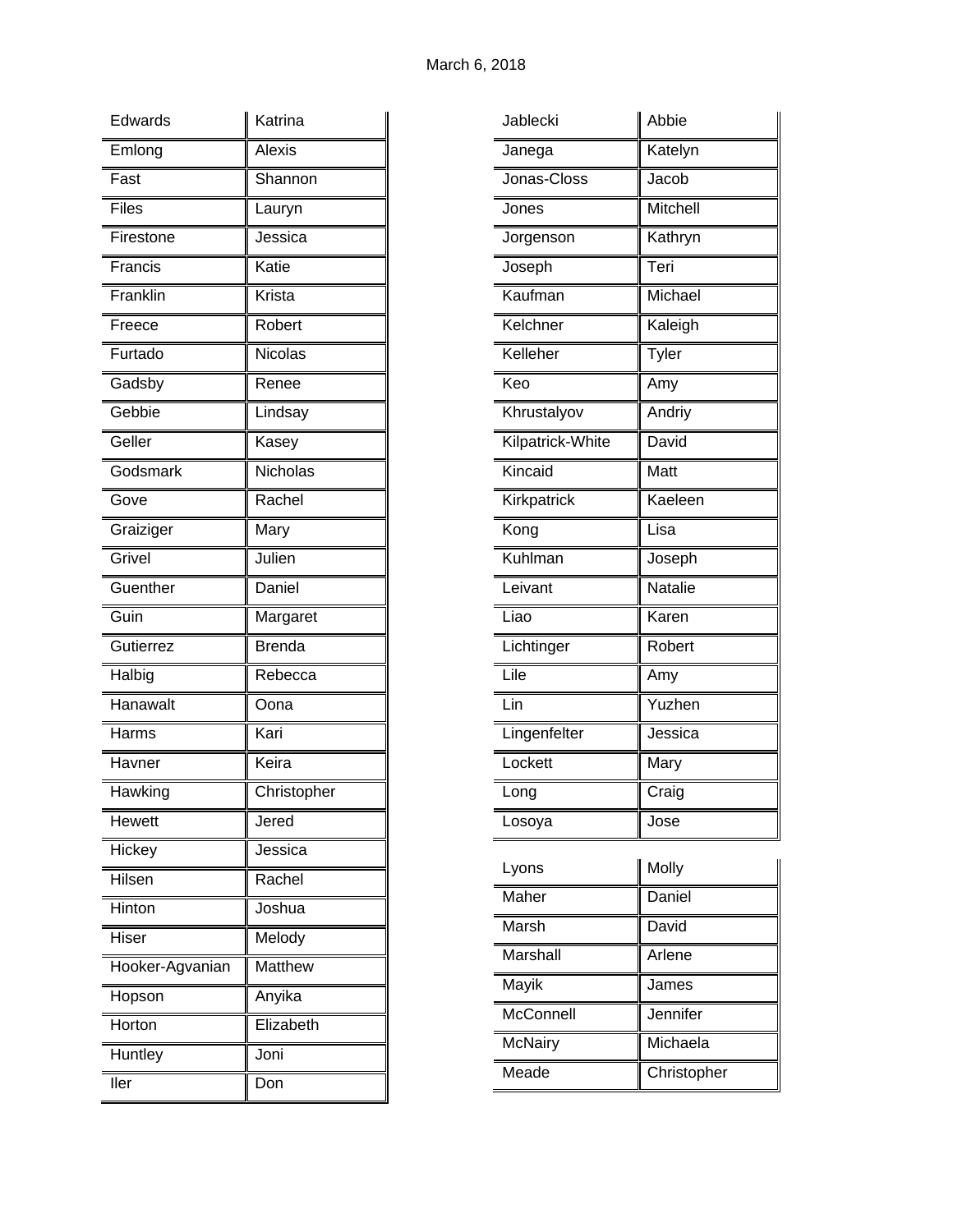March 6, 2018

| Edwards | Katrina |
|---|---|
| Emlong | Alexis |
| Fast | Shannon |
| Files | Lauryn |
| Firestone | Jessica |
| Francis | Katie |
| Franklin | Krista |
| Freece | Robert |
| Furtado | Nicolas |
| Gadsby | Renee |
| Gebbie | Lindsay |
| Geller | Kasey |
| Godsmark | Nicholas |
| Gove | Rachel |
| Graiziger | Mary |
| Grivel | Julien |
| Guenther | Daniel |
| Guin | Margaret |
| Gutierrez | Brenda |
| Halbig | Rebecca |
| Hanawalt | Oona |
| Harms | Kari |
| Havner | Keira |
| Hawking | Christopher |
| Hewett | Jered |
| Hickey | Jessica |
| Hilsen | Rachel |
| Hinton | Joshua |
| Hiser | Melody |
| Hooker-Agvanian | Matthew |
| Hopson | Anyika |
| Horton | Elizabeth |
| Huntley | Joni |
| Iler | Don |

| Jablecki | Abbie |
|---|---|
| Janega | Katelyn |
| Jonas-Closs | Jacob |
| Jones | Mitchell |
| Jorgenson | Kathryn |
| Joseph | Teri |
| Kaufman | Michael |
| Kelchner | Kaleigh |
| Kelleher | Tyler |
| Keo | Amy |
| Khrustalyov | Andriy |
| Kilpatrick-White | David |
| Kincaid | Matt |
| Kirkpatrick | Kaeleen |
| Kong | Lisa |
| Kuhlman | Joseph |
| Leivant | Natalie |
| Liao | Karen |
| Lichtinger | Robert |
| Lile | Amy |
| Lin | Yuzhen |
| Lingenfelter | Jessica |
| Lockett | Mary |
| Long | Craig |
| Losoya | Jose |
| Lyons | Molly |
| Maher | Daniel |
| Marsh | David |
| Marshall | Arlene |
| Mayik | James |
| McConnell | Jennifer |
| McNairy | Michaela |
| Meade | Christopher |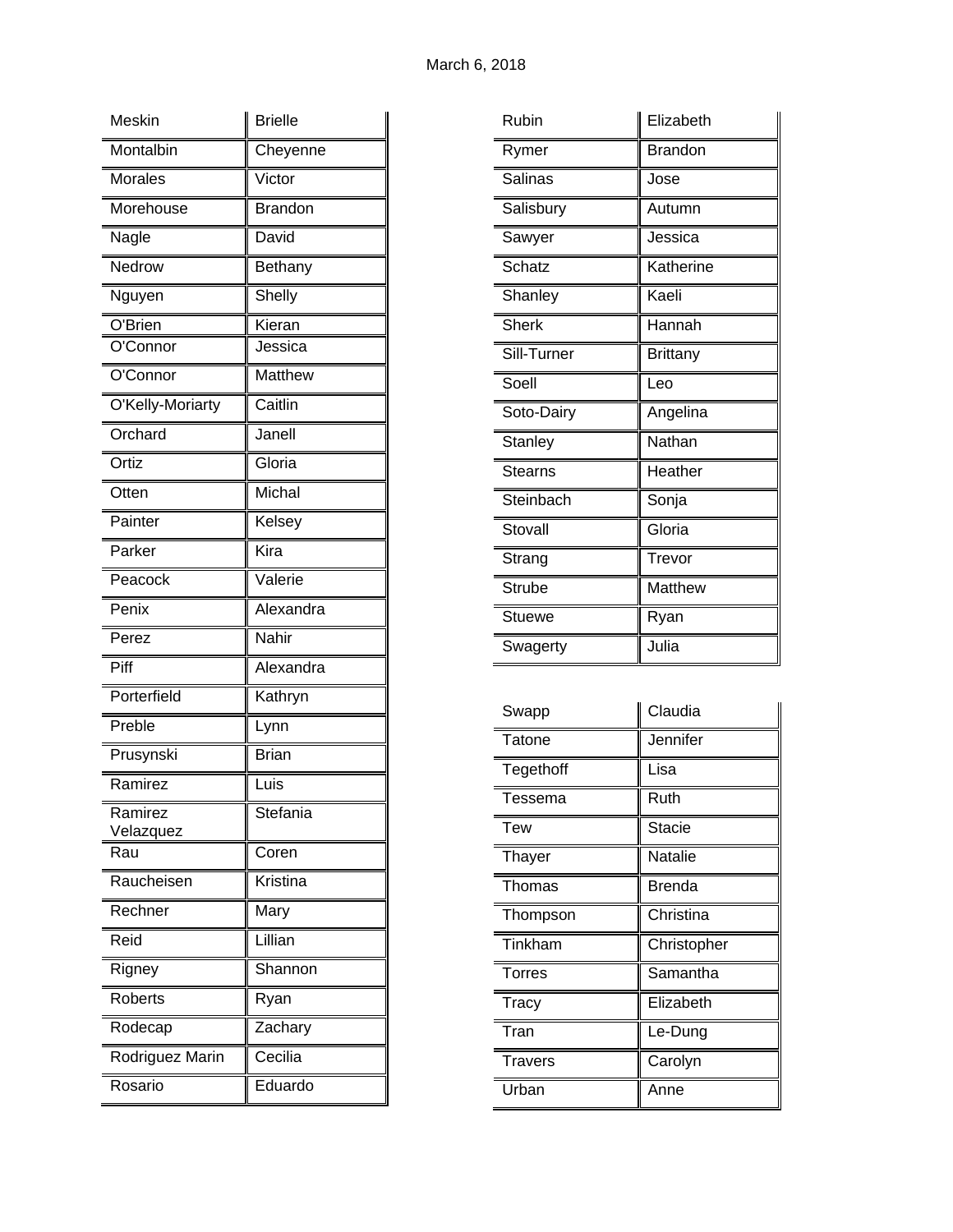March 6, 2018

| Last Name | First Name |
|---|---|
| Meskin | Brielle |
| Montalbin | Cheyenne |
| Morales | Victor |
| Morehouse | Brandon |
| Nagle | David |
| Nedrow | Bethany |
| Nguyen | Shelly |
| O'Brien | Kieran |
| O'Connor | Jessica |
| O'Connor | Matthew |
| O'Kelly-Moriarty | Caitlin |
| Orchard | Janell |
| Ortiz | Gloria |
| Otten | Michal |
| Painter | Kelsey |
| Parker | Kira |
| Peacock | Valerie |
| Penix | Alexandra |
| Perez | Nahir |
| Piff | Alexandra |
| Porterfield | Kathryn |
| Preble | Lynn |
| Prusynski | Brian |
| Ramirez | Luis |
| Ramirez Velazquez | Stefania |
| Rau | Coren |
| Raucheisen | Kristina |
| Rechner | Mary |
| Reid | Lillian |
| Rigney | Shannon |
| Roberts | Ryan |
| Rodecap | Zachary |
| Rodriguez Marin | Cecilia |
| Rosario | Eduardo |
| Rubin | Elizabeth |
| Rymer | Brandon |
| Salinas | Jose |
| Salisbury | Autumn |
| Sawyer | Jessica |
| Schatz | Katherine |
| Shanley | Kaeli |
| Sherk | Hannah |
| Sill-Turner | Brittany |
| Soell | Leo |
| Soto-Dairy | Angelina |
| Stanley | Nathan |
| Stearns | Heather |
| Steinbach | Sonja |
| Stovall | Gloria |
| Strang | Trevor |
| Strube | Matthew |
| Stuewe | Ryan |
| Swagerty | Julia |
| Swapp | Claudia |
| Tatone | Jennifer |
| Tegethoff | Lisa |
| Tessema | Ruth |
| Tew | Stacie |
| Thayer | Natalie |
| Thomas | Brenda |
| Thompson | Christina |
| Tinkham | Christopher |
| Torres | Samantha |
| Tracy | Elizabeth |
| Tran | Le-Dung |
| Travers | Carolyn |
| Urban | Anne |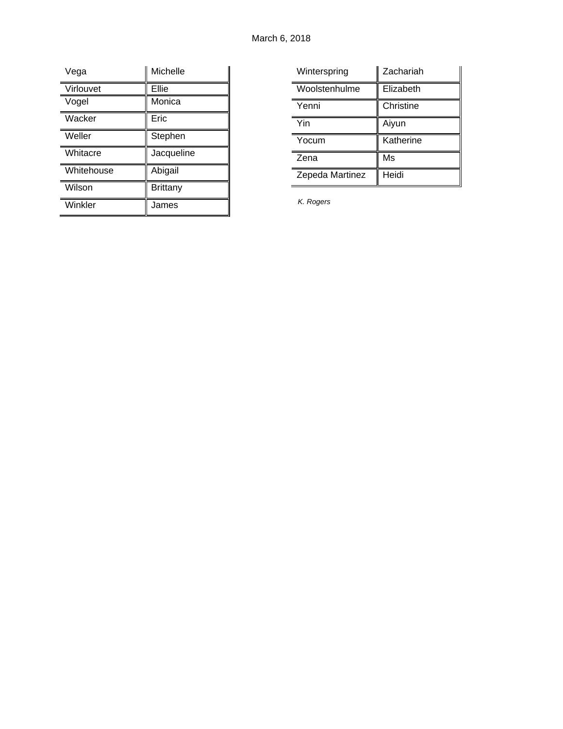March 6, 2018

| Vega | Michelle |
|---|---|
| Virlouvet | Ellie |
| Vogel | Monica |
| Wacker | Eric |
| Weller | Stephen |
| Whitacre | Jacqueline |
| Whitehouse | Abigail |
| Wilson | Brittany |
| Winkler | James |

| Winterspring | Zachariah |
|---|---|
| Woolstenhulme | Elizabeth |
| Yenni | Christine |
| Yin | Aiyun |
| Yocum | Katherine |
| Zena | Ms |
| Zepeda Martinez | Heidi |

*K. Rogers*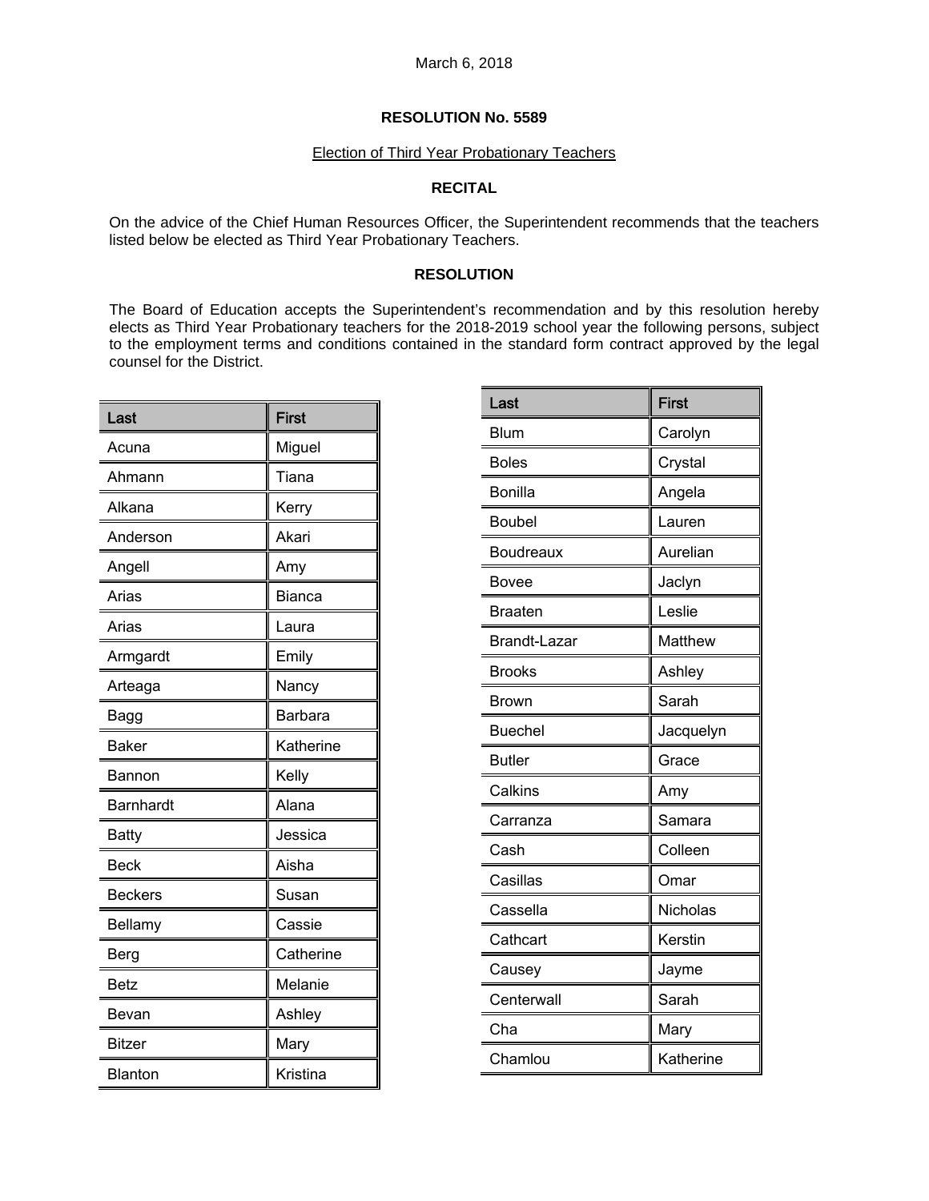March 6, 2018

## RESOLUTION No. 5589

Election of Third Year Probationary Teachers

### RECITAL

On the advice of the Chief Human Resources Officer, the Superintendent recommends that the teachers listed below be elected as Third Year Probationary Teachers.

### RESOLUTION

The Board of Education accepts the Superintendent's recommendation and by this resolution hereby elects as Third Year Probationary teachers for the 2018-2019 school year the following persons, subject to the employment terms and conditions contained in the standard form contract approved by the legal counsel for the District.

| Last | First |
|---|---|
| Acuna | Miguel |
| Ahmann | Tiana |
| Alkana | Kerry |
| Anderson | Akari |
| Angell | Amy |
| Arias | Bianca |
| Arias | Laura |
| Armgardt | Emily |
| Arteaga | Nancy |
| Bagg | Barbara |
| Baker | Katherine |
| Bannon | Kelly |
| Barnhardt | Alana |
| Batty | Jessica |
| Beck | Aisha |
| Beckers | Susan |
| Bellamy | Cassie |
| Berg | Catherine |
| Betz | Melanie |
| Bevan | Ashley |
| Bitzer | Mary |
| Blanton | Kristina |

| Last | First |
|---|---|
| Blum | Carolyn |
| Boles | Crystal |
| Bonilla | Angela |
| Boubel | Lauren |
| Boudreaux | Aurelian |
| Bovee | Jaclyn |
| Braaten | Leslie |
| Brandt-Lazar | Matthew |
| Brooks | Ashley |
| Brown | Sarah |
| Buechel | Jacquelyn |
| Butler | Grace |
| Calkins | Amy |
| Carranza | Samara |
| Cash | Colleen |
| Casillas | Omar |
| Cassella | Nicholas |
| Cathcart | Kerstin |
| Causey | Jayme |
| Centerwall | Sarah |
| Cha | Mary |
| Chamlou | Katherine |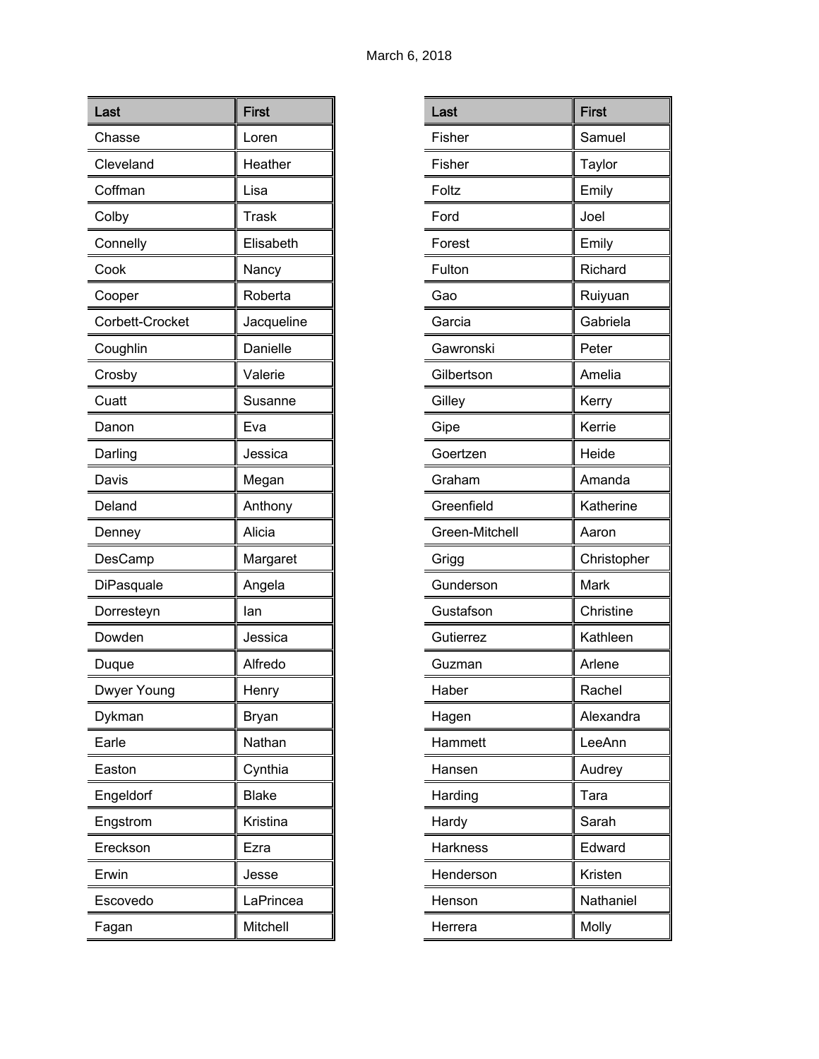March 6, 2018

| Last | First |
|---|---|
| Chasse | Loren |
| Cleveland | Heather |
| Coffman | Lisa |
| Colby | Trask |
| Connelly | Elisabeth |
| Cook | Nancy |
| Cooper | Roberta |
| Corbett-Crocket | Jacqueline |
| Coughlin | Danielle |
| Crosby | Valerie |
| Cuatt | Susanne |
| Danon | Eva |
| Darling | Jessica |
| Davis | Megan |
| Deland | Anthony |
| Denney | Alicia |
| DesCamp | Margaret |
| DiPasquale | Angela |
| Dorresteyn | Ian |
| Dowden | Jessica |
| Duque | Alfredo |
| Dwyer Young | Henry |
| Dykman | Bryan |
| Earle | Nathan |
| Easton | Cynthia |
| Engeldorf | Blake |
| Engstrom | Kristina |
| Ereckson | Ezra |
| Erwin | Jesse |
| Escovedo | LaPrincea |
| Fagan | Mitchell |

| Last | First |
|---|---|
| Fisher | Samuel |
| Fisher | Taylor |
| Foltz | Emily |
| Ford | Joel |
| Forest | Emily |
| Fulton | Richard |
| Gao | Ruiyuan |
| Garcia | Gabriela |
| Gawronski | Peter |
| Gilbertson | Amelia |
| Gilley | Kerry |
| Gipe | Kerrie |
| Goertzen | Heide |
| Graham | Amanda |
| Greenfield | Katherine |
| Green-Mitchell | Aaron |
| Grigg | Christopher |
| Gunderson | Mark |
| Gustafson | Christine |
| Gutierrez | Kathleen |
| Guzman | Arlene |
| Haber | Rachel |
| Hagen | Alexandra |
| Hammett | LeeAnn |
| Hansen | Audrey |
| Harding | Tara |
| Hardy | Sarah |
| Harkness | Edward |
| Henderson | Kristen |
| Henson | Nathaniel |
| Herrera | Molly |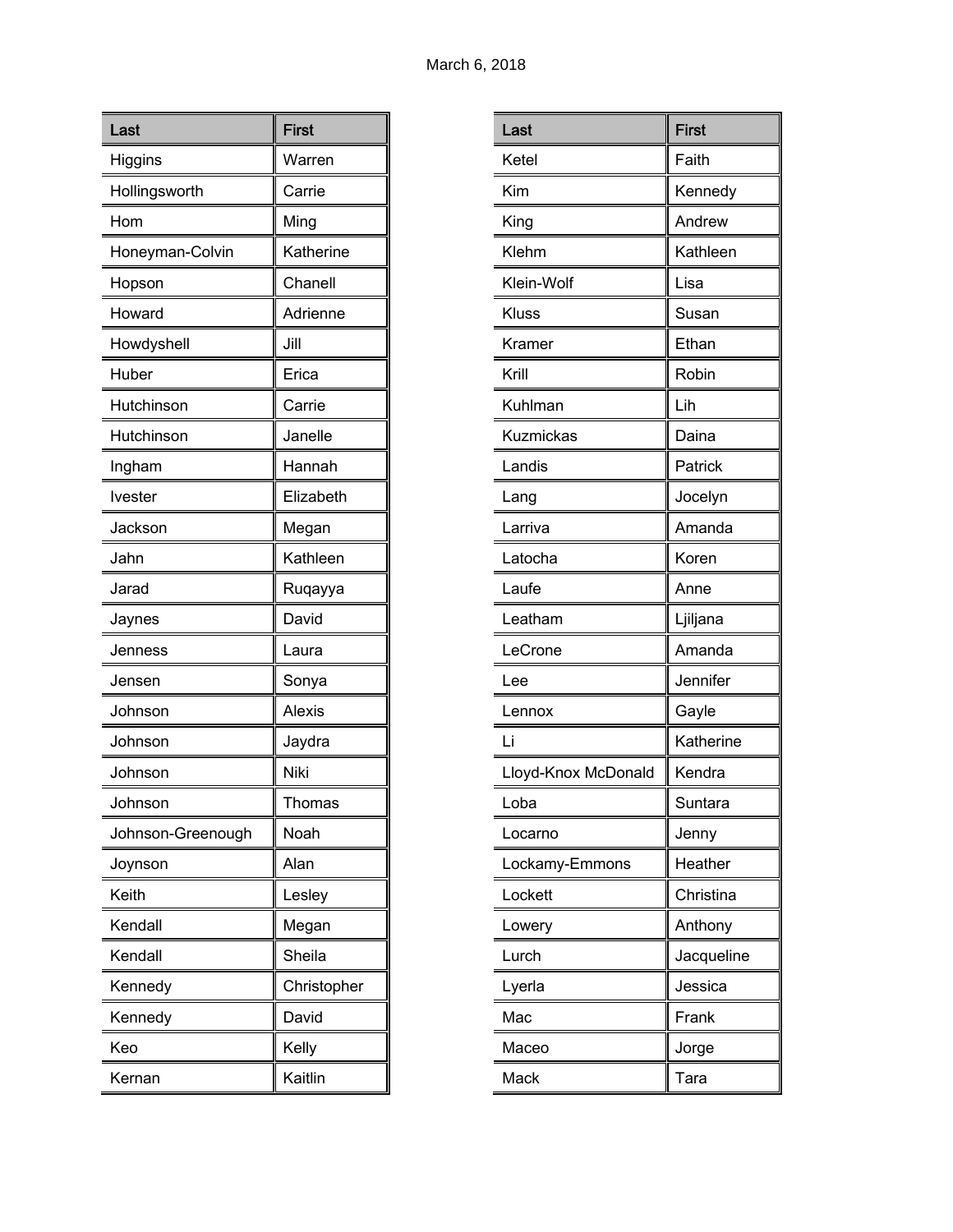March 6, 2018

| Last | First |
|---|---|
| Higgins | Warren |
| Hollingsworth | Carrie |
| Hom | Ming |
| Honeyman-Colvin | Katherine |
| Hopson | Chanell |
| Howard | Adrienne |
| Howdyshell | Jill |
| Huber | Erica |
| Hutchinson | Carrie |
| Hutchinson | Janelle |
| Ingham | Hannah |
| Ivester | Elizabeth |
| Jackson | Megan |
| Jahn | Kathleen |
| Jarad | Ruqayya |
| Jaynes | David |
| Jenness | Laura |
| Jensen | Sonya |
| Johnson | Alexis |
| Johnson | Jaydra |
| Johnson | Niki |
| Johnson | Thomas |
| Johnson-Greenough | Noah |
| Joynson | Alan |
| Keith | Lesley |
| Kendall | Megan |
| Kendall | Sheila |
| Kennedy | Christopher |
| Kennedy | David |
| Keo | Kelly |
| Kernan | Kaitlin |

| Last | First |
|---|---|
| Ketel | Faith |
| Kim | Kennedy |
| King | Andrew |
| Klehm | Kathleen |
| Klein-Wolf | Lisa |
| Kluss | Susan |
| Kramer | Ethan |
| Krill | Robin |
| Kuhlman | Lih |
| Kuzmickas | Daina |
| Landis | Patrick |
| Lang | Jocelyn |
| Larriva | Amanda |
| Latocha | Koren |
| Laufe | Anne |
| Leatham | Ljiljana |
| LeCrone | Amanda |
| Lee | Jennifer |
| Lennox | Gayle |
| Li | Katherine |
| Lloyd-Knox McDonald | Kendra |
| Loba | Suntara |
| Locarno | Jenny |
| Lockamy-Emmons | Heather |
| Lockett | Christina |
| Lowery | Anthony |
| Lurch | Jacqueline |
| Lyerla | Jessica |
| Mac | Frank |
| Maceo | Jorge |
| Mack | Tara |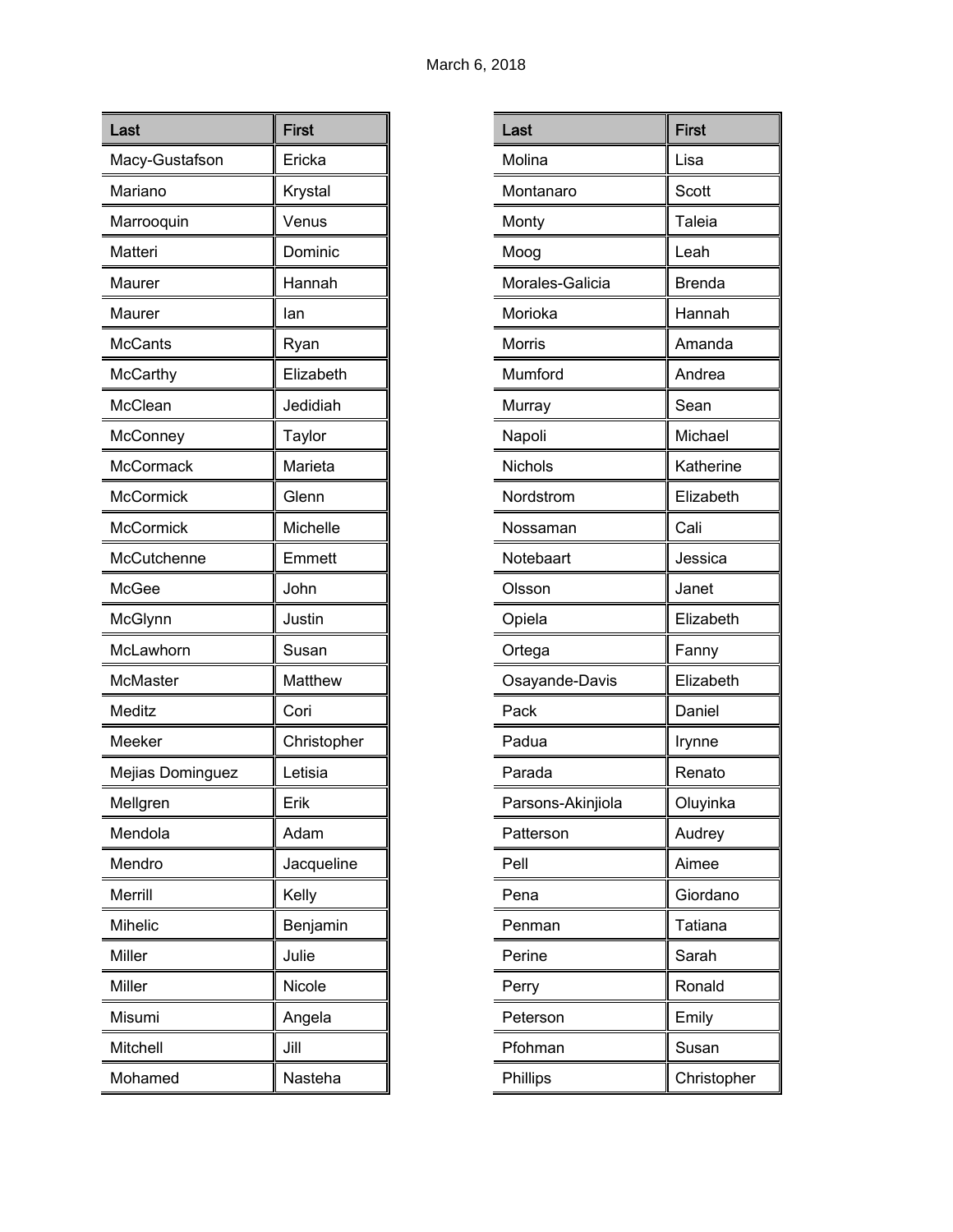March 6, 2018

| Last | First |
|---|---|
| Macy-Gustafson | Ericka |
| Mariano | Krystal |
| Marrooquin | Venus |
| Matteri | Dominic |
| Maurer | Hannah |
| Maurer | Ian |
| McCants | Ryan |
| McCarthy | Elizabeth |
| McClean | Jedidiah |
| McConney | Taylor |
| McCormack | Marieta |
| McCormick | Glenn |
| McCormick | Michelle |
| McCutchenne | Emmett |
| McGee | John |
| McGlynn | Justin |
| McLawhorn | Susan |
| McMaster | Matthew |
| Meditz | Cori |
| Meeker | Christopher |
| Mejias Dominguez | Letisia |
| Mellgren | Erik |
| Mendola | Adam |
| Mendro | Jacqueline |
| Merrill | Kelly |
| Mihelic | Benjamin |
| Miller | Julie |
| Miller | Nicole |
| Misumi | Angela |
| Mitchell | Jill |
| Mohamed | Nasteha |

| Last | First |
|---|---|
| Molina | Lisa |
| Montanaro | Scott |
| Monty | Taleia |
| Moog | Leah |
| Morales-Galicia | Brenda |
| Morioka | Hannah |
| Morris | Amanda |
| Mumford | Andrea |
| Murray | Sean |
| Napoli | Michael |
| Nichols | Katherine |
| Nordstrom | Elizabeth |
| Nossaman | Cali |
| Notebaart | Jessica |
| Olsson | Janet |
| Opiela | Elizabeth |
| Ortega | Fanny |
| Osayande-Davis | Elizabeth |
| Pack | Daniel |
| Padua | Irynne |
| Parada | Renato |
| Parsons-Akinjiola | Oluyinka |
| Patterson | Audrey |
| Pell | Aimee |
| Pena | Giordano |
| Penman | Tatiana |
| Perine | Sarah |
| Perry | Ronald |
| Peterson | Emily |
| Pfohman | Susan |
| Phillips | Christopher |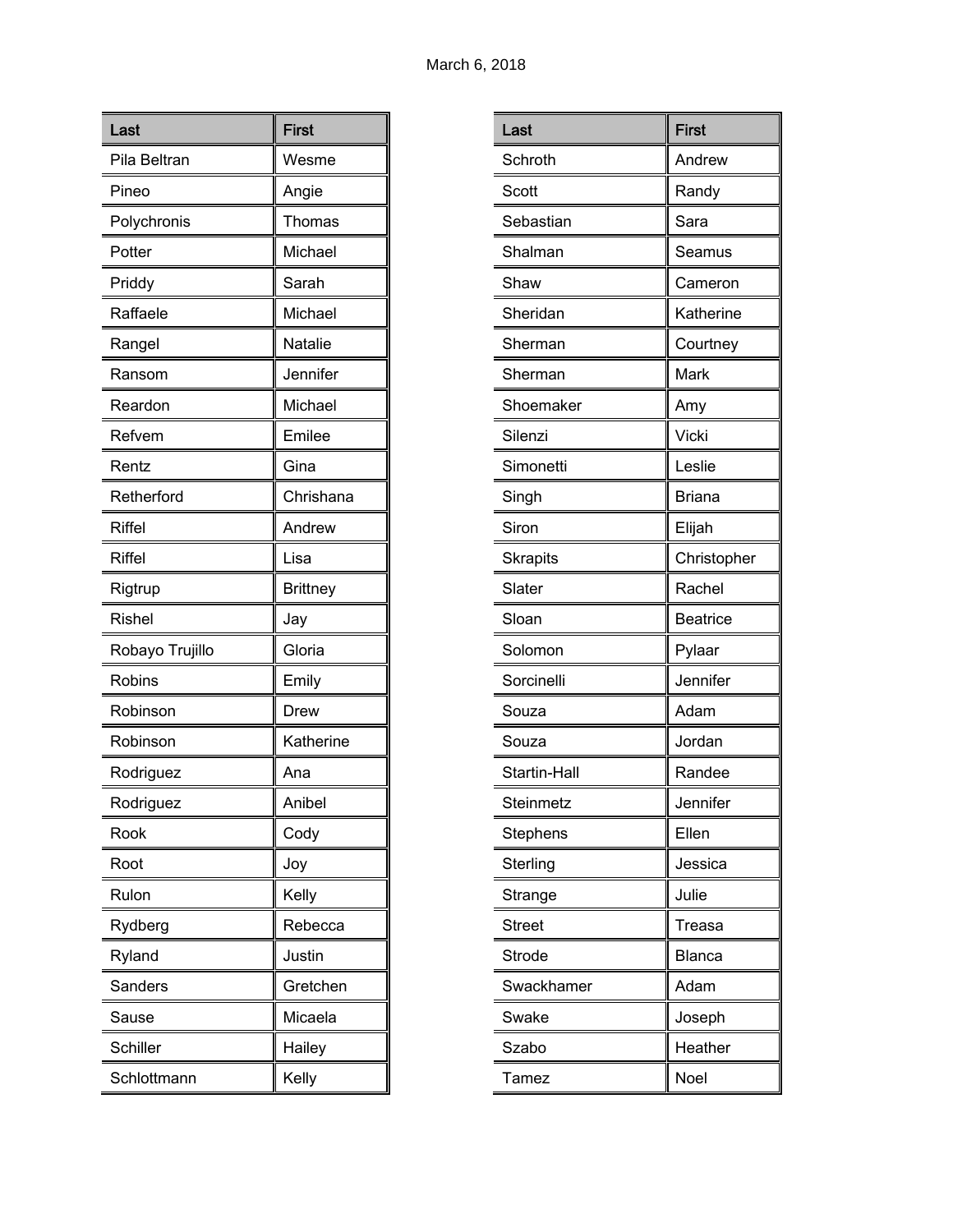March 6, 2018

| Last | First |
| --- | --- |
| Pila Beltran | Wesme |
| Pineo | Angie |
| Polychronis | Thomas |
| Potter | Michael |
| Priddy | Sarah |
| Raffaele | Michael |
| Rangel | Natalie |
| Ransom | Jennifer |
| Reardon | Michael |
| Refvem | Emilee |
| Rentz | Gina |
| Retherford | Chrishana |
| Riffel | Andrew |
| Riffel | Lisa |
| Rigtrup | Brittney |
| Rishel | Jay |
| Robayo Trujillo | Gloria |
| Robins | Emily |
| Robinson | Drew |
| Robinson | Katherine |
| Rodriguez | Ana |
| Rodriguez | Anibel |
| Rook | Cody |
| Root | Joy |
| Rulon | Kelly |
| Rydberg | Rebecca |
| Ryland | Justin |
| Sanders | Gretchen |
| Sause | Micaela |
| Schiller | Hailey |
| Schlottmann | Kelly |

| Last | First |
| --- | --- |
| Schroth | Andrew |
| Scott | Randy |
| Sebastian | Sara |
| Shalman | Seamus |
| Shaw | Cameron |
| Sheridan | Katherine |
| Sherman | Courtney |
| Sherman | Mark |
| Shoemaker | Amy |
| Silenzi | Vicki |
| Simonetti | Leslie |
| Singh | Briana |
| Siron | Elijah |
| Skrapits | Christopher |
| Slater | Rachel |
| Sloan | Beatrice |
| Solomon | Pylaar |
| Sorcinelli | Jennifer |
| Souza | Adam |
| Souza | Jordan |
| Startin-Hall | Randee |
| Steinmetz | Jennifer |
| Stephens | Ellen |
| Sterling | Jessica |
| Strange | Julie |
| Street | Treasa |
| Strode | Blanca |
| Swackhamer | Adam |
| Swake | Joseph |
| Szabo | Heather |
| Tamez | Noel |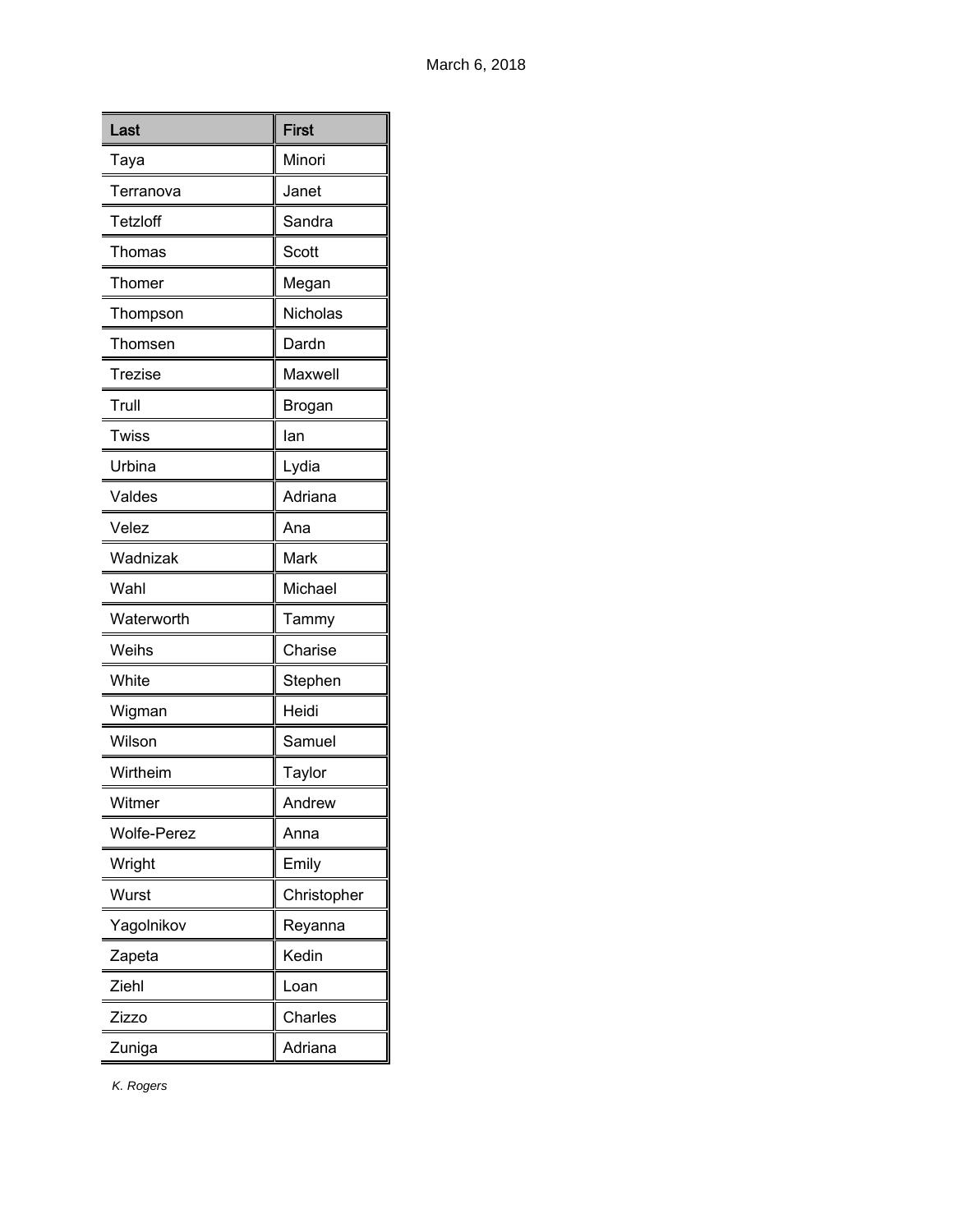| Last | First |
|---|---|
| Taya | Minori |
| Terranova | Janet |
| Tetzloff | Sandra |
| Thomas | Scott |
| Thomer | Megan |
| Thompson | Nicholas |
| Thomsen | Dardn |
| Trezise | Maxwell |
| Trull | Brogan |
| Twiss | Ian |
| Urbina | Lydia |
| Valdes | Adriana |
| Velez | Ana |
| Wadnizak | Mark |
| Wahl | Michael |
| Waterworth | Tammy |
| Weihs | Charise |
| White | Stephen |
| Wigman | Heidi |
| Wilson | Samuel |
| Wirtheim | Taylor |
| Witmer | Andrew |
| Wolfe-Perez | Anna |
| Wright | Emily |
| Wurst | Christopher |
| Yagolnikov | Reyanna |
| Zapeta | Kedin |
| Ziehl | Loan |
| Zizzo | Charles |
| Zuniga | Adriana |

*K. Rogers*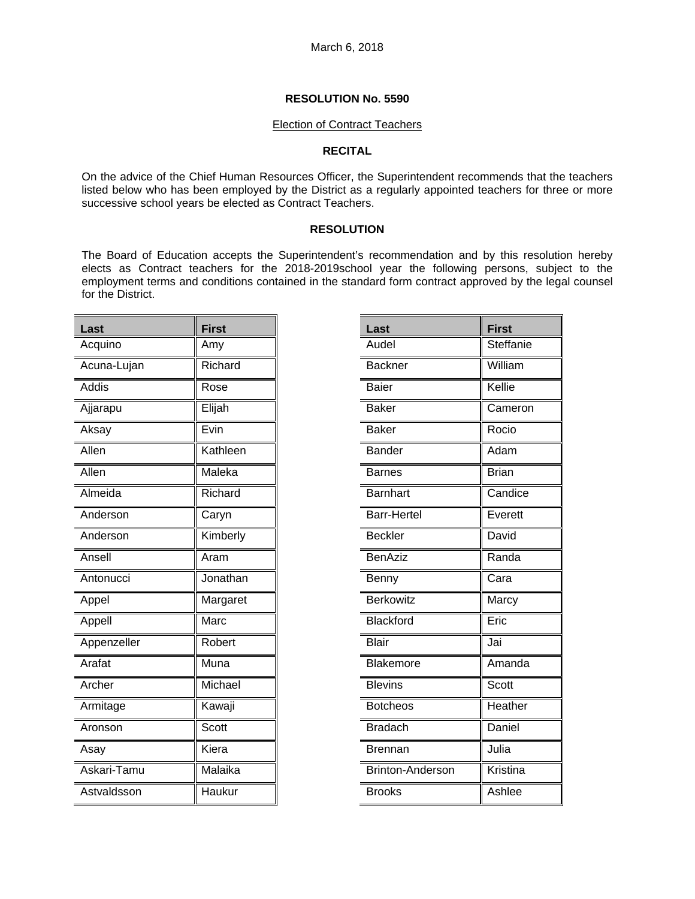March 6, 2018

**RESOLUTION No. 5590**

Election of Contract Teachers

**RECITAL**

On the advice of the Chief Human Resources Officer, the Superintendent recommends that the teachers listed below who has been employed by the District as a regularly appointed teachers for three or more successive school years be elected as Contract Teachers.

**RESOLUTION**

The Board of Education accepts the Superintendent's recommendation and by this resolution hereby elects as Contract teachers for the 2018-2019school year the following persons, subject to the employment terms and conditions contained in the standard form contract approved by the legal counsel for the District.

| Last | First |
|---|---|
| Acquino | Amy |
| Acuna-Lujan | Richard |
| Addis | Rose |
| Ajjarapu | Elijah |
| Aksay | Evin |
| Allen | Kathleen |
| Allen | Maleka |
| Almeida | Richard |
| Anderson | Caryn |
| Anderson | Kimberly |
| Ansell | Aram |
| Antonucci | Jonathan |
| Appel | Margaret |
| Appell | Marc |
| Appenzeller | Robert |
| Arafat | Muna |
| Archer | Michael |
| Armitage | Kawaji |
| Aronson | Scott |
| Asay | Kiera |
| Askari-Tamu | Malaika |
| Astvaldsson | Haukur |

| Last | First |
|---|---|
| Audel | Steffanie |
| Backner | William |
| Baier | Kellie |
| Baker | Cameron |
| Baker | Rocio |
| Bander | Adam |
| Barnes | Brian |
| Barnhart | Candice |
| Barr-Hertel | Everett |
| Beckler | David |
| BenAziz | Randa |
| Benny | Cara |
| Berkowitz | Marcy |
| Blackford | Eric |
| Blair | Jai |
| Blakemore | Amanda |
| Blevins | Scott |
| Botcheos | Heather |
| Bradach | Daniel |
| Brennan | Julia |
| Brinton-Anderson | Kristina |
| Brooks | Ashlee |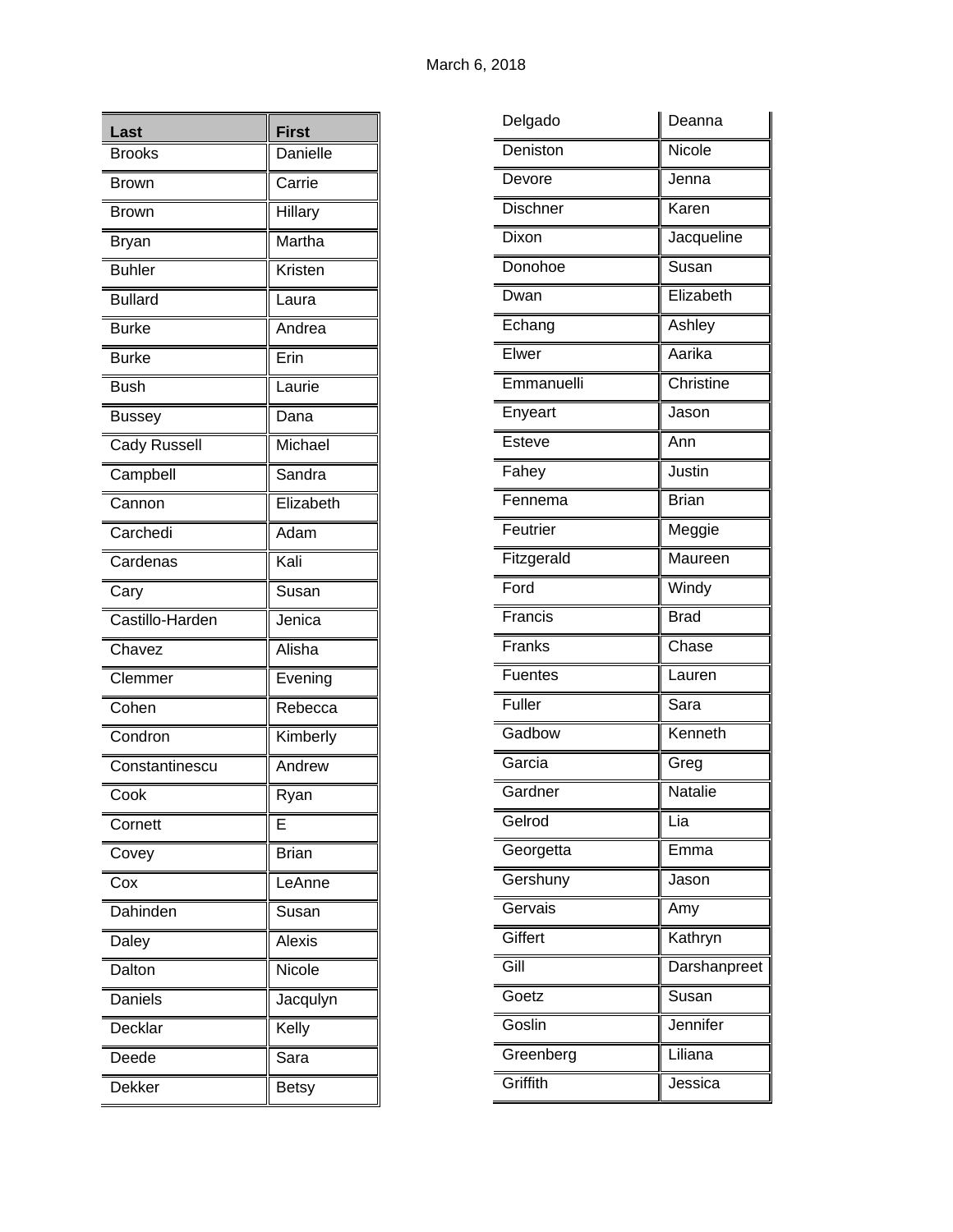March 6, 2018

| Last | First |
|---|---|
| Brooks | Danielle |
| Brown | Carrie |
| Brown | Hillary |
| Bryan | Martha |
| Buhler | Kristen |
| Bullard | Laura |
| Burke | Andrea |
| Burke | Erin |
| Bush | Laurie |
| Bussey | Dana |
| Cady Russell | Michael |
| Campbell | Sandra |
| Cannon | Elizabeth |
| Carchedi | Adam |
| Cardenas | Kali |
| Cary | Susan |
| Castillo-Harden | Jenica |
| Chavez | Alisha |
| Clemmer | Evening |
| Cohen | Rebecca |
| Condron | Kimberly |
| Constantinescu | Andrew |
| Cook | Ryan |
| Cornett | E |
| Covey | Brian |
| Cox | LeAnne |
| Dahinden | Susan |
| Daley | Alexis |
| Dalton | Nicole |
| Daniels | Jacqulyn |
| Decklar | Kelly |
| Deede | Sara |
| Dekker | Betsy |
| Delgado | Deanna |
| Deniston | Nicole |
| Devore | Jenna |
| Dischner | Karen |
| Dixon | Jacqueline |
| Donohoe | Susan |
| Dwan | Elizabeth |
| Echang | Ashley |
| Elwer | Aarika |
| Emmanuelli | Christine |
| Enyeart | Jason |
| Esteve | Ann |
| Fahey | Justin |
| Fennema | Brian |
| Feutrier | Meggie |
| Fitzgerald | Maureen |
| Ford | Windy |
| Francis | Brad |
| Franks | Chase |
| Fuentes | Lauren |
| Fuller | Sara |
| Gadbow | Kenneth |
| Garcia | Greg |
| Gardner | Natalie |
| Gelrod | Lia |
| Georgetta | Emma |
| Gershuny | Jason |
| Gervais | Amy |
| Giffert | Kathryn |
| Gill | Darshanpreet |
| Goetz | Susan |
| Goslin | Jennifer |
| Greenberg | Liliana |
| Griffith | Jessica |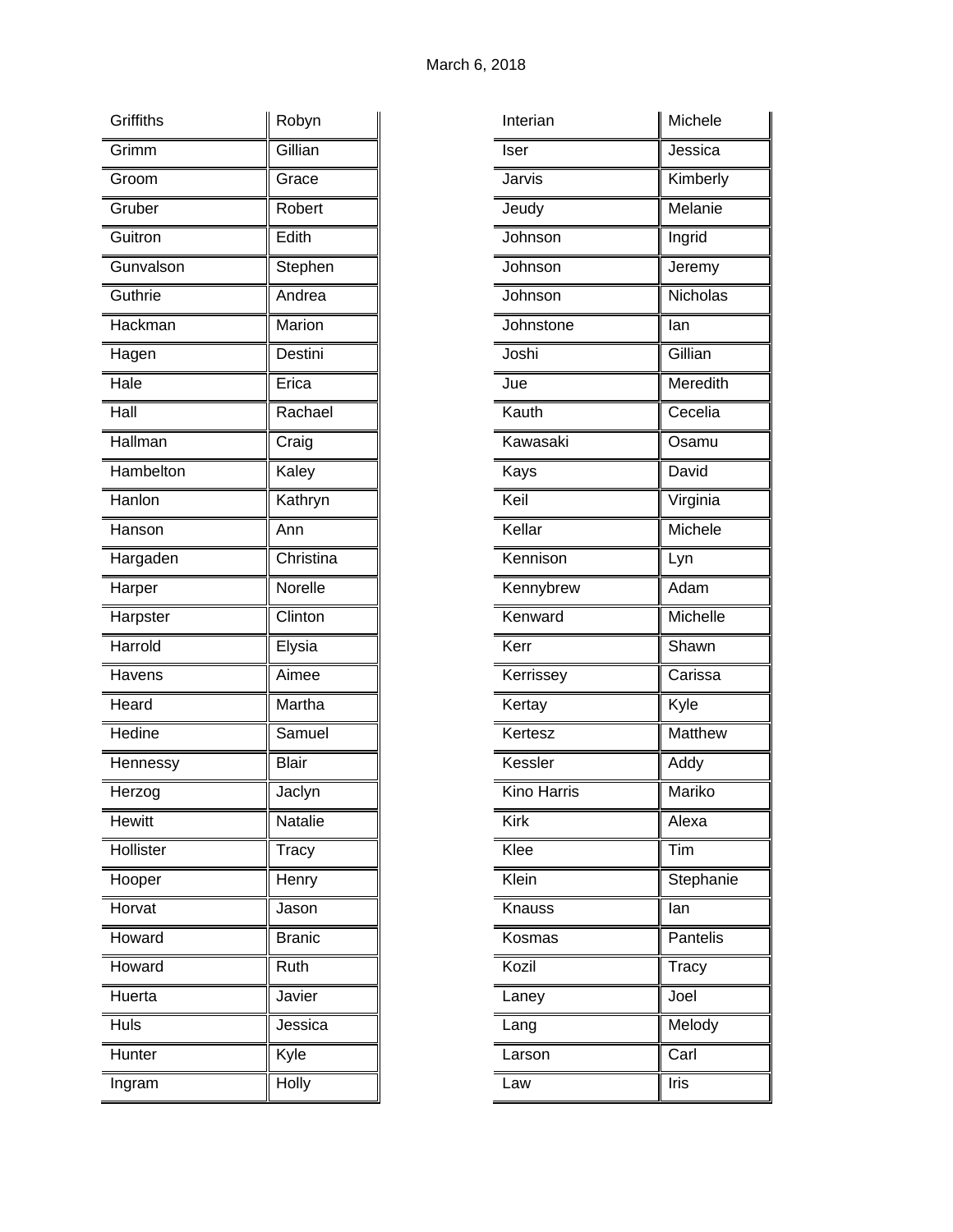March 6, 2018

| | |
|---|---|
| Griffiths | Robyn |
| Grimm | Gillian |
| Groom | Grace |
| Gruber | Robert |
| Guitron | Edith |
| Gunvalson | Stephen |
| Guthrie | Andrea |
| Hackman | Marion |
| Hagen | Destini |
| Hale | Erica |
| Hall | Rachael |
| Hallman | Craig |
| Hambelton | Kaley |
| Hanlon | Kathryn |
| Hanson | Ann |
| Hargaden | Christina |
| Harper | Norelle |
| Harpster | Clinton |
| Harrold | Elysia |
| Havens | Aimee |
| Heard | Martha |
| Hedine | Samuel |
| Hennessy | Blair |
| Herzog | Jaclyn |
| Hewitt | Natalie |
| Hollister | Tracy |
| Hooper | Henry |
| Horvat | Jason |
| Howard | Branic |
| Howard | Ruth |
| Huerta | Javier |
| Huls | Jessica |
| Hunter | Kyle |
| Ingram | Holly |

| | |
|---|---|
| Interian | Michele |
| Iser | Jessica |
| Jarvis | Kimberly |
| Jeudy | Melanie |
| Johnson | Ingrid |
| Johnson | Jeremy |
| Johnson | Nicholas |
| Johnstone | Ian |
| Joshi | Gillian |
| Jue | Meredith |
| Kauth | Cecelia |
| Kawasaki | Osamu |
| Kays | David |
| Keil | Virginia |
| Kellar | Michele |
| Kennison | Lyn |
| Kennybrew | Adam |
| Kenward | Michelle |
| Kerr | Shawn |
| Kerrissey | Carissa |
| Kertay | Kyle |
| Kertesz | Matthew |
| Kessler | Addy |
| Kino Harris | Mariko |
| Kirk | Alexa |
| Klee | Tim |
| Klein | Stephanie |
| Knauss | Ian |
| Kosmas | Pantelis |
| Kozil | Tracy |
| Laney | Joel |
| Lang | Melody |
| Larson | Carl |
| Law | Iris |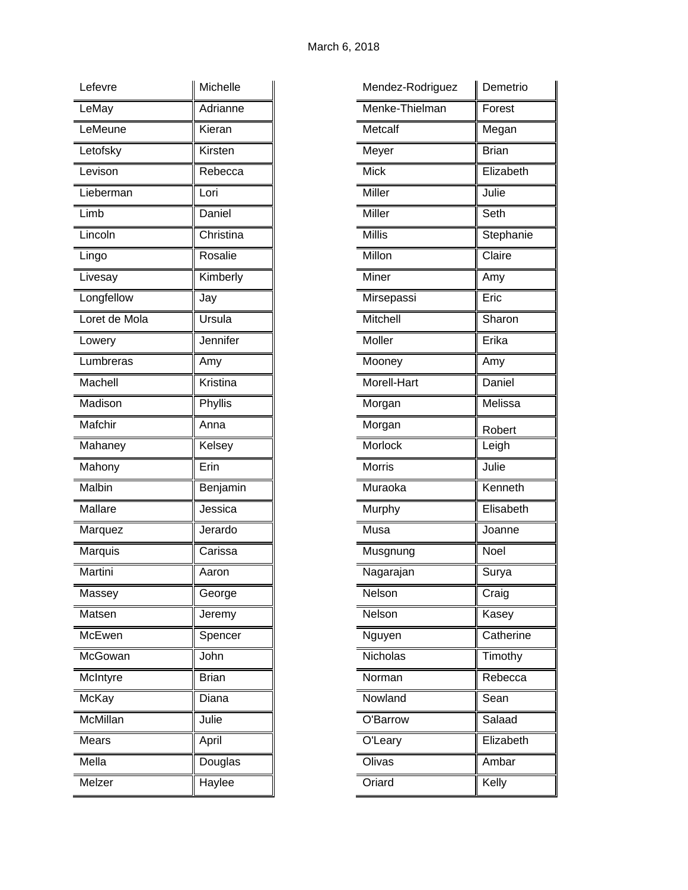March 6, 2018

| | |
|---|---|
| Lefevre | Michelle |
| LeMay | Adrianne |
| LeMeune | Kieran |
| Letofsky | Kirsten |
| Levison | Rebecca |
| Lieberman | Lori |
| Limb | Daniel |
| Lincoln | Christina |
| Lingo | Rosalie |
| Livesay | Kimberly |
| Longfellow | Jay |
| Loret de Mola | Ursula |
| Lowery | Jennifer |
| Lumbreras | Amy |
| Machell | Kristina |
| Madison | Phyllis |
| Mafchir | Anna |
| Mahaney | Kelsey |
| Mahony | Erin |
| Malbin | Benjamin |
| Mallare | Jessica |
| Marquez | Jerardo |
| Marquis | Carissa |
| Martini | Aaron |
| Massey | George |
| Matsen | Jeremy |
| McEwen | Spencer |
| McGowan | John |
| McIntyre | Brian |
| McKay | Diana |
| McMillan | Julie |
| Mears | April |
| Mella | Douglas |
| Melzer | Haylee |

| | |
|---|---|
| Mendez-Rodriguez | Demetrio |
| Menke-Thielman | Forest |
| Metcalf | Megan |
| Meyer | Brian |
| Mick | Elizabeth |
| Miller | Julie |
| Miller | Seth |
| Millis | Stephanie |
| Millon | Claire |
| Miner | Amy |
| Mirsepassi | Eric |
| Mitchell | Sharon |
| Moller | Erika |
| Mooney | Amy |
| Morell-Hart | Daniel |
| Morgan | Melissa |
| Morgan | Robert |
| Morlock | Leigh |
| Morris | Julie |
| Muraoka | Kenneth |
| Murphy | Elisabeth |
| Musa | Joanne |
| Musgnung | Noel |
| Nagarajan | Surya |
| Nelson | Craig |
| Nelson | Kasey |
| Nguyen | Catherine |
| Nicholas | Timothy |
| Norman | Rebecca |
| Nowland | Sean |
| O'Barrow | Salaad |
| O'Leary | Elizabeth |
| Olivas | Ambar |
| Oriard | Kelly |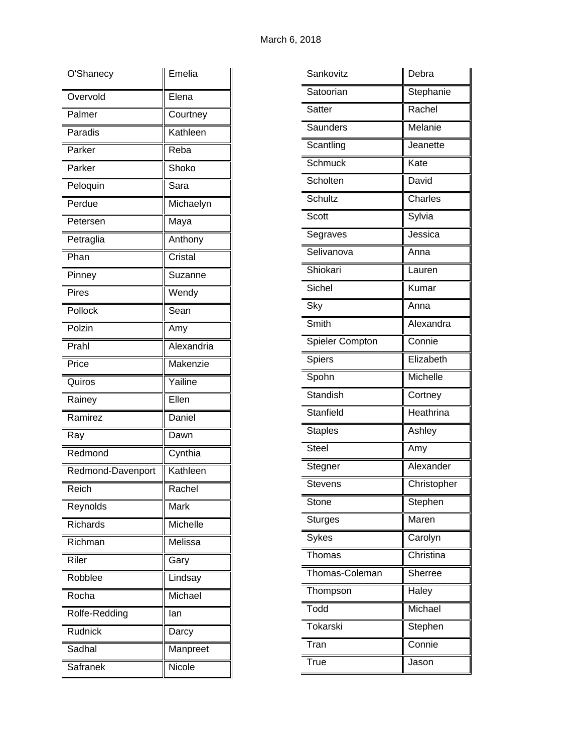March 6, 2018

| | |
|---|---|
| O'Shanecy | Emelia |
| Overvold | Elena |
| Palmer | Courtney |
| Paradis | Kathleen |
| Parker | Reba |
| Parker | Shoko |
| Peloquin | Sara |
| Perdue | Michaelyn |
| Petersen | Maya |
| Petraglia | Anthony |
| Phan | Cristal |
| Pinney | Suzanne |
| Pires | Wendy |
| Pollock | Sean |
| Polzin | Amy |
| Prahl | Alexandria |
| Price | Makenzie |
| Quiros | Yailine |
| Rainey | Ellen |
| Ramirez | Daniel |
| Ray | Dawn |
| Redmond | Cynthia |
| Redmond-Davenport | Kathleen |
| Reich | Rachel |
| Reynolds | Mark |
| Richards | Michelle |
| Richman | Melissa |
| Riler | Gary |
| Robblee | Lindsay |
| Rocha | Michael |
| Rolfe-Redding | Ian |
| Rudnick | Darcy |
| Sadhal | Manpreet |
| Safranek | Nicole |
| Sankovitz | Debra |
| Satoorian | Stephanie |
| Satter | Rachel |
| Saunders | Melanie |
| Scantling | Jeanette |
| Schmuck | Kate |
| Scholten | David |
| Schultz | Charles |
| Scott | Sylvia |
| Segraves | Jessica |
| Selivanova | Anna |
| Shiokari | Lauren |
| Sichel | Kumar |
| Sky | Anna |
| Smith | Alexandra |
| Spieler Compton | Connie |
| Spiers | Elizabeth |
| Spohn | Michelle |
| Standish | Cortney |
| Stanfield | Heathrina |
| Staples | Ashley |
| Steel | Amy |
| Stegner | Alexander |
| Stevens | Christopher |
| Stone | Stephen |
| Sturges | Maren |
| Sykes | Carolyn |
| Thomas | Christina |
| Thomas-Coleman | Sherree |
| Thompson | Haley |
| Todd | Michael |
| Tokarski | Stephen |
| Tran | Connie |
| True | Jason |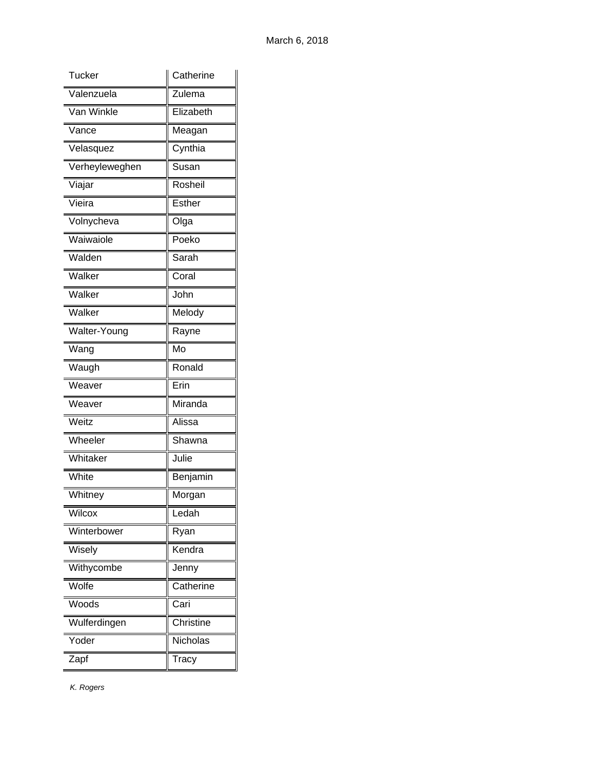| Tucker | Catherine |
| --- | --- |
| Valenzuela | Zulema |
| Van Winkle | Elizabeth |
| Vance | Meagan |
| Velasquez | Cynthia |
| Verheyleweghen | Susan |
| Viajar | Rosheil |
| Vieira | Esther |
| Volnycheva | Olga |
| Waiwaiole | Poeko |
| Walden | Sarah |
| Walker | Coral |
| Walker | John |
| Walker | Melody |
| Walter-Young | Rayne |
| Wang | Mo |
| Waugh | Ronald |
| Weaver | Erin |
| Weaver | Miranda |
| Weitz | Alissa |
| Wheeler | Shawna |
| Whitaker | Julie |
| White | Benjamin |
| Whitney | Morgan |
| Wilcox | Ledah |
| Winterbower | Ryan |
| Wisely | Kendra |
| Withycombe | Jenny |
| Wolfe | Catherine |
| Woods | Cari |
| Wulferdingen | Christine |
| Yoder | Nicholas |
| Zapf | Tracy |

*K. Rogers*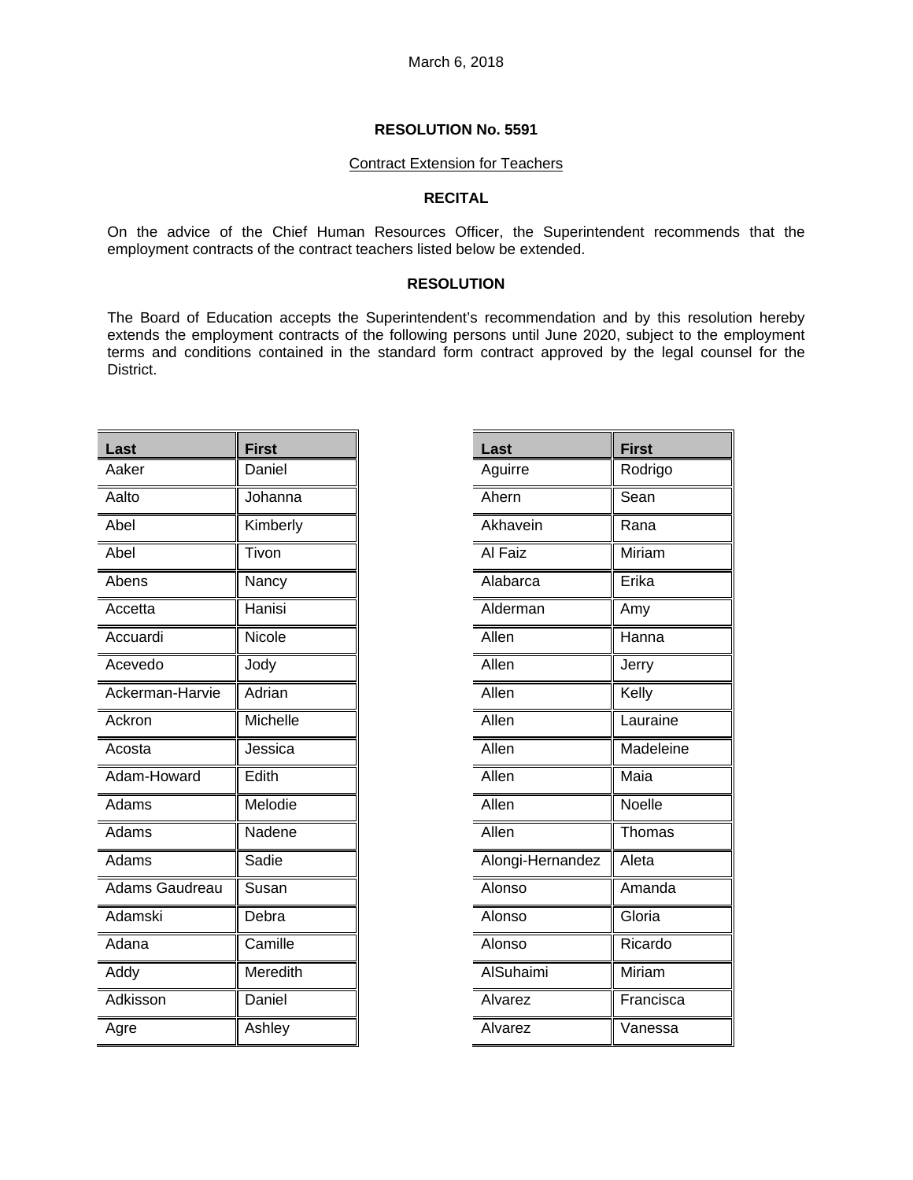March 6, 2018

**RESOLUTION No. 5591**

Contract Extension for Teachers

**RECITAL**

On the advice of the Chief Human Resources Officer, the Superintendent recommends that the employment contracts of the contract teachers listed below be extended.

**RESOLUTION**

The Board of Education accepts the Superintendent's recommendation and by this resolution hereby extends the employment contracts of the following persons until June 2020, subject to the employment terms and conditions contained in the standard form contract approved by the legal counsel for the District.

| Last | First |
|---|---|
| Aaker | Daniel |
| Aalto | Johanna |
| Abel | Kimberly |
| Abel | Tivon |
| Abens | Nancy |
| Accetta | Hanisi |
| Accuardi | Nicole |
| Acevedo | Jody |
| Ackerman-Harvie | Adrian |
| Ackron | Michelle |
| Acosta | Jessica |
| Adam-Howard | Edith |
| Adams | Melodie |
| Adams | Nadene |
| Adams | Sadie |
| Adams Gaudreau | Susan |
| Adamski | Debra |
| Adana | Camille |
| Addy | Meredith |
| Adkisson | Daniel |
| Agre | Ashley |

| Last | First |
|---|---|
| Aguirre | Rodrigo |
| Ahern | Sean |
| Akhavein | Rana |
| Al Faiz | Miriam |
| Alabarca | Erika |
| Alderman | Amy |
| Allen | Hanna |
| Allen | Jerry |
| Allen | Kelly |
| Allen | Lauraine |
| Allen | Madeleine |
| Allen | Maia |
| Allen | Noelle |
| Allen | Thomas |
| Alongi-Hernandez | Aleta |
| Alonso | Amanda |
| Alonso | Gloria |
| Alonso | Ricardo |
| AlSuhaimi | Miriam |
| Alvarez | Francisca |
| Alvarez | Vanessa |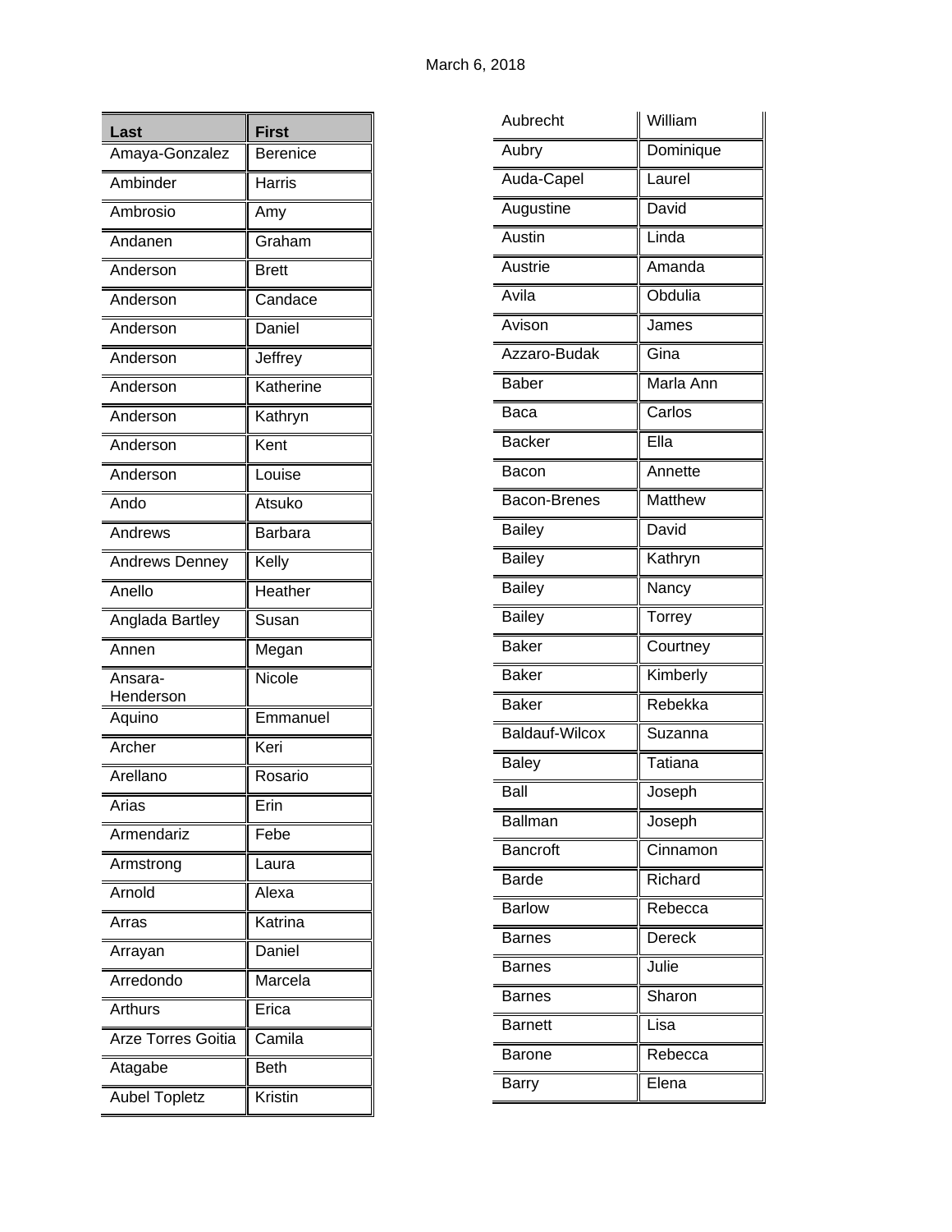March 6, 2018

| Last | First |
|---|---|
| Amaya-Gonzalez | Berenice |
| Ambinder | Harris |
| Ambrosio | Amy |
| Andanen | Graham |
| Anderson | Brett |
| Anderson | Candace |
| Anderson | Daniel |
| Anderson | Jeffrey |
| Anderson | Katherine |
| Anderson | Kathryn |
| Anderson | Kent |
| Anderson | Louise |
| Ando | Atsuko |
| Andrews | Barbara |
| Andrews Denney | Kelly |
| Anello | Heather |
| Anglada Bartley | Susan |
| Annen | Megan |
| Ansara-Henderson | Nicole |
| Aquino | Emmanuel |
| Archer | Keri |
| Arellano | Rosario |
| Arias | Erin |
| Armendariz | Febe |
| Armstrong | Laura |
| Arnold | Alexa |
| Arras | Katrina |
| Arrayan | Daniel |
| Arredondo | Marcela |
| Arthurs | Erica |
| Arze Torres Goitia | Camila |
| Atagabe | Beth |
| Aubel Topletz | Kristin |
| Aubrecht | William |
| Aubry | Dominique |
| Auda-Capel | Laurel |
| Augustine | David |
| Austin | Linda |
| Austrie | Amanda |
| Avila | Obdulia |
| Avison | James |
| Azzaro-Budak | Gina |
| Baber | Marla Ann |
| Baca | Carlos |
| Backer | Ella |
| Bacon | Annette |
| Bacon-Brenes | Matthew |
| Bailey | David |
| Bailey | Kathryn |
| Bailey | Nancy |
| Bailey | Torrey |
| Baker | Courtney |
| Baker | Kimberly |
| Baker | Rebekka |
| Baldauf-Wilcox | Suzanna |
| Baley | Tatiana |
| Ball | Joseph |
| Ballman | Joseph |
| Bancroft | Cinnamon |
| Barde | Richard |
| Barlow | Rebecca |
| Barnes | Dereck |
| Barnes | Julie |
| Barnes | Sharon |
| Barnett | Lisa |
| Barone | Rebecca |
| Barry | Elena |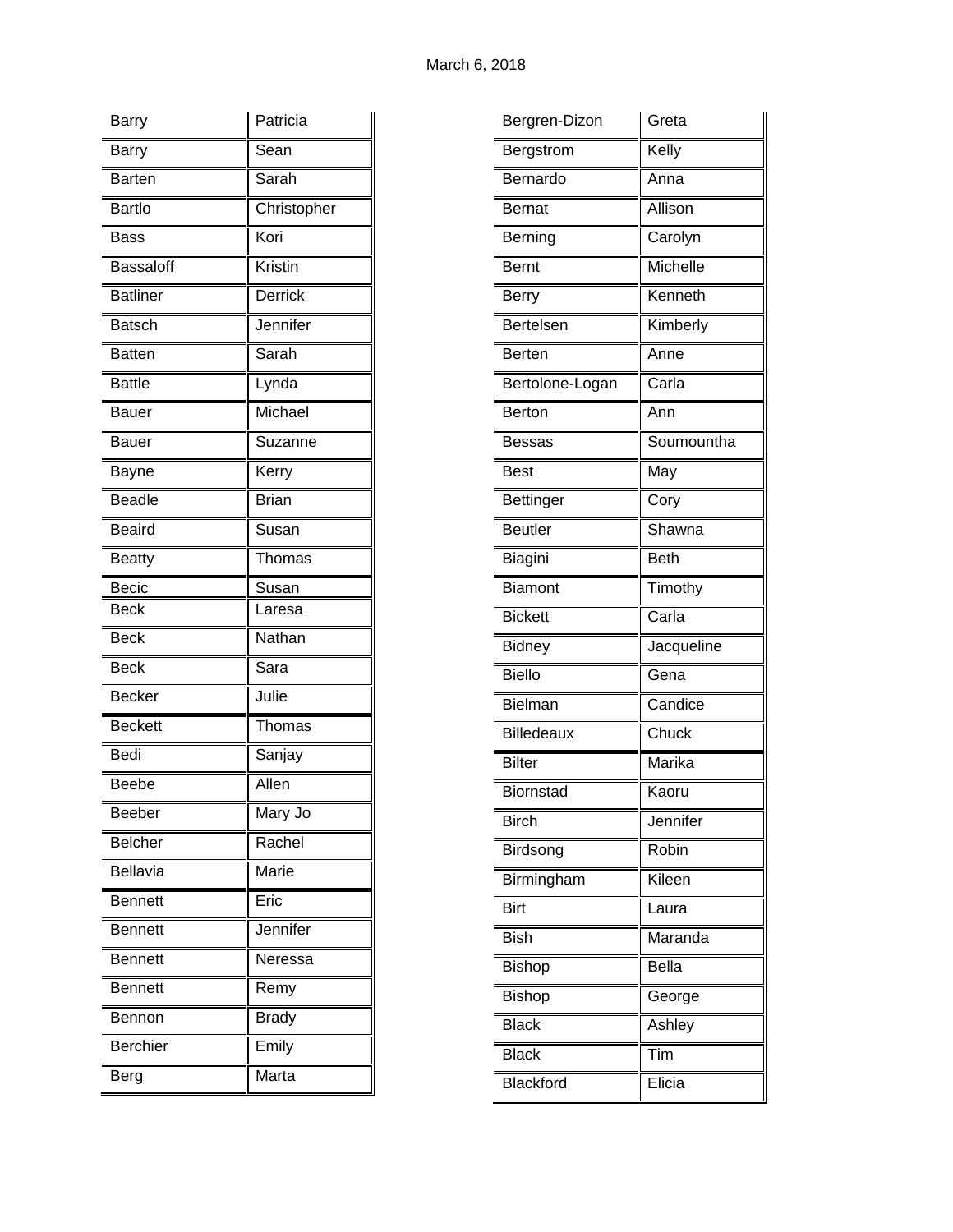March 6, 2018

| | |
|---|---|
| Barry | Patricia |
| Barry | Sean |
| Barten | Sarah |
| Bartlo | Christopher |
| Bass | Kori |
| Bassaloff | Kristin |
| Batliner | Derrick |
| Batsch | Jennifer |
| Batten | Sarah |
| Battle | Lynda |
| Bauer | Michael |
| Bauer | Suzanne |
| Bayne | Kerry |
| Beadle | Brian |
| Beaird | Susan |
| Beatty | Thomas |
| Becic | Susan |
| Beck | Laresa |
| Beck | Nathan |
| Beck | Sara |
| Becker | Julie |
| Beckett | Thomas |
| Bedi | Sanjay |
| Beebe | Allen |
| Beeber | Mary Jo |
| Belcher | Rachel |
| Bellavia | Marie |
| Bennett | Eric |
| Bennett | Jennifer |
| Bennett | Neressa |
| Bennett | Remy |
| Bennon | Brady |
| Berchier | Emily |
| Berg | Marta |

| | |
|---|---|
| Bergren-Dizon | Greta |
| Bergstrom | Kelly |
| Bernardo | Anna |
| Bernat | Allison |
| Berning | Carolyn |
| Bernt | Michelle |
| Berry | Kenneth |
| Bertelsen | Kimberly |
| Berten | Anne |
| Bertolone-Logan | Carla |
| Berton | Ann |
| Bessas | Soumountha |
| Best | May |
| Bettinger | Cory |
| Beutler | Shawna |
| Biagini | Beth |
| Biamont | Timothy |
| Bickett | Carla |
| Bidney | Jacqueline |
| Biello | Gena |
| Bielman | Candice |
| Billedeaux | Chuck |
| Bilter | Marika |
| Biornstad | Kaoru |
| Birch | Jennifer |
| Birdsong | Robin |
| Birmingham | Kileen |
| Birt | Laura |
| Bish | Maranda |
| Bishop | Bella |
| Bishop | George |
| Black | Ashley |
| Black | Tim |
| Blackford | Elicia |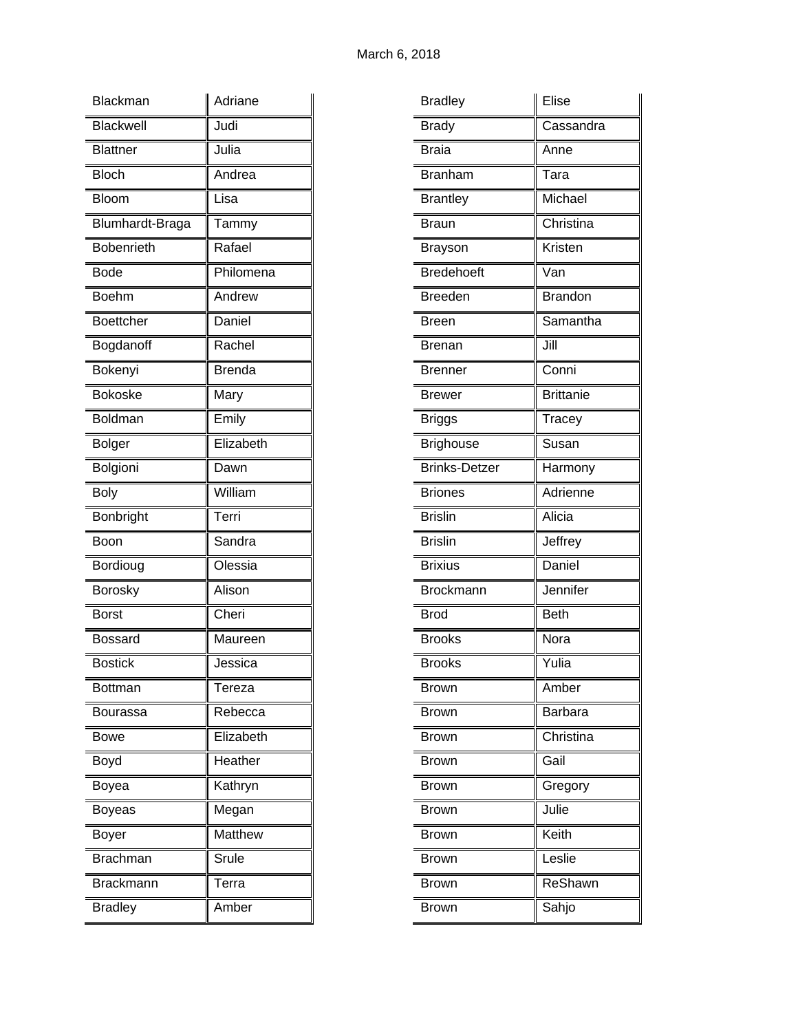March 6, 2018

| | |
|---|---|
| Blackman | Adriane |
| Blackwell | Judi |
| Blattner | Julia |
| Bloch | Andrea |
| Bloom | Lisa |
| Blumhardt-Braga | Tammy |
| Bobenrieth | Rafael |
| Bode | Philomena |
| Boehm | Andrew |
| Boettcher | Daniel |
| Bogdanoff | Rachel |
| Bokenyi | Brenda |
| Bokoske | Mary |
| Boldman | Emily |
| Bolger | Elizabeth |
| Bolgioni | Dawn |
| Boly | William |
| Bonbright | Terri |
| Boon | Sandra |
| Bordioug | Olessia |
| Borosky | Alison |
| Borst | Cheri |
| Bossard | Maureen |
| Bostick | Jessica |
| Bottman | Tereza |
| Bourassa | Rebecca |
| Bowe | Elizabeth |
| Boyd | Heather |
| Boyea | Kathryn |
| Boyeas | Megan |
| Boyer | Matthew |
| Brachman | Srule |
| Brackmann | Terra |
| Bradley | Amber |

| | |
|---|---|
| Bradley | Elise |
| Brady | Cassandra |
| Braia | Anne |
| Branham | Tara |
| Brantley | Michael |
| Braun | Christina |
| Brayson | Kristen |
| Bredehoeft | Van |
| Breeden | Brandon |
| Breen | Samantha |
| Brenan | Jill |
| Brenner | Conni |
| Brewer | Brittanie |
| Briggs | Tracey |
| Brighouse | Susan |
| Brinks-Detzer | Harmony |
| Briones | Adrienne |
| Brislin | Alicia |
| Brislin | Jeffrey |
| Brixius | Daniel |
| Brockmann | Jennifer |
| Brod | Beth |
| Brooks | Nora |
| Brooks | Yulia |
| Brown | Amber |
| Brown | Barbara |
| Brown | Christina |
| Brown | Gail |
| Brown | Gregory |
| Brown | Julie |
| Brown | Keith |
| Brown | Leslie |
| Brown | ReShawn |
| Brown | Sahjo |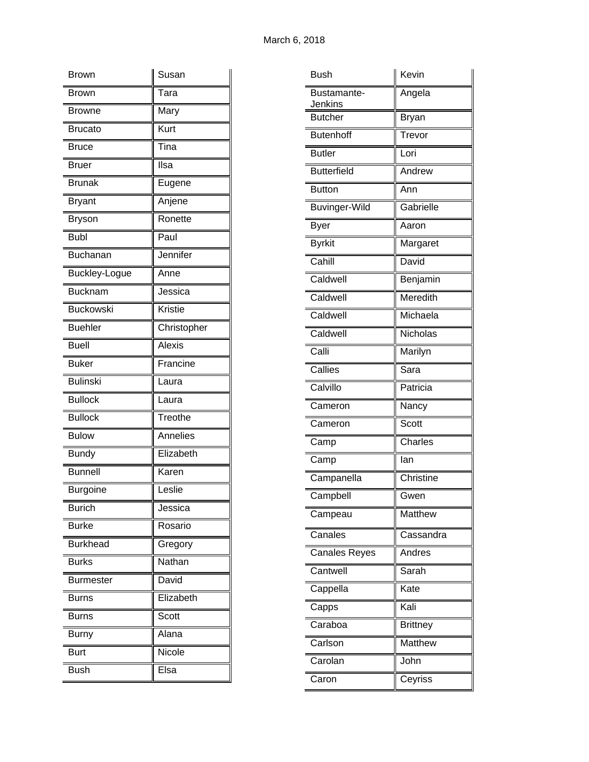March 6, 2018

| | |
|---|---|
| Brown | Susan |
| Brown | Tara |
| Browne | Mary |
| Brucato | Kurt |
| Bruce | Tina |
| Bruer | Ilsa |
| Brunak | Eugene |
| Bryant | Anjene |
| Bryson | Ronette |
| Bubl | Paul |
| Buchanan | Jennifer |
| Buckley-Logue | Anne |
| Bucknam | Jessica |
| Buckowski | Kristie |
| Buehler | Christopher |
| Buell | Alexis |
| Buker | Francine |
| Bulinski | Laura |
| Bullock | Laura |
| Bullock | Treothe |
| Bulow | Annelies |
| Bundy | Elizabeth |
| Bunnell | Karen |
| Burgoine | Leslie |
| Burich | Jessica |
| Burke | Rosario |
| Burkhead | Gregory |
| Burks | Nathan |
| Burmester | David |
| Burns | Elizabeth |
| Burns | Scott |
| Burny | Alana |
| Burt | Nicole |
| Bush | Elsa |
| Bush | Kevin |
| Bustamante-Jenkins | Angela |
| Butcher | Bryan |
| Butenhoff | Trevor |
| Butler | Lori |
| Butterfield | Andrew |
| Button | Ann |
| Buvinger-Wild | Gabrielle |
| Byer | Aaron |
| Byrkit | Margaret |
| Cahill | David |
| Caldwell | Benjamin |
| Caldwell | Meredith |
| Caldwell | Michaela |
| Caldwell | Nicholas |
| Calli | Marilyn |
| Callies | Sara |
| Calvillo | Patricia |
| Cameron | Nancy |
| Cameron | Scott |
| Camp | Charles |
| Camp | Ian |
| Campanella | Christine |
| Campbell | Gwen |
| Campeau | Matthew |
| Canales | Cassandra |
| Canales Reyes | Andres |
| Cantwell | Sarah |
| Cappella | Kate |
| Capps | Kali |
| Caraboa | Brittney |
| Carlson | Matthew |
| Carolan | John |
| Caron | Ceyriss |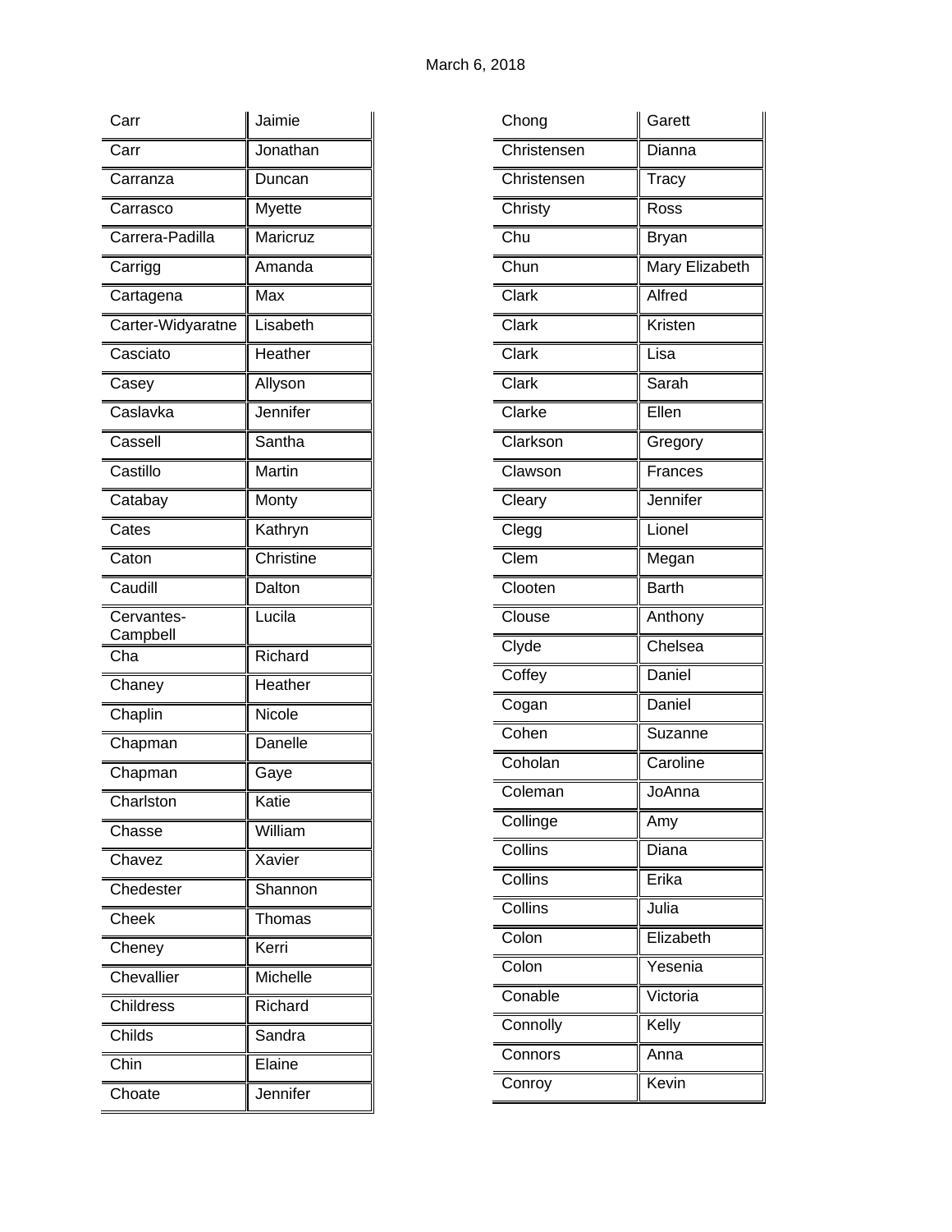March 6, 2018

| | |
|---|---|
| Carr | Jaimie |
| Carr | Jonathan |
| Carranza | Duncan |
| Carrasco | Myette |
| Carrera-Padilla | Maricruz |
| Carrigg | Amanda |
| Cartagena | Max |
| Carter-Widyaratne | Lisabeth |
| Casciato | Heather |
| Casey | Allyson |
| Caslavka | Jennifer |
| Cassell | Santha |
| Castillo | Martin |
| Catabay | Monty |
| Cates | Kathryn |
| Caton | Christine |
| Caudill | Dalton |
| Cervantes-Campbell | Lucila |
| Cha | Richard |
| Chaney | Heather |
| Chaplin | Nicole |
| Chapman | Danelle |
| Chapman | Gaye |
| Charlston | Katie |
| Chasse | William |
| Chavez | Xavier |
| Chedester | Shannon |
| Cheek | Thomas |
| Cheney | Kerri |
| Chevallier | Michelle |
| Childress | Richard |
| Childs | Sandra |
| Chin | Elaine |
| Choate | Jennifer |
| Chong | Garett |
| Christensen | Dianna |
| Christensen | Tracy |
| Christy | Ross |
| Chu | Bryan |
| Chun | Mary Elizabeth |
| Clark | Alfred |
| Clark | Kristen |
| Clark | Lisa |
| Clark | Sarah |
| Clarke | Ellen |
| Clarkson | Gregory |
| Clawson | Frances |
| Cleary | Jennifer |
| Clegg | Lionel |
| Clem | Megan |
| Clooten | Barth |
| Clouse | Anthony |
| Clyde | Chelsea |
| Coffey | Daniel |
| Cogan | Daniel |
| Cohen | Suzanne |
| Coholan | Caroline |
| Coleman | JoAnna |
| Collinge | Amy |
| Collins | Diana |
| Collins | Erika |
| Collins | Julia |
| Colon | Elizabeth |
| Colon | Yesenia |
| Conable | Victoria |
| Connolly | Kelly |
| Connors | Anna |
| Conroy | Kevin |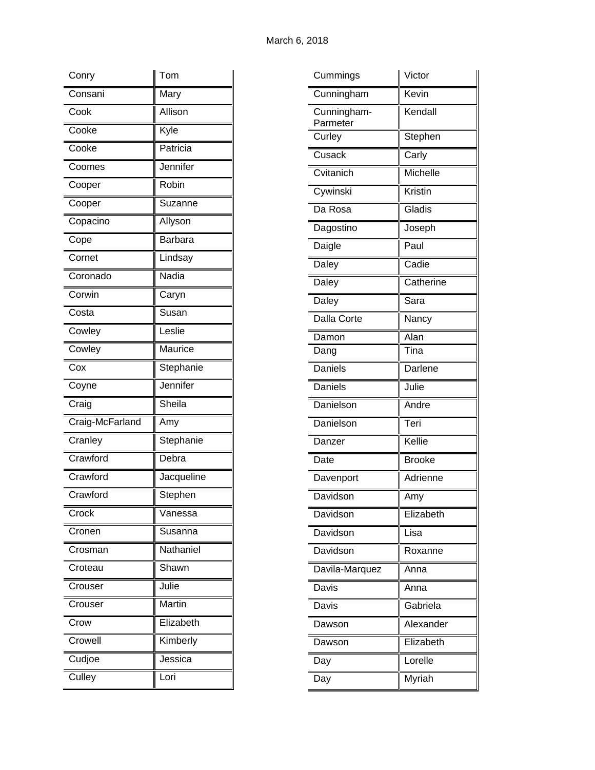March 6, 2018

| | |
|---|---|
| Conry | Tom |
| Consani | Mary |
| Cook | Allison |
| Cooke | Kyle |
| Cooke | Patricia |
| Coomes | Jennifer |
| Cooper | Robin |
| Cooper | Suzanne |
| Copacino | Allyson |
| Cope | Barbara |
| Cornet | Lindsay |
| Coronado | Nadia |
| Corwin | Caryn |
| Costa | Susan |
| Cowley | Leslie |
| Cowley | Maurice |
| Cox | Stephanie |
| Coyne | Jennifer |
| Craig | Sheila |
| Craig-McFarland | Amy |
| Cranley | Stephanie |
| Crawford | Debra |
| Crawford | Jacqueline |
| Crawford | Stephen |
| Crock | Vanessa |
| Cronen | Susanna |
| Crosman | Nathaniel |
| Croteau | Shawn |
| Crouser | Julie |
| Crouser | Martin |
| Crow | Elizabeth |
| Crowell | Kimberly |
| Cudjoe | Jessica |
| Culley | Lori |

| | |
|---|---|
| Cummings | Victor |
| Cunningham | Kevin |
| Cunningham-Parmeter | Kendall |
| Curley | Stephen |
| Cusack | Carly |
| Cvitanich | Michelle |
| Cywinski | Kristin |
| Da Rosa | Gladis |
| Dagostino | Joseph |
| Daigle | Paul |
| Daley | Cadie |
| Daley | Catherine |
| Daley | Sara |
| Dalla Corte | Nancy |
| Damon | Alan |
| Dang | Tina |
| Daniels | Darlene |
| Daniels | Julie |
| Danielson | Andre |
| Danielson | Teri |
| Danzer | Kellie |
| Date | Brooke |
| Davenport | Adrienne |
| Davidson | Amy |
| Davidson | Elizabeth |
| Davidson | Lisa |
| Davidson | Roxanne |
| Davila-Marquez | Anna |
| Davis | Anna |
| Davis | Gabriela |
| Dawson | Alexander |
| Dawson | Elizabeth |
| Day | Lorelle |
| Day | Myriah |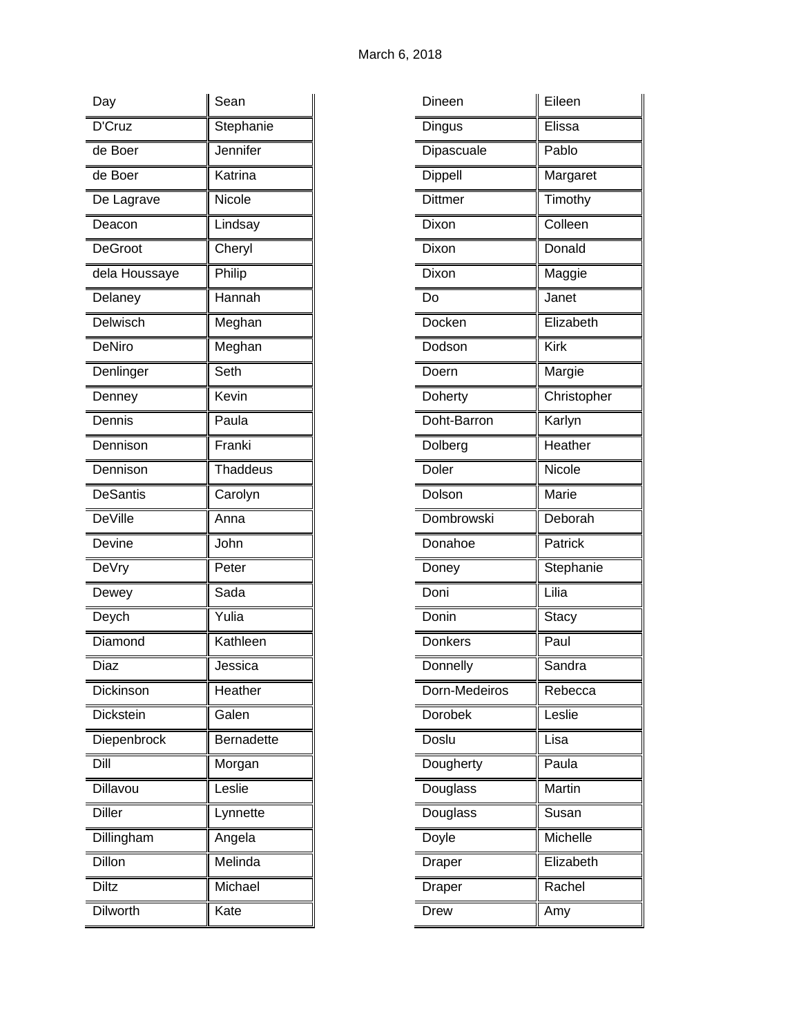March 6, 2018

| | |
|---|---|
| Day | Sean |
| D'Cruz | Stephanie |
| de Boer | Jennifer |
| de Boer | Katrina |
| De Lagrave | Nicole |
| Deacon | Lindsay |
| DeGroot | Cheryl |
| dela Houssaye | Philip |
| Delaney | Hannah |
| Delwisch | Meghan |
| DeNiro | Meghan |
| Denlinger | Seth |
| Denney | Kevin |
| Dennis | Paula |
| Dennison | Franki |
| Dennison | Thaddeus |
| DeSantis | Carolyn |
| DeVille | Anna |
| Devine | John |
| DeVry | Peter |
| Dewey | Sada |
| Deych | Yulia |
| Diamond | Kathleen |
| Diaz | Jessica |
| Dickinson | Heather |
| Dickstein | Galen |
| Diepenbrock | Bernadette |
| Dill | Morgan |
| Dillavou | Leslie |
| Diller | Lynnette |
| Dillingham | Angela |
| Dillon | Melinda |
| Diltz | Michael |
| Dilworth | Kate |
| Dineen | Eileen |
| Dingus | Elissa |
| Dipascuale | Pablo |
| Dippell | Margaret |
| Dittmer | Timothy |
| Dixon | Colleen |
| Dixon | Donald |
| Dixon | Maggie |
| Do | Janet |
| Docken | Elizabeth |
| Dodson | Kirk |
| Doern | Margie |
| Doherty | Christopher |
| Doht-Barron | Karlyn |
| Dolberg | Heather |
| Doler | Nicole |
| Dolson | Marie |
| Dombrowski | Deborah |
| Donahoe | Patrick |
| Doney | Stephanie |
| Doni | Lilia |
| Donin | Stacy |
| Donkers | Paul |
| Donnelly | Sandra |
| Dorn-Medeiros | Rebecca |
| Dorobek | Leslie |
| Doslu | Lisa |
| Dougherty | Paula |
| Douglass | Martin |
| Douglass | Susan |
| Doyle | Michelle |
| Draper | Elizabeth |
| Draper | Rachel |
| Drew | Amy |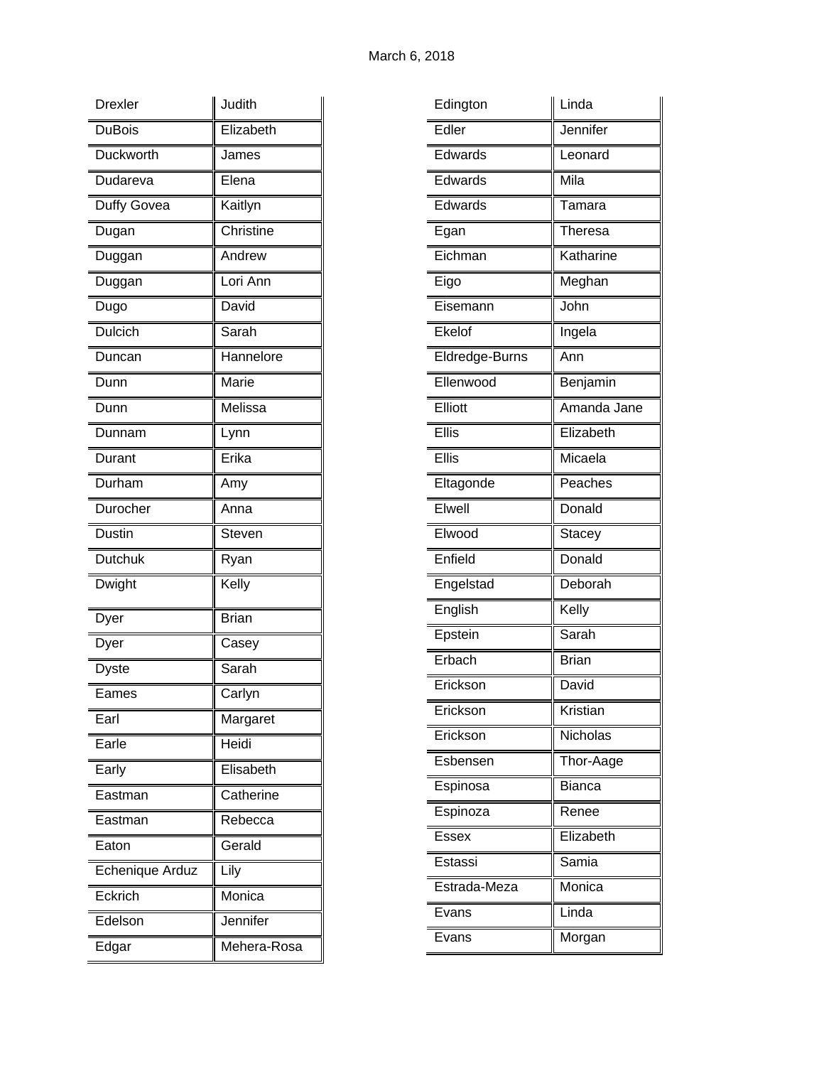March 6, 2018

| | |
|---|---|
| Drexler | Judith |
| DuBois | Elizabeth |
| Duckworth | James |
| Dudareva | Elena |
| Duffy Govea | Kaitlyn |
| Dugan | Christine |
| Duggan | Andrew |
| Duggan | Lori Ann |
| Dugo | David |
| Dulcich | Sarah |
| Duncan | Hannelore |
| Dunn | Marie |
| Dunn | Melissa |
| Dunnam | Lynn |
| Durant | Erika |
| Durham | Amy |
| Durocher | Anna |
| Dustin | Steven |
| Dutchuk | Ryan |
| Dwight | Kelly |
| Dyer | Brian |
| Dyer | Casey |
| Dyste | Sarah |
| Eames | Carlyn |
| Earl | Margaret |
| Earle | Heidi |
| Early | Elisabeth |
| Eastman | Catherine |
| Eastman | Rebecca |
| Eaton | Gerald |
| Echenique Arduz | Lily |
| Eckrich | Monica |
| Edelson | Jennifer |
| Edgar | Mehera-Rosa |

| | |
|---|---|
| Edington | Linda |
| Edler | Jennifer |
| Edwards | Leonard |
| Edwards | Mila |
| Edwards | Tamara |
| Egan | Theresa |
| Eichman | Katharine |
| Eigo | Meghan |
| Eisemann | John |
| Ekelof | Ingela |
| Eldredge-Burns | Ann |
| Ellenwood | Benjamin |
| Elliott | Amanda Jane |
| Ellis | Elizabeth |
| Ellis | Micaela |
| Eltagonde | Peaches |
| Elwell | Donald |
| Elwood | Stacey |
| Enfield | Donald |
| Engelstad | Deborah |
| English | Kelly |
| Epstein | Sarah |
| Erbach | Brian |
| Erickson | David |
| Erickson | Kristian |
| Erickson | Nicholas |
| Esbensen | Thor-Aage |
| Espinosa | Bianca |
| Espinoza | Renee |
| Essex | Elizabeth |
| Estassi | Samia |
| Estrada-Meza | Monica |
| Evans | Linda |
| Evans | Morgan |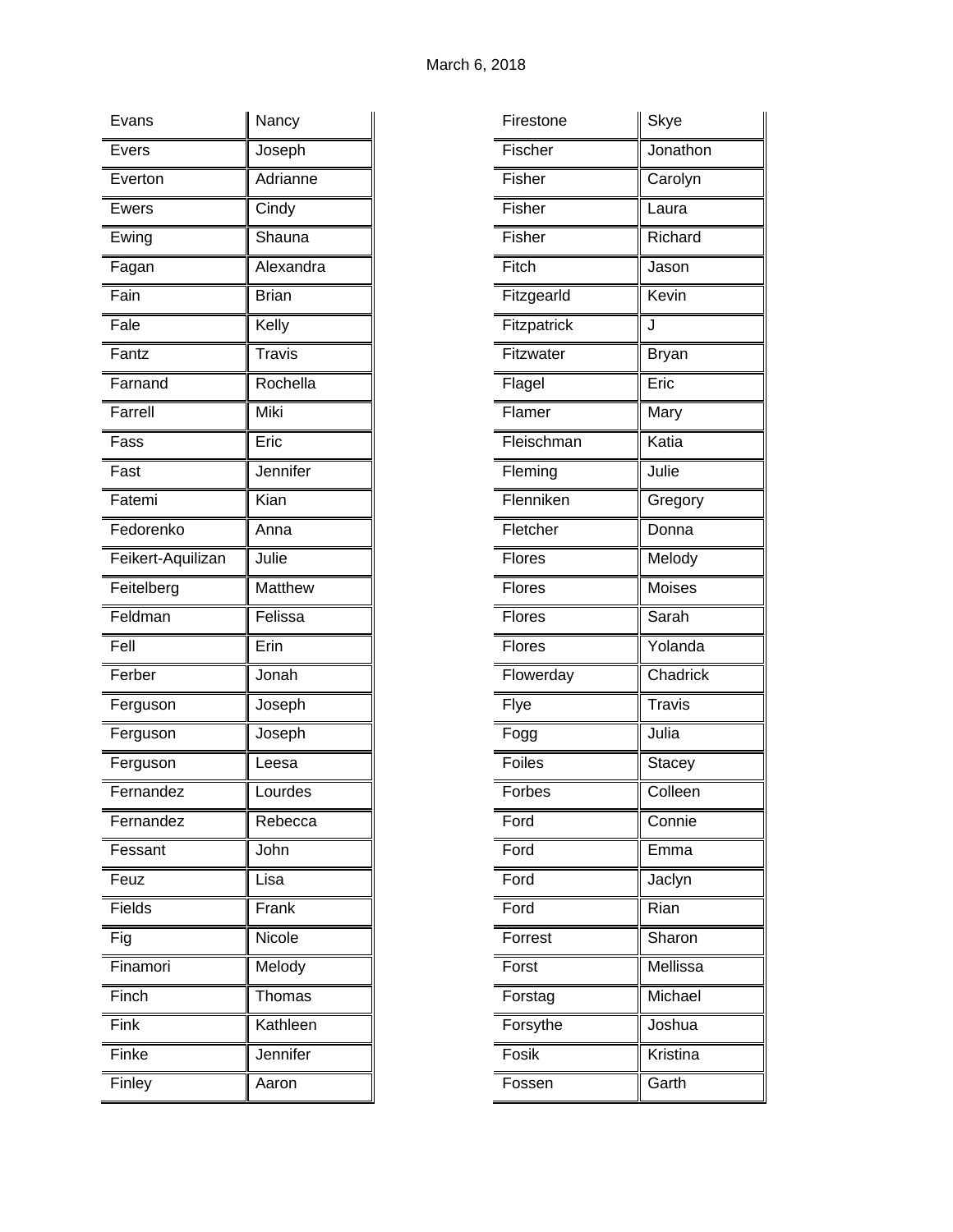March 6, 2018

| | |
|---|---|
| Evans | Nancy |
| Evers | Joseph |
| Everton | Adrianne |
| Ewers | Cindy |
| Ewing | Shauna |
| Fagan | Alexandra |
| Fain | Brian |
| Fale | Kelly |
| Fantz | Travis |
| Farnand | Rochella |
| Farrell | Miki |
| Fass | Eric |
| Fast | Jennifer |
| Fatemi | Kian |
| Fedorenko | Anna |
| Feikert-Aquilizan | Julie |
| Feitelberg | Matthew |
| Feldman | Felissa |
| Fell | Erin |
| Ferber | Jonah |
| Ferguson | Joseph |
| Ferguson | Joseph |
| Ferguson | Leesa |
| Fernandez | Lourdes |
| Fernandez | Rebecca |
| Fessant | John |
| Feuz | Lisa |
| Fields | Frank |
| Fig | Nicole |
| Finamori | Melody |
| Finch | Thomas |
| Fink | Kathleen |
| Finke | Jennifer |
| Finley | Aaron |
| Firestone | Skye |
| Fischer | Jonathon |
| Fisher | Carolyn |
| Fisher | Laura |
| Fisher | Richard |
| Fitch | Jason |
| Fitzgearld | Kevin |
| Fitzpatrick | J |
| Fitzwater | Bryan |
| Flagel | Eric |
| Flamer | Mary |
| Fleischman | Katia |
| Fleming | Julie |
| Flenniken | Gregory |
| Fletcher | Donna |
| Flores | Melody |
| Flores | Moises |
| Flores | Sarah |
| Flores | Yolanda |
| Flowerday | Chadrick |
| Flye | Travis |
| Fogg | Julia |
| Foiles | Stacey |
| Forbes | Colleen |
| Ford | Connie |
| Ford | Emma |
| Ford | Jaclyn |
| Ford | Rian |
| Forrest | Sharon |
| Forst | Mellissa |
| Forstag | Michael |
| Forsythe | Joshua |
| Fosik | Kristina |
| Fossen | Garth |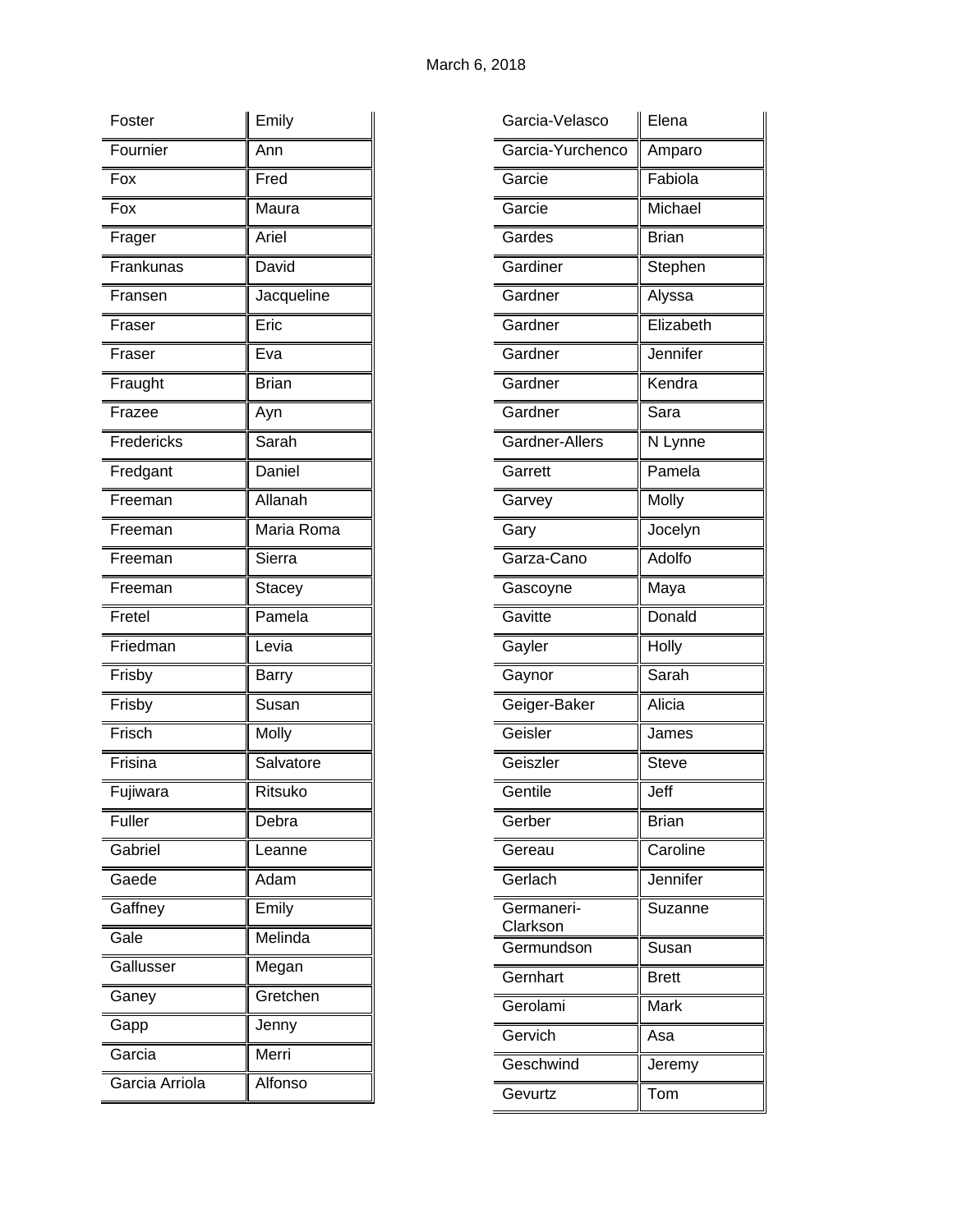March 6, 2018

| | |
|---|---|
| Foster | Emily |
| Fournier | Ann |
| Fox | Fred |
| Fox | Maura |
| Frager | Ariel |
| Frankunas | David |
| Fransen | Jacqueline |
| Fraser | Eric |
| Fraser | Eva |
| Fraught | Brian |
| Frazee | Ayn |
| Fredericks | Sarah |
| Fredgant | Daniel |
| Freeman | Allanah |
| Freeman | Maria Roma |
| Freeman | Sierra |
| Freeman | Stacey |
| Fretel | Pamela |
| Friedman | Levia |
| Frisby | Barry |
| Frisby | Susan |
| Frisch | Molly |
| Frisina | Salvatore |
| Fujiwara | Ritsuko |
| Fuller | Debra |
| Gabriel | Leanne |
| Gaede | Adam |
| Gaffney | Emily |
| Gale | Melinda |
| Gallusser | Megan |
| Ganey | Gretchen |
| Gapp | Jenny |
| Garcia | Merri |
| Garcia Arriola | Alfonso |

| | |
|---|---|
| Garcia-Velasco | Elena |
| Garcia-Yurchenco | Amparo |
| Garcie | Fabiola |
| Garcie | Michael |
| Gardes | Brian |
| Gardiner | Stephen |
| Gardner | Alyssa |
| Gardner | Elizabeth |
| Gardner | Jennifer |
| Gardner | Kendra |
| Gardner | Sara |
| Gardner-Allers | N Lynne |
| Garrett | Pamela |
| Garvey | Molly |
| Gary | Jocelyn |
| Garza-Cano | Adolfo |
| Gascoyne | Maya |
| Gavitte | Donald |
| Gayler | Holly |
| Gaynor | Sarah |
| Geiger-Baker | Alicia |
| Geisler | James |
| Geiszler | Steve |
| Gentile | Jeff |
| Gerber | Brian |
| Gereau | Caroline |
| Gerlach | Jennifer |
| Germaneri-Clarkson | Suzanne |
| Germundson | Susan |
| Gernhart | Brett |
| Gerolami | Mark |
| Gervich | Asa |
| Geschwind | Jeremy |
| Gevurtz | Tom |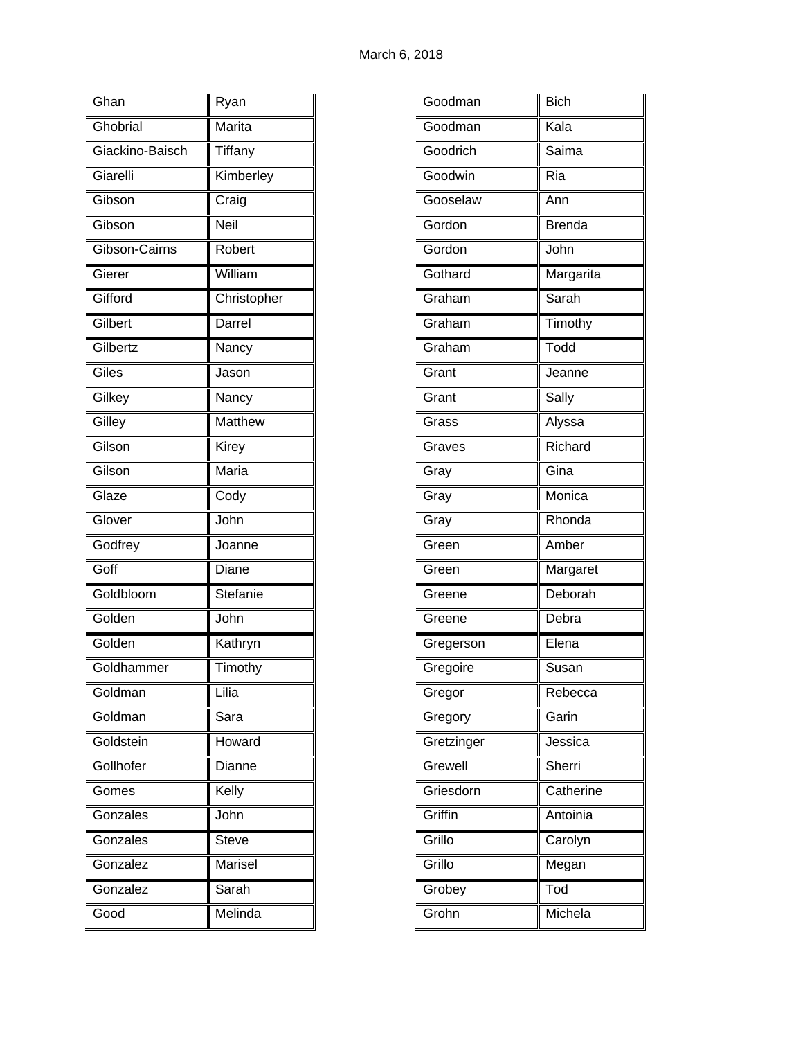March 6, 2018

| Ghan | Ryan |
|---|---|
| Ghobrial | Marita |
| Giackino-Baisch | Tiffany |
| Giarelli | Kimberley |
| Gibson | Craig |
| Gibson | Neil |
| Gibson-Cairns | Robert |
| Gierer | William |
| Gifford | Christopher |
| Gilbert | Darrel |
| Gilbertz | Nancy |
| Giles | Jason |
| Gilkey | Nancy |
| Gilley | Matthew |
| Gilson | Kirey |
| Gilson | Maria |
| Glaze | Cody |
| Glover | John |
| Godfrey | Joanne |
| Goff | Diane |
| Goldbloom | Stefanie |
| Golden | John |
| Golden | Kathryn |
| Goldhammer | Timothy |
| Goldman | Lilia |
| Goldman | Sara |
| Goldstein | Howard |
| Gollhofer | Dianne |
| Gomes | Kelly |
| Gonzales | John |
| Gonzales | Steve |
| Gonzalez | Marisel |
| Gonzalez | Sarah |
| Good | Melinda |

| Goodman | Bich |
|---|---|
| Goodman | Kala |
| Goodrich | Saima |
| Goodwin | Ria |
| Gooselaw | Ann |
| Gordon | Brenda |
| Gordon | John |
| Gothard | Margarita |
| Graham | Sarah |
| Graham | Timothy |
| Graham | Todd |
| Grant | Jeanne |
| Grant | Sally |
| Grass | Alyssa |
| Graves | Richard |
| Gray | Gina |
| Gray | Monica |
| Gray | Rhonda |
| Green | Amber |
| Green | Margaret |
| Greene | Deborah |
| Greene | Debra |
| Gregerson | Elena |
| Gregoire | Susan |
| Gregor | Rebecca |
| Gregory | Garin |
| Gretzinger | Jessica |
| Grewell | Sherri |
| Griesdorn | Catherine |
| Griffin | Antoinia |
| Grillo | Carolyn |
| Grillo | Megan |
| Grobey | Tod |
| Grohn | Michela |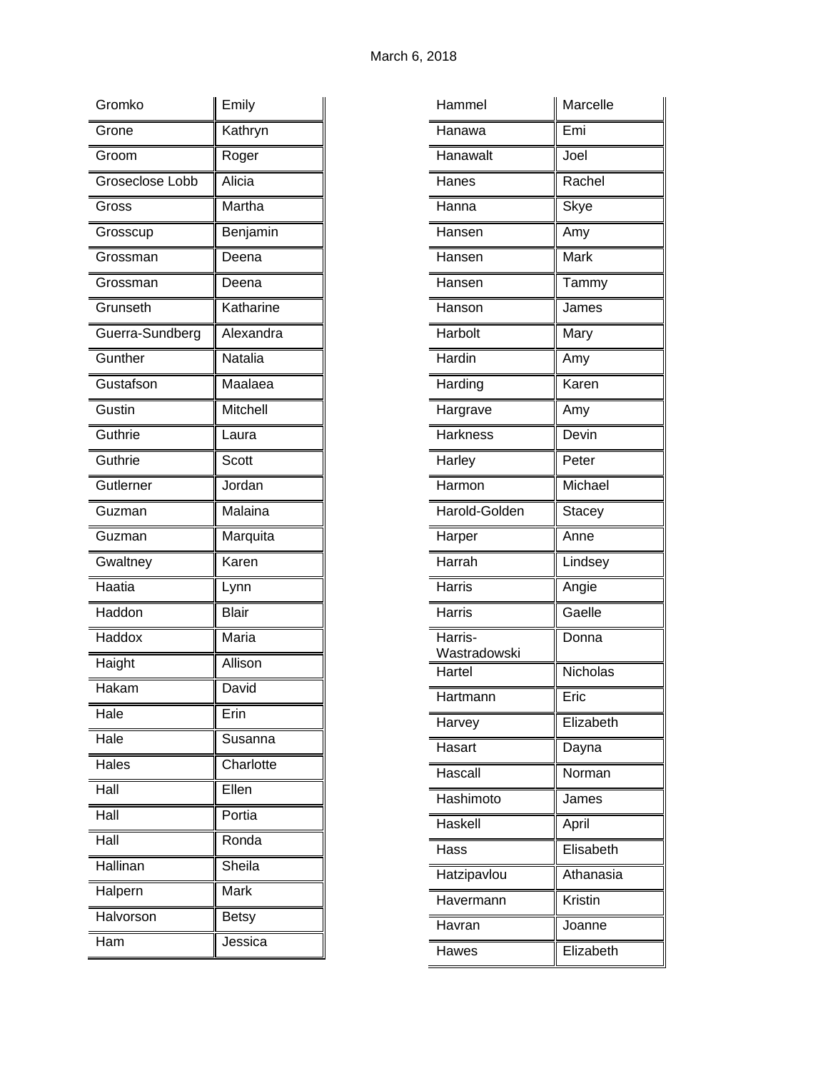March 6, 2018

| Gromko | Emily |
| --- | --- |
| Grone | Kathryn |
| Groom | Roger |
| Groseclose Lobb | Alicia |
| Gross | Martha |
| Grosscup | Benjamin |
| Grossman | Deena |
| Grossman | Deena |
| Grunseth | Katharine |
| Guerra-Sundberg | Alexandra |
| Gunther | Natalia |
| Gustafson | Maalaea |
| Gustin | Mitchell |
| Guthrie | Laura |
| Guthrie | Scott |
| Gutlerner | Jordan |
| Guzman | Malaina |
| Guzman | Marquita |
| Gwaltney | Karen |
| Haatia | Lynn |
| Haddon | Blair |
| Haddox | Maria |
| Haight | Allison |
| Hakam | David |
| Hale | Erin |
| Hale | Susanna |
| Hales | Charlotte |
| Hall | Ellen |
| Hall | Portia |
| Hall | Ronda |
| Hallinan | Sheila |
| Halpern | Mark |
| Halvorson | Betsy |
| Ham | Jessica |

| Hammel | Marcelle |
| --- | --- |
| Hanawa | Emi |
| Hanawalt | Joel |
| Hanes | Rachel |
| Hanna | Skye |
| Hansen | Amy |
| Hansen | Mark |
| Hansen | Tammy |
| Hanson | James |
| Harbolt | Mary |
| Hardin | Amy |
| Harding | Karen |
| Hargrave | Amy |
| Harkness | Devin |
| Harley | Peter |
| Harmon | Michael |
| Harold-Golden | Stacey |
| Harper | Anne |
| Harrah | Lindsey |
| Harris | Angie |
| Harris | Gaelle |
| Harris-Wastradowski | Donna |
| Hartel | Nicholas |
| Hartmann | Eric |
| Harvey | Elizabeth |
| Hasart | Dayna |
| Hascall | Norman |
| Hashimoto | James |
| Haskell | April |
| Hass | Elisabeth |
| Hatzipavlou | Athanasia |
| Havermann | Kristin |
| Havran | Joanne |
| Hawes | Elizabeth |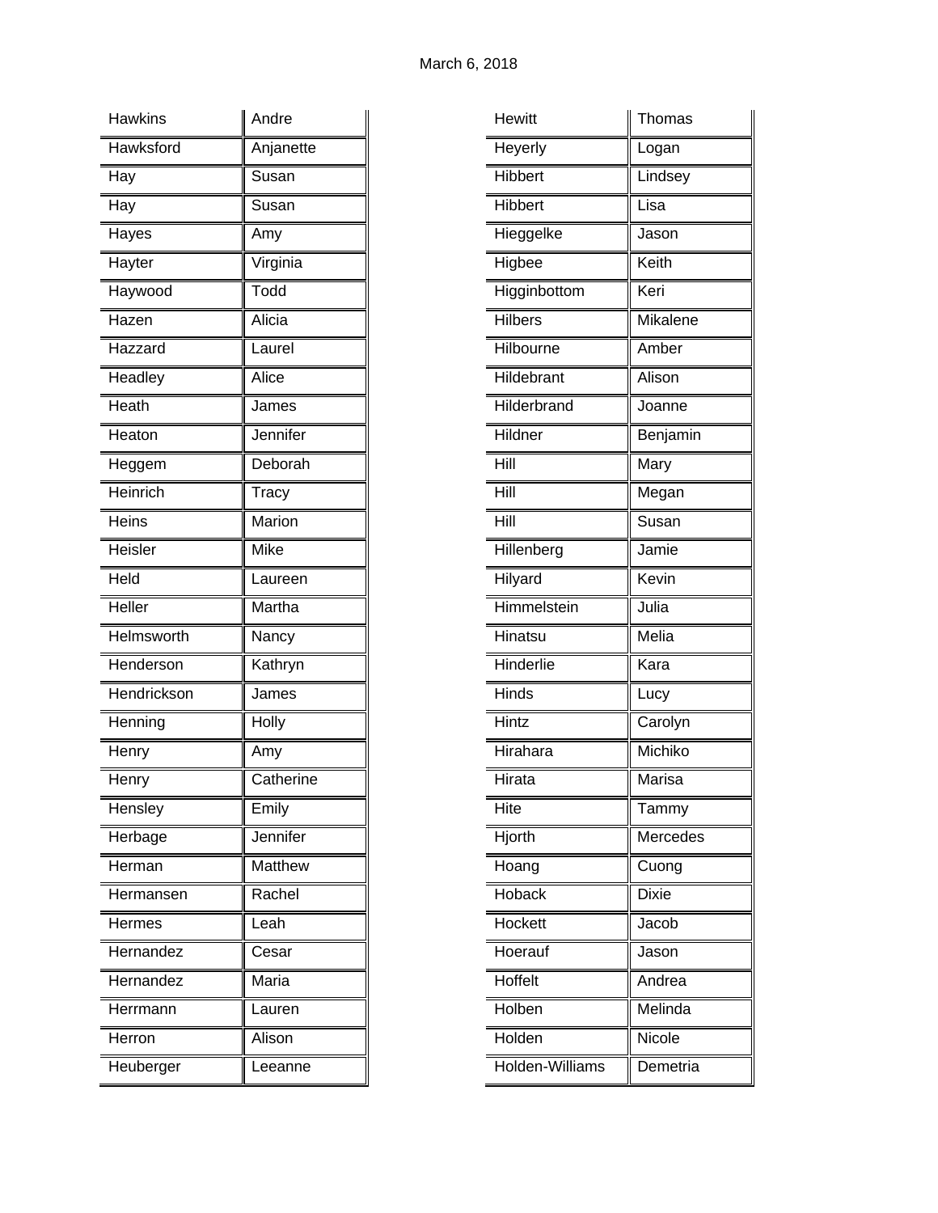March 6, 2018

| Hawkins | Andre |
|---|---|
| Hawksford | Anjanette |
| Hay | Susan |
| Hay | Susan |
| Hayes | Amy |
| Hayter | Virginia |
| Haywood | Todd |
| Hazen | Alicia |
| Hazzard | Laurel |
| Headley | Alice |
| Heath | James |
| Heaton | Jennifer |
| Heggem | Deborah |
| Heinrich | Tracy |
| Heins | Marion |
| Heisler | Mike |
| Held | Laureen |
| Heller | Martha |
| Helmsworth | Nancy |
| Henderson | Kathryn |
| Hendrickson | James |
| Henning | Holly |
| Henry | Amy |
| Henry | Catherine |
| Hensley | Emily |
| Herbage | Jennifer |
| Herman | Matthew |
| Hermansen | Rachel |
| Hermes | Leah |
| Hernandez | Cesar |
| Hernandez | Maria |
| Herrmann | Lauren |
| Herron | Alison |
| Heuberger | Leeanne |

| Hewitt | Thomas |
|---|---|
| Heyerly | Logan |
| Hibbert | Lindsey |
| Hibbert | Lisa |
| Hieggelke | Jason |
| Higbee | Keith |
| Higginbottom | Keri |
| Hilbers | Mikalene |
| Hilbourne | Amber |
| Hildebrant | Alison |
| Hilderbrand | Joanne |
| Hildner | Benjamin |
| Hill | Mary |
| Hill | Megan |
| Hill | Susan |
| Hillenberg | Jamie |
| Hilyard | Kevin |
| Himmelstein | Julia |
| Hinatsu | Melia |
| Hinderlie | Kara |
| Hinds | Lucy |
| Hintz | Carolyn |
| Hirahara | Michiko |
| Hirata | Marisa |
| Hite | Tammy |
| Hjorth | Mercedes |
| Hoang | Cuong |
| Hoback | Dixie |
| Hockett | Jacob |
| Hoerauf | Jason |
| Hoffelt | Andrea |
| Holben | Melinda |
| Holden | Nicole |
| Holden-Williams | Demetria |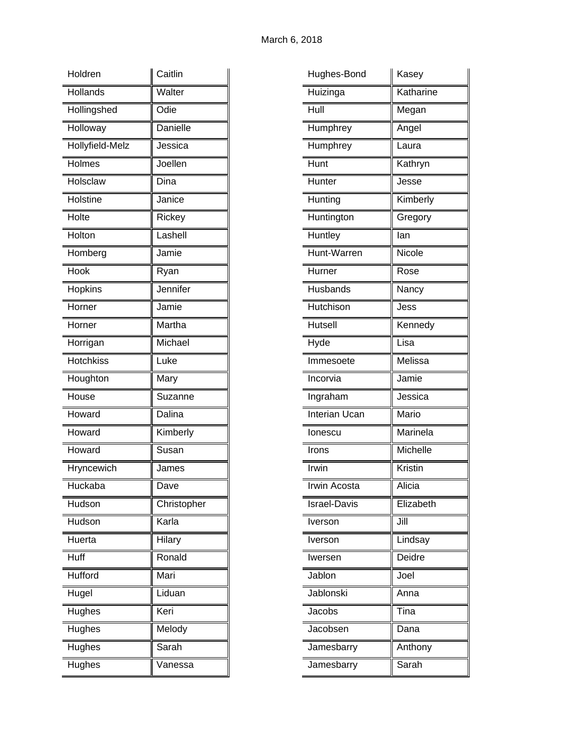March 6, 2018

| | |
|---|---|
| Holdren | Caitlin |
| Hollands | Walter |
| Hollingshed | Odie |
| Holloway | Danielle |
| Hollyfield-Melz | Jessica |
| Holmes | Joellen |
| Holsclaw | Dina |
| Holstine | Janice |
| Holte | Rickey |
| Holton | Lashell |
| Homberg | Jamie |
| Hook | Ryan |
| Hopkins | Jennifer |
| Horner | Jamie |
| Horner | Martha |
| Horrigan | Michael |
| Hotchkiss | Luke |
| Houghton | Mary |
| House | Suzanne |
| Howard | Dalina |
| Howard | Kimberly |
| Howard | Susan |
| Hryncewich | James |
| Huckaba | Dave |
| Hudson | Christopher |
| Hudson | Karla |
| Huerta | Hilary |
| Huff | Ronald |
| Hufford | Mari |
| Hugel | Liduan |
| Hughes | Keri |
| Hughes | Melody |
| Hughes | Sarah |
| Hughes | Vanessa |
| Hughes-Bond | Kasey |
| Huizinga | Katharine |
| Hull | Megan |
| Humphrey | Angel |
| Humphrey | Laura |
| Hunt | Kathryn |
| Hunter | Jesse |
| Hunting | Kimberly |
| Huntington | Gregory |
| Huntley | Ian |
| Hunt-Warren | Nicole |
| Hurner | Rose |
| Husbands | Nancy |
| Hutchison | Jess |
| Hutsell | Kennedy |
| Hyde | Lisa |
| Immesoete | Melissa |
| Incorvia | Jamie |
| Ingraham | Jessica |
| Interian Ucan | Mario |
| Ionescu | Marinela |
| Irons | Michelle |
| Irwin | Kristin |
| Irwin Acosta | Alicia |
| Israel-Davis | Elizabeth |
| Iverson | Jill |
| Iverson | Lindsay |
| Iwersen | Deidre |
| Jablon | Joel |
| Jablonski | Anna |
| Jacobs | Tina |
| Jacobsen | Dana |
| Jamesbarry | Anthony |
| Jamesbarry | Sarah |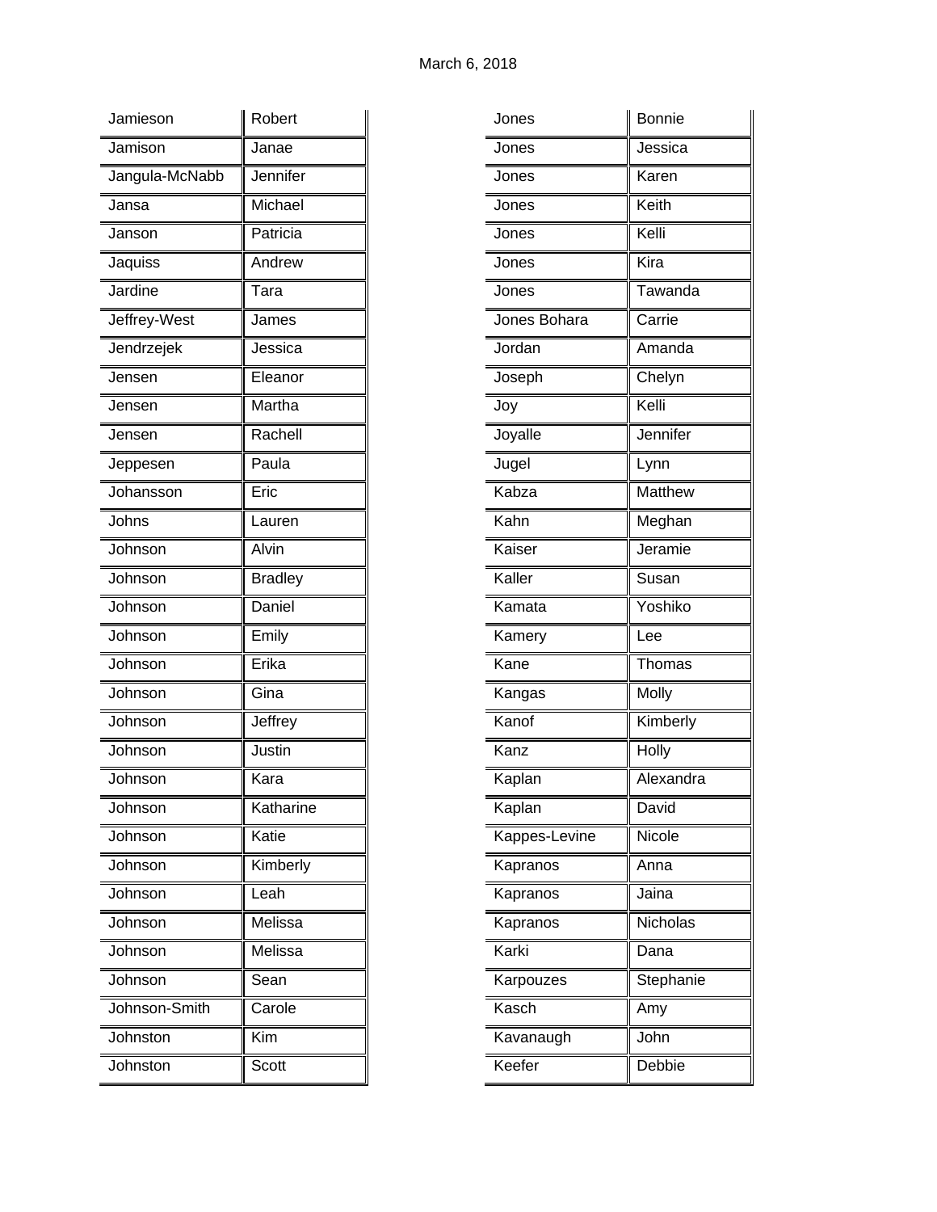March 6, 2018

| | |
|---|---|
| Jamieson | Robert |
| Jamison | Janae |
| Jangula-McNabb | Jennifer |
| Jansa | Michael |
| Janson | Patricia |
| Jaquiss | Andrew |
| Jardine | Tara |
| Jeffrey-West | James |
| Jendrzejek | Jessica |
| Jensen | Eleanor |
| Jensen | Martha |
| Jensen | Rachell |
| Jeppesen | Paula |
| Johansson | Eric |
| Johns | Lauren |
| Johnson | Alvin |
| Johnson | Bradley |
| Johnson | Daniel |
| Johnson | Emily |
| Johnson | Erika |
| Johnson | Gina |
| Johnson | Jeffrey |
| Johnson | Justin |
| Johnson | Kara |
| Johnson | Katharine |
| Johnson | Katie |
| Johnson | Kimberly |
| Johnson | Leah |
| Johnson | Melissa |
| Johnson | Melissa |
| Johnson | Sean |
| Johnson-Smith | Carole |
| Johnston | Kim |
| Johnston | Scott |
| Jones | Bonnie |
| Jones | Jessica |
| Jones | Karen |
| Jones | Keith |
| Jones | Kelli |
| Jones | Kira |
| Jones | Tawanda |
| Jones Bohara | Carrie |
| Jordan | Amanda |
| Joseph | Chelyn |
| Joy | Kelli |
| Joyalle | Jennifer |
| Jugel | Lynn |
| Kabza | Matthew |
| Kahn | Meghan |
| Kaiser | Jeramie |
| Kaller | Susan |
| Kamata | Yoshiko |
| Kamery | Lee |
| Kane | Thomas |
| Kangas | Molly |
| Kanof | Kimberly |
| Kanz | Holly |
| Kaplan | Alexandra |
| Kaplan | David |
| Kappes-Levine | Nicole |
| Kapranos | Anna |
| Kapranos | Jaina |
| Kapranos | Nicholas |
| Karki | Dana |
| Karpouzes | Stephanie |
| Kasch | Amy |
| Kavanaugh | John |
| Keefer | Debbie |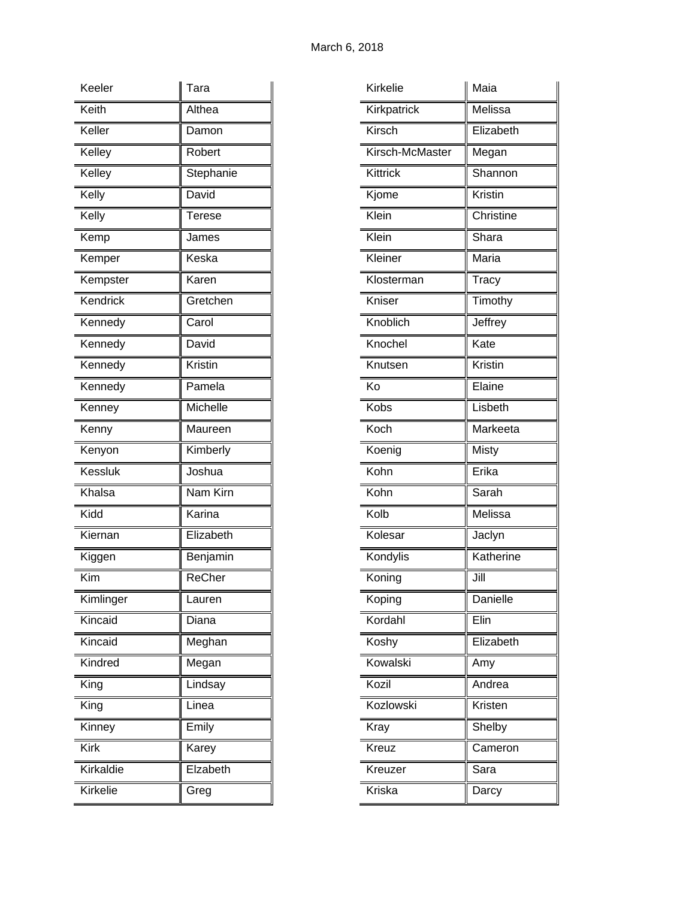March 6, 2018

| | |
|---|---|
| Keeler | Tara |
| Keith | Althea |
| Keller | Damon |
| Kelley | Robert |
| Kelley | Stephanie |
| Kelly | David |
| Kelly | Terese |
| Kemp | James |
| Kemper | Keska |
| Kempster | Karen |
| Kendrick | Gretchen |
| Kennedy | Carol |
| Kennedy | David |
| Kennedy | Kristin |
| Kennedy | Pamela |
| Kenney | Michelle |
| Kenny | Maureen |
| Kenyon | Kimberly |
| Kessluk | Joshua |
| Khalsa | Nam Kirn |
| Kidd | Karina |
| Kiernan | Elizabeth |
| Kiggen | Benjamin |
| Kim | ReCher |
| Kimlinger | Lauren |
| Kincaid | Diana |
| Kincaid | Meghan |
| Kindred | Megan |
| King | Lindsay |
| King | Linea |
| Kinney | Emily |
| Kirk | Karey |
| Kirkaldie | Elzabeth |
| Kirkelie | Greg |

| | |
|---|---|
| Kirkelie | Maia |
| Kirkpatrick | Melissa |
| Kirsch | Elizabeth |
| Kirsch-McMaster | Megan |
| Kittrick | Shannon |
| Kjome | Kristin |
| Klein | Christine |
| Klein | Shara |
| Kleiner | Maria |
| Klosterman | Tracy |
| Kniser | Timothy |
| Knoblich | Jeffrey |
| Knochel | Kate |
| Knutsen | Kristin |
| Ko | Elaine |
| Kobs | Lisbeth |
| Koch | Markeeta |
| Koenig | Misty |
| Kohn | Erika |
| Kohn | Sarah |
| Kolb | Melissa |
| Kolesar | Jaclyn |
| Kondylis | Katherine |
| Koning | Jill |
| Koping | Danielle |
| Kordahl | Elin |
| Koshy | Elizabeth |
| Kowalski | Amy |
| Kozil | Andrea |
| Kozlowski | Kristen |
| Kray | Shelby |
| Kreuz | Cameron |
| Kreuzer | Sara |
| Kriska | Darcy |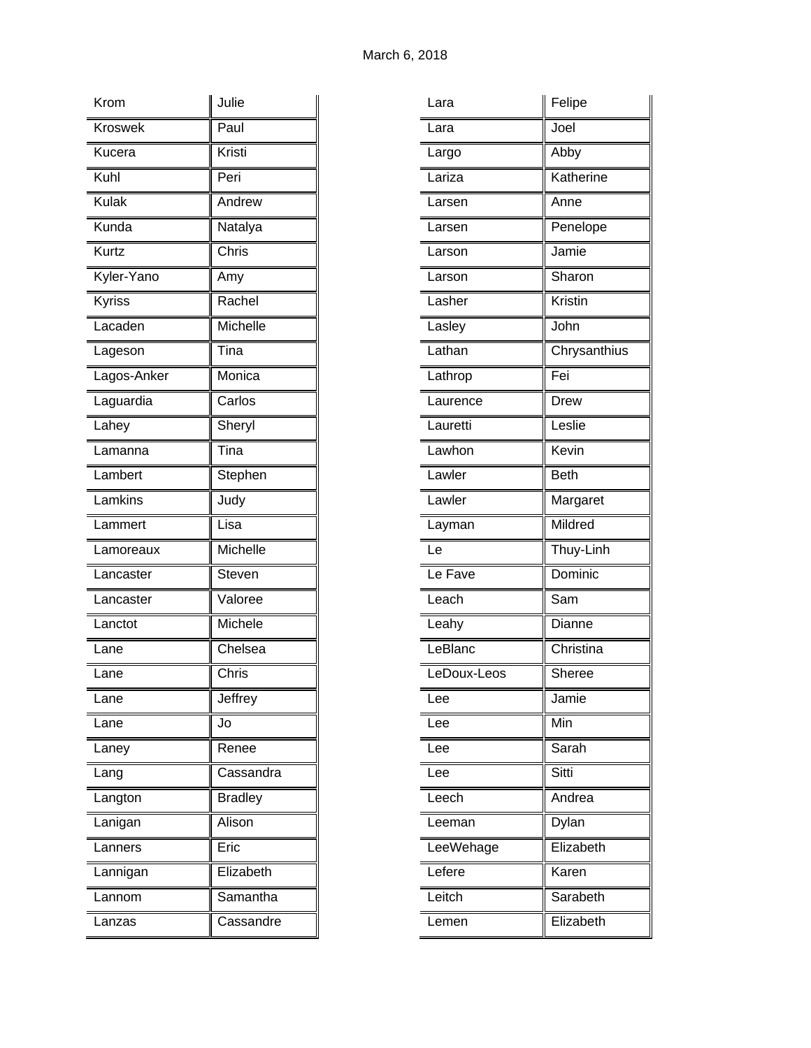March 6, 2018

| Krom | Julie |
|---|---|
| Kroswek | Paul |
| Kucera | Kristi |
| Kuhl | Peri |
| Kulak | Andrew |
| Kunda | Natalya |
| Kurtz | Chris |
| Kyler-Yano | Amy |
| Kyriss | Rachel |
| Lacaden | Michelle |
| Lageson | Tina |
| Lagos-Anker | Monica |
| Laguardia | Carlos |
| Lahey | Sheryl |
| Lamanna | Tina |
| Lambert | Stephen |
| Lamkins | Judy |
| Lammert | Lisa |
| Lamoreaux | Michelle |
| Lancaster | Steven |
| Lancaster | Valoree |
| Lanctot | Michele |
| Lane | Chelsea |
| Lane | Chris |
| Lane | Jeffrey |
| Lane | Jo |
| Laney | Renee |
| Lang | Cassandra |
| Langton | Bradley |
| Lanigan | Alison |
| Lanners | Eric |
| Lannigan | Elizabeth |
| Lannom | Samantha |
| Lanzas | Cassandre |

| Lara | Felipe |
|---|---|
| Lara | Joel |
| Largo | Abby |
| Lariza | Katherine |
| Larsen | Anne |
| Larsen | Penelope |
| Larson | Jamie |
| Larson | Sharon |
| Lasher | Kristin |
| Lasley | John |
| Lathan | Chrysanthius |
| Lathrop | Fei |
| Laurence | Drew |
| Lauretti | Leslie |
| Lawhon | Kevin |
| Lawler | Beth |
| Lawler | Margaret |
| Layman | Mildred |
| Le | Thuy-Linh |
| Le Fave | Dominic |
| Leach | Sam |
| Leahy | Dianne |
| LeBlanc | Christina |
| LeDoux-Leos | Sheree |
| Lee | Jamie |
| Lee | Min |
| Lee | Sarah |
| Lee | Sitti |
| Leech | Andrea |
| Leeman | Dylan |
| LeeWehage | Elizabeth |
| Lefere | Karen |
| Leitch | Sarabeth |
| Lemen | Elizabeth |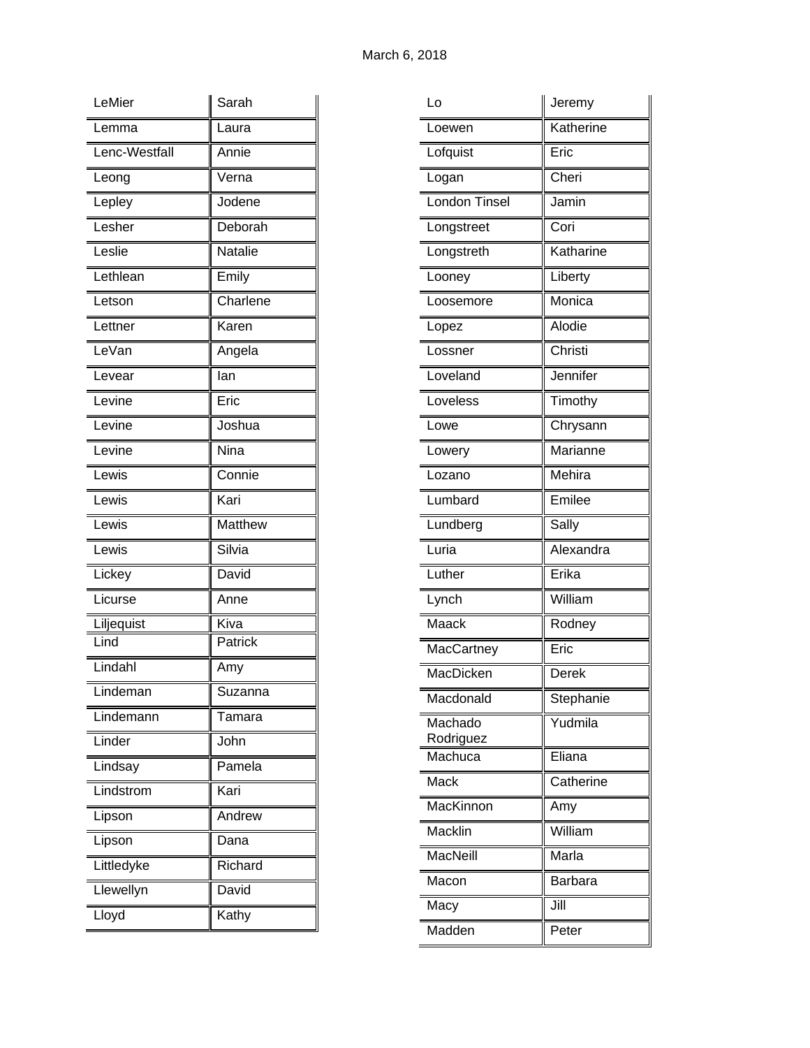March 6, 2018

| | |
|---|---|
| LeMier | Sarah |
| Lemma | Laura |
| Lenc-Westfall | Annie |
| Leong | Verna |
| Lepley | Jodene |
| Lesher | Deborah |
| Leslie | Natalie |
| Lethlean | Emily |
| Letson | Charlene |
| Lettner | Karen |
| LeVan | Angela |
| Levear | Ian |
| Levine | Eric |
| Levine | Joshua |
| Levine | Nina |
| Lewis | Connie |
| Lewis | Kari |
| Lewis | Matthew |
| Lewis | Silvia |
| Lickey | David |
| Licurse | Anne |
| Liljequist | Kiva |
| Lind | Patrick |
| Lindahl | Amy |
| Lindeman | Suzanna |
| Lindemann | Tamara |
| Linder | John |
| Lindsay | Pamela |
| Lindstrom | Kari |
| Lipson | Andrew |
| Lipson | Dana |
| Littledyke | Richard |
| Llewellyn | David |
| Lloyd | Kathy |

| | |
|---|---|
| Lo | Jeremy |
| Loewen | Katherine |
| Lofquist | Eric |
| Logan | Cheri |
| London Tinsel | Jamin |
| Longstreet | Cori |
| Longstreth | Katharine |
| Looney | Liberty |
| Loosemore | Monica |
| Lopez | Alodie |
| Lossner | Christi |
| Loveland | Jennifer |
| Loveless | Timothy |
| Lowe | Chrysann |
| Lowery | Marianne |
| Lozano | Mehira |
| Lumbard | Emilee |
| Lundberg | Sally |
| Luria | Alexandra |
| Luther | Erika |
| Lynch | William |
| Maack | Rodney |
| MacCartney | Eric |
| MacDicken | Derek |
| Macdonald | Stephanie |
| Machado Rodriguez | Yudmila |
| Machuca | Eliana |
| Mack | Catherine |
| MacKinnon | Amy |
| Macklin | William |
| MacNeill | Marla |
| Macon | Barbara |
| Macy | Jill |
| Madden | Peter |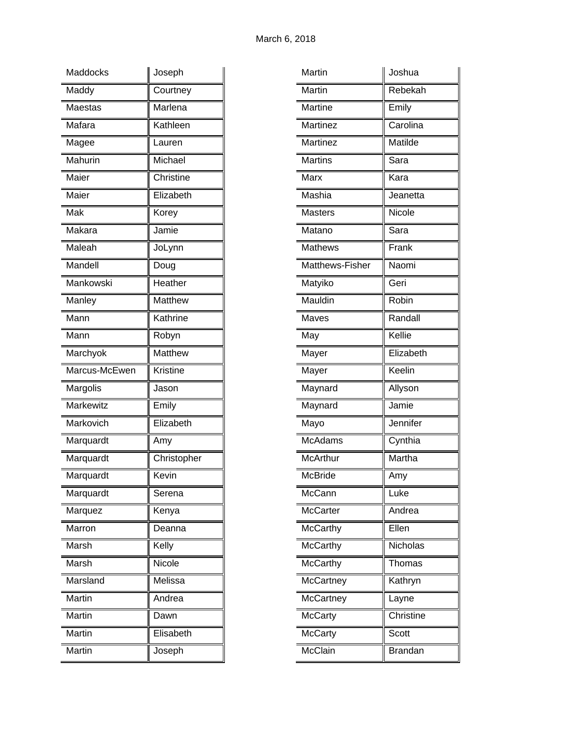March 6, 2018

| | |
|---|---|
| Maddocks | Joseph |
| Maddy | Courtney |
| Maestas | Marlena |
| Mafara | Kathleen |
| Magee | Lauren |
| Mahurin | Michael |
| Maier | Christine |
| Maier | Elizabeth |
| Mak | Korey |
| Makara | Jamie |
| Maleah | JoLynn |
| Mandell | Doug |
| Mankowski | Heather |
| Manley | Matthew |
| Mann | Kathrine |
| Mann | Robyn |
| Marchyok | Matthew |
| Marcus-McEwen | Kristine |
| Margolis | Jason |
| Markewitz | Emily |
| Markovich | Elizabeth |
| Marquardt | Amy |
| Marquardt | Christopher |
| Marquardt | Kevin |
| Marquardt | Serena |
| Marquez | Kenya |
| Marron | Deanna |
| Marsh | Kelly |
| Marsh | Nicole |
| Marsland | Melissa |
| Martin | Andrea |
| Martin | Dawn |
| Martin | Elisabeth |
| Martin | Joseph |
| Martin | Joshua |
| Martin | Rebekah |
| Martine | Emily |
| Martinez | Carolina |
| Martinez | Matilde |
| Martins | Sara |
| Marx | Kara |
| Mashia | Jeanetta |
| Masters | Nicole |
| Matano | Sara |
| Mathews | Frank |
| Matthews-Fisher | Naomi |
| Matyiko | Geri |
| Mauldin | Robin |
| Maves | Randall |
| May | Kellie |
| Mayer | Elizabeth |
| Mayer | Keelin |
| Maynard | Allyson |
| Maynard | Jamie |
| Mayo | Jennifer |
| McAdams | Cynthia |
| McArthur | Martha |
| McBride | Amy |
| McCann | Luke |
| McCarter | Andrea |
| McCarthy | Ellen |
| McCarthy | Nicholas |
| McCarthy | Thomas |
| McCartney | Kathryn |
| McCartney | Layne |
| McCarty | Christine |
| McCarty | Scott |
| McClain | Brandan |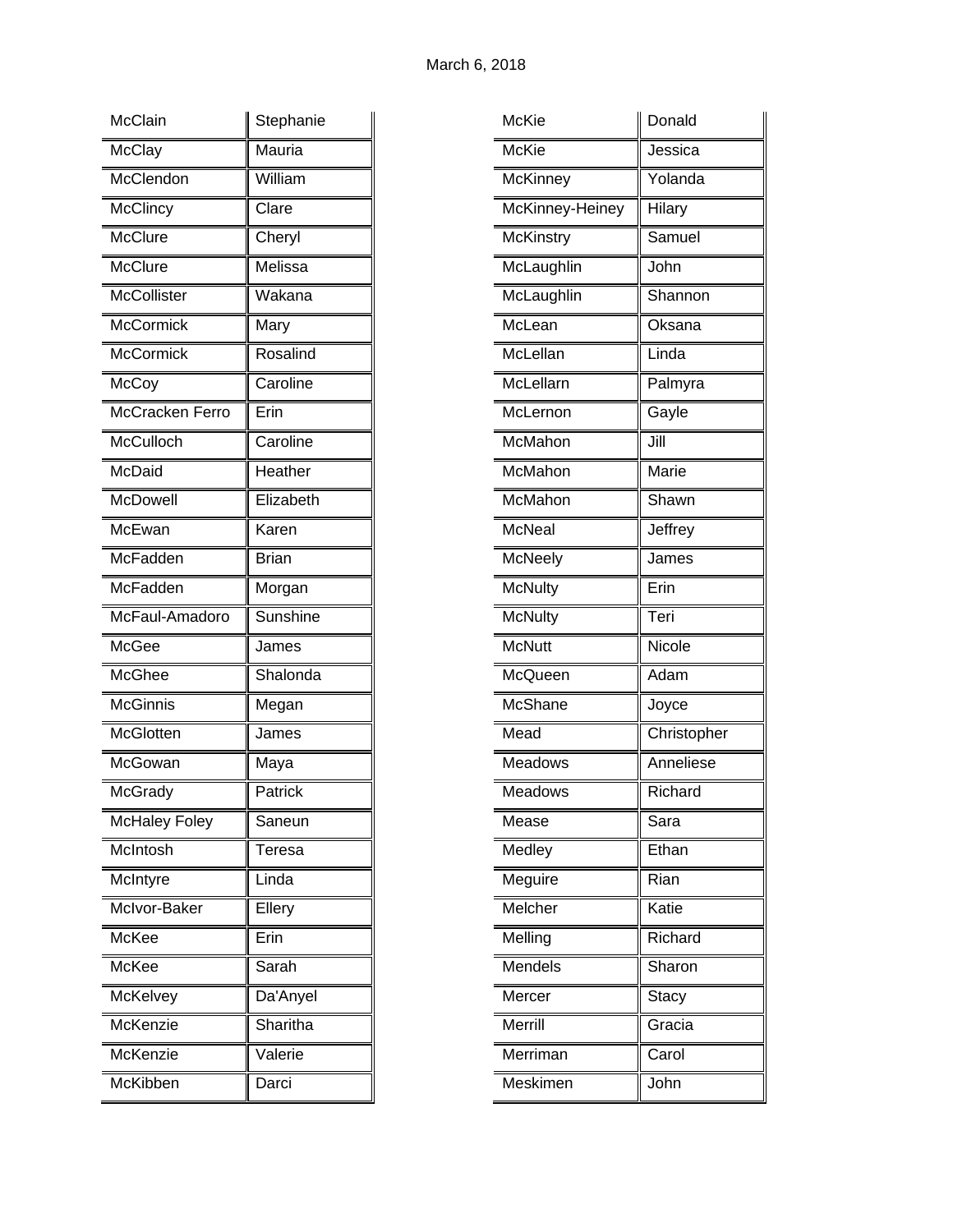March 6, 2018

| | |
|---|---|
| McClain | Stephanie |
| McClay | Mauria |
| McClendon | William |
| McClincy | Clare |
| McClure | Cheryl |
| McClure | Melissa |
| McCollister | Wakana |
| McCormick | Mary |
| McCormick | Rosalind |
| McCoy | Caroline |
| McCracken Ferro | Erin |
| McCulloch | Caroline |
| McDaid | Heather |
| McDowell | Elizabeth |
| McEwan | Karen |
| McFadden | Brian |
| McFadden | Morgan |
| McFaul-Amadoro | Sunshine |
| McGee | James |
| McGhee | Shalonda |
| McGinnis | Megan |
| McGlotten | James |
| McGowan | Maya |
| McGrady | Patrick |
| McHaley Foley | Saneun |
| McIntosh | Teresa |
| McIntyre | Linda |
| McIvor-Baker | Ellery |
| McKee | Erin |
| McKee | Sarah |
| McKelvey | Da'Anyel |
| McKenzie | Sharitha |
| McKenzie | Valerie |
| McKibben | Darci |

| | |
|---|---|
| McKie | Donald |
| McKie | Jessica |
| McKinney | Yolanda |
| McKinney-Heiney | Hilary |
| McKinstry | Samuel |
| McLaughlin | John |
| McLaughlin | Shannon |
| McLean | Oksana |
| McLellan | Linda |
| McLellarn | Palmyra |
| McLernon | Gayle |
| McMahon | Jill |
| McMahon | Marie |
| McMahon | Shawn |
| McNeal | Jeffrey |
| McNeely | James |
| McNulty | Erin |
| McNulty | Teri |
| McNutt | Nicole |
| McQueen | Adam |
| McShane | Joyce |
| Mead | Christopher |
| Meadows | Anneliese |
| Meadows | Richard |
| Mease | Sara |
| Medley | Ethan |
| Meguire | Rian |
| Melcher | Katie |
| Melling | Richard |
| Mendels | Sharon |
| Mercer | Stacy |
| Merrill | Gracia |
| Merriman | Carol |
| Meskimen | John |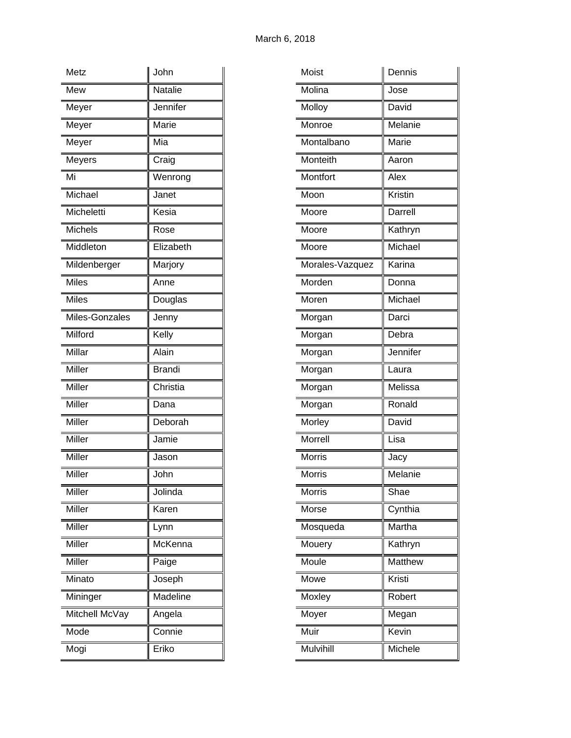March 6, 2018

| Metz | John |
|---|---|
| Mew | Natalie |
| Meyer | Jennifer |
| Meyer | Marie |
| Meyer | Mia |
| Meyers | Craig |
| Mi | Wenrong |
| Michael | Janet |
| Micheletti | Kesia |
| Michels | Rose |
| Middleton | Elizabeth |
| Mildenberger | Marjory |
| Miles | Anne |
| Miles | Douglas |
| Miles-Gonzales | Jenny |
| Milford | Kelly |
| Millar | Alain |
| Miller | Brandi |
| Miller | Christia |
| Miller | Dana |
| Miller | Deborah |
| Miller | Jamie |
| Miller | Jason |
| Miller | John |
| Miller | Jolinda |
| Miller | Karen |
| Miller | Lynn |
| Miller | McKenna |
| Miller | Paige |
| Minato | Joseph |
| Mininger | Madeline |
| Mitchell McVay | Angela |
| Mode | Connie |
| Mogi | Eriko |

| Moist | Dennis |
|---|---|
| Molina | Jose |
| Molloy | David |
| Monroe | Melanie |
| Montalbano | Marie |
| Monteith | Aaron |
| Montfort | Alex |
| Moon | Kristin |
| Moore | Darrell |
| Moore | Kathryn |
| Moore | Michael |
| Morales-Vazquez | Karina |
| Morden | Donna |
| Moren | Michael |
| Morgan | Darci |
| Morgan | Debra |
| Morgan | Jennifer |
| Morgan | Laura |
| Morgan | Melissa |
| Morgan | Ronald |
| Morley | David |
| Morrell | Lisa |
| Morris | Jacy |
| Morris | Melanie |
| Morris | Shae |
| Morse | Cynthia |
| Mosqueda | Martha |
| Mouery | Kathryn |
| Moule | Matthew |
| Mowe | Kristi |
| Moxley | Robert |
| Moyer | Megan |
| Muir | Kevin |
| Mulvihill | Michele |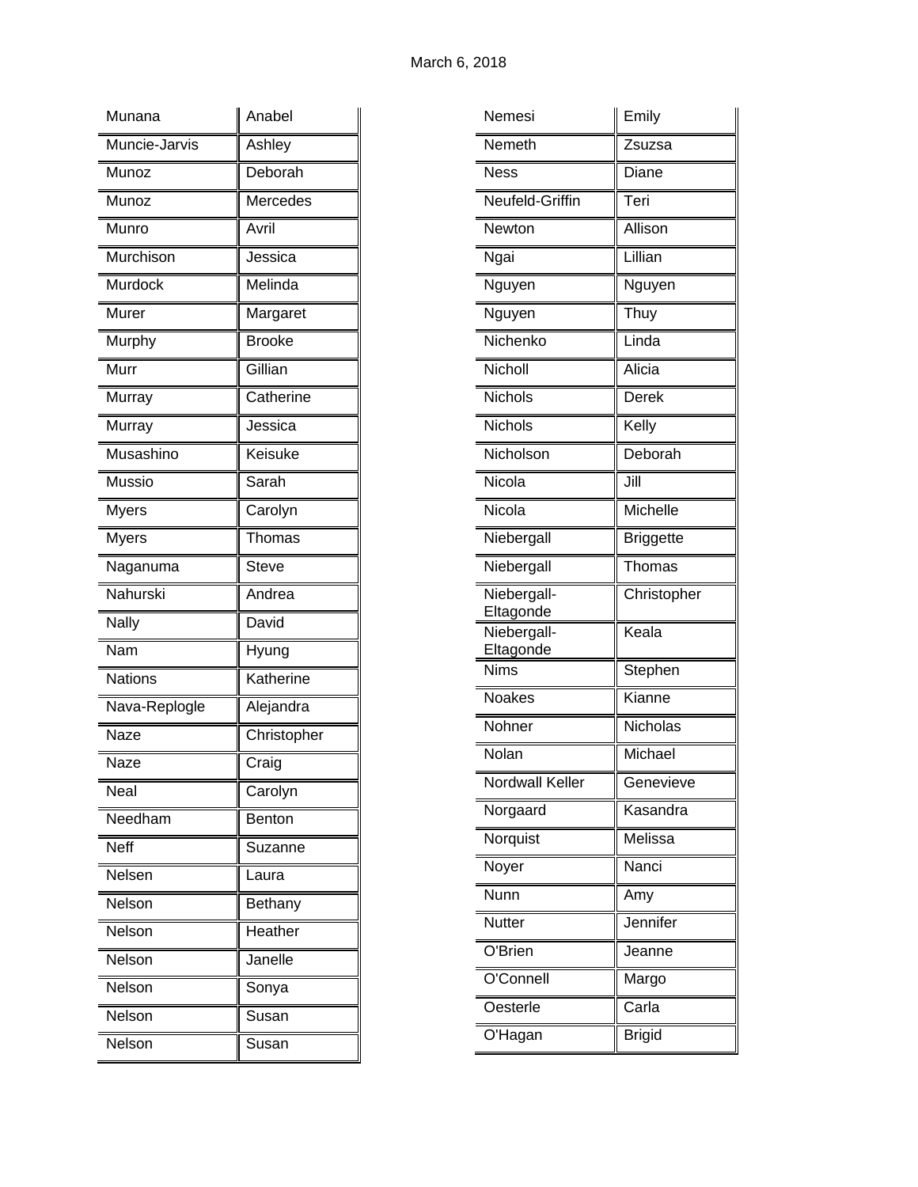| Munana | Anabel |
|---|---|
| Muncie-Jarvis | Ashley |
| Munoz | Deborah |
| Munoz | Mercedes |
| Munro | Avril |
| Murchison | Jessica |
| Murdock | Melinda |
| Murer | Margaret |
| Murphy | Brooke |
| Murr | Gillian |
| Murray | Catherine |
| Murray | Jessica |
| Musashino | Keisuke |
| Mussio | Sarah |
| Myers | Carolyn |
| Myers | Thomas |
| Naganuma | Steve |
| Nahurski | Andrea |
| Nally | David |
| Nam | Hyung |
| Nations | Katherine |
| Nava-Replogle | Alejandra |
| Naze | Christopher |
| Naze | Craig |
| Neal | Carolyn |
| Needham | Benton |
| Neff | Suzanne |
| Nelsen | Laura |
| Nelson | Bethany |
| Nelson | Heather |
| Nelson | Janelle |
| Nelson | Sonya |
| Nelson | Susan |
| Nelson | Susan |

| Nemesi | Emily |
|---|---|
| Nemeth | Zsuzsa |
| Ness | Diane |
| Neufeld-Griffin | Teri |
| Newton | Allison |
| Ngai | Lillian |
| Nguyen | Nguyen |
| Nguyen | Thuy |
| Nichenko | Linda |
| Nicholl | Alicia |
| Nichols | Derek |
| Nichols | Kelly |
| Nicholson | Deborah |
| Nicola | Jill |
| Nicola | Michelle |
| Niebergall | Briggette |
| Niebergall | Thomas |
| Niebergall-Eltagonde | Christopher |
| Niebergall-Eltagonde | Keala |
| Nims | Stephen |
| Noakes | Kianne |
| Nohner | Nicholas |
| Nolan | Michael |
| Nordwall Keller | Genevieve |
| Norgaard | Kasandra |
| Norquist | Melissa |
| Noyer | Nanci |
| Nunn | Amy |
| Nutter | Jennifer |
| O'Brien | Jeanne |
| O'Connell | Margo |
| Oesterle | Carla |
| O'Hagan | Brigid |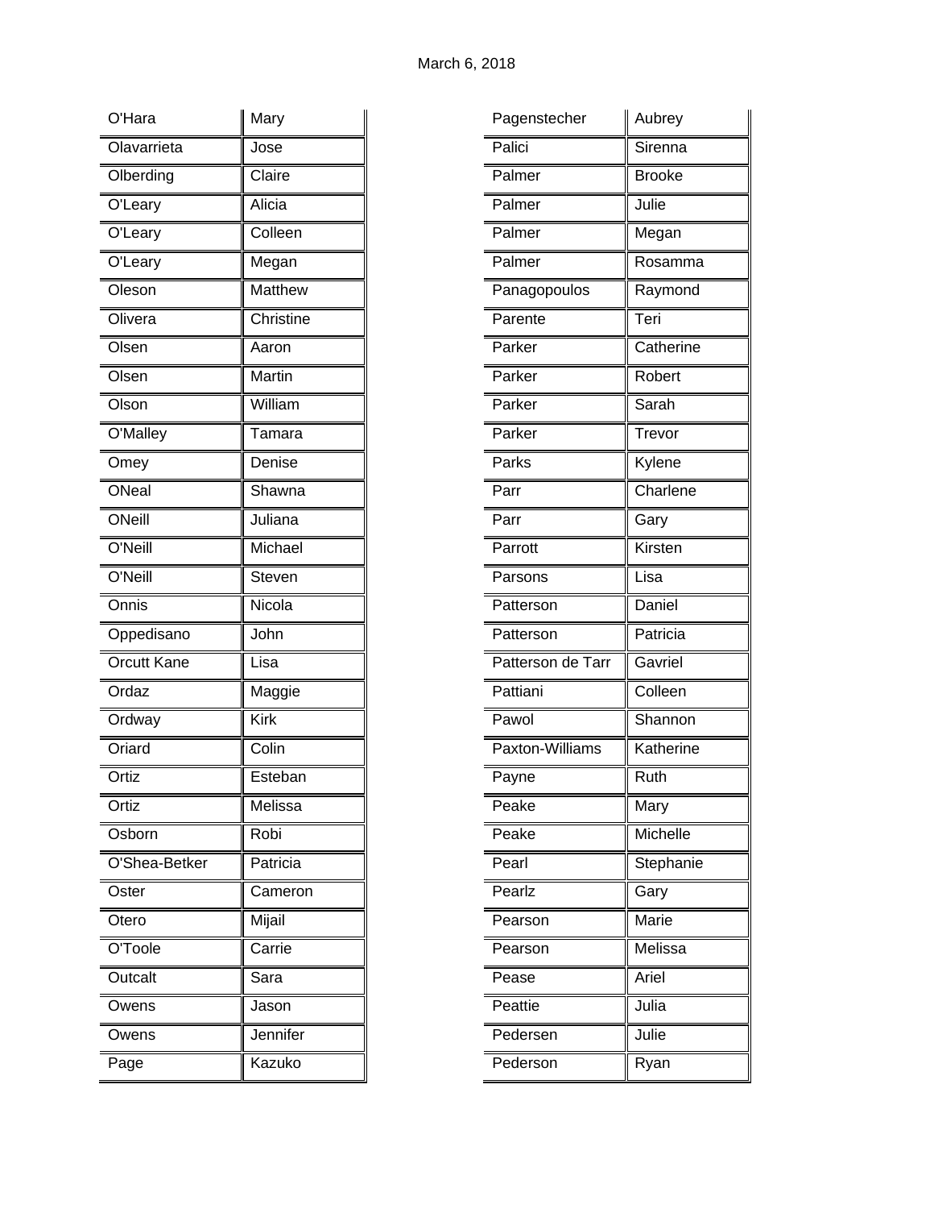March 6, 2018

| Last Name | First Name |
|---|---|
| O'Hara | Mary |
| Olavarrieta | Jose |
| Olberding | Claire |
| O'Leary | Alicia |
| O'Leary | Colleen |
| O'Leary | Megan |
| Oleson | Matthew |
| Olivera | Christine |
| Olsen | Aaron |
| Olsen | Martin |
| Olson | William |
| O'Malley | Tamara |
| Omey | Denise |
| ONeal | Shawna |
| ONeill | Juliana |
| O'Neill | Michael |
| O'Neill | Steven |
| Onnis | Nicola |
| Oppedisano | John |
| Orcutt Kane | Lisa |
| Ordaz | Maggie |
| Ordway | Kirk |
| Oriard | Colin |
| Ortiz | Esteban |
| Ortiz | Melissa |
| Osborn | Robi |
| O'Shea-Betker | Patricia |
| Oster | Cameron |
| Otero | Mijail |
| O'Toole | Carrie |
| Outcalt | Sara |
| Owens | Jason |
| Owens | Jennifer |
| Page | Kazuko |
| Pagenstecher | Aubrey |
| Palici | Sirenna |
| Palmer | Brooke |
| Palmer | Julie |
| Palmer | Megan |
| Palmer | Rosamma |
| Panagopoulos | Raymond |
| Parente | Teri |
| Parker | Catherine |
| Parker | Robert |
| Parker | Sarah |
| Parker | Trevor |
| Parks | Kylene |
| Parr | Charlene |
| Parr | Gary |
| Parrott | Kirsten |
| Parsons | Lisa |
| Patterson | Daniel |
| Patterson | Patricia |
| Patterson de Tarr | Gavriel |
| Pattiani | Colleen |
| Pawol | Shannon |
| Paxton-Williams | Katherine |
| Payne | Ruth |
| Peake | Mary |
| Peake | Michelle |
| Pearl | Stephanie |
| Pearlz | Gary |
| Pearson | Marie |
| Pearson | Melissa |
| Pease | Ariel |
| Peattie | Julia |
| Pedersen | Julie |
| Pederson | Ryan |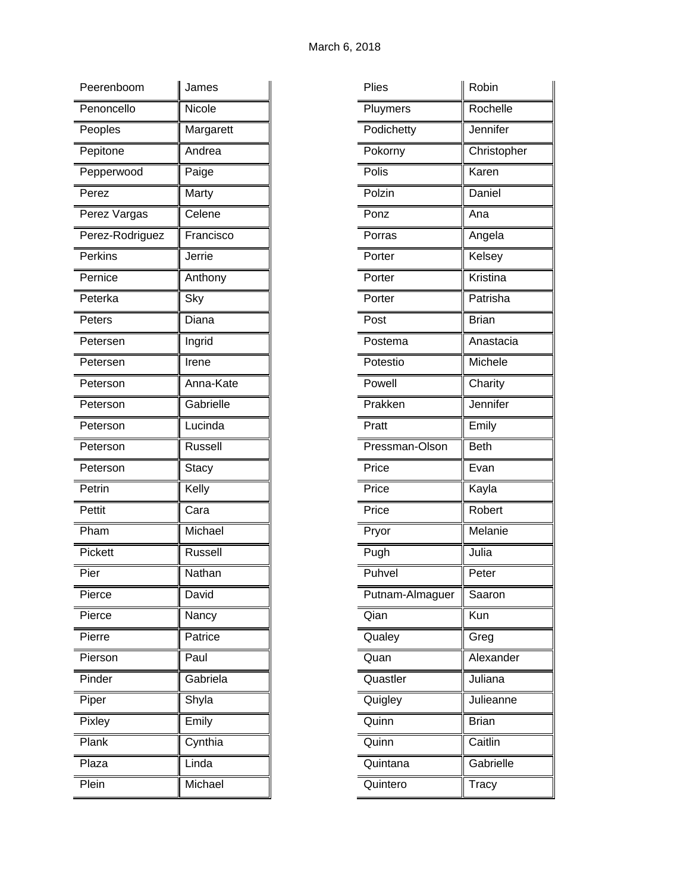March 6, 2018

| | |
|---|---|
| Peerenboom | James |
| Penoncello | Nicole |
| Peoples | Margarett |
| Pepitone | Andrea |
| Pepperwood | Paige |
| Perez | Marty |
| Perez Vargas | Celene |
| Perez-Rodriguez | Francisco |
| Perkins | Jerrie |
| Pernice | Anthony |
| Peterka | Sky |
| Peters | Diana |
| Petersen | Ingrid |
| Petersen | Irene |
| Peterson | Anna-Kate |
| Peterson | Gabrielle |
| Peterson | Lucinda |
| Peterson | Russell |
| Peterson | Stacy |
| Petrin | Kelly |
| Pettit | Cara |
| Pham | Michael |
| Pickett | Russell |
| Pier | Nathan |
| Pierce | David |
| Pierce | Nancy |
| Pierre | Patrice |
| Pierson | Paul |
| Pinder | Gabriela |
| Piper | Shyla |
| Pixley | Emily |
| Plank | Cynthia |
| Plaza | Linda |
| Plein | Michael |

| | |
|---|---|
| Plies | Robin |
| Pluymers | Rochelle |
| Podichetty | Jennifer |
| Pokorny | Christopher |
| Polis | Karen |
| Polzin | Daniel |
| Ponz | Ana |
| Porras | Angela |
| Porter | Kelsey |
| Porter | Kristina |
| Porter | Patrisha |
| Post | Brian |
| Postema | Anastacia |
| Potestio | Michele |
| Powell | Charity |
| Prakken | Jennifer |
| Pratt | Emily |
| Pressman-Olson | Beth |
| Price | Evan |
| Price | Kayla |
| Price | Robert |
| Pryor | Melanie |
| Pugh | Julia |
| Puhvel | Peter |
| Putnam-Almaguer | Saaron |
| Qian | Kun |
| Qualey | Greg |
| Quan | Alexander |
| Quastler | Juliana |
| Quigley | Julieanne |
| Quinn | Brian |
| Quinn | Caitlin |
| Quintana | Gabrielle |
| Quintero | Tracy |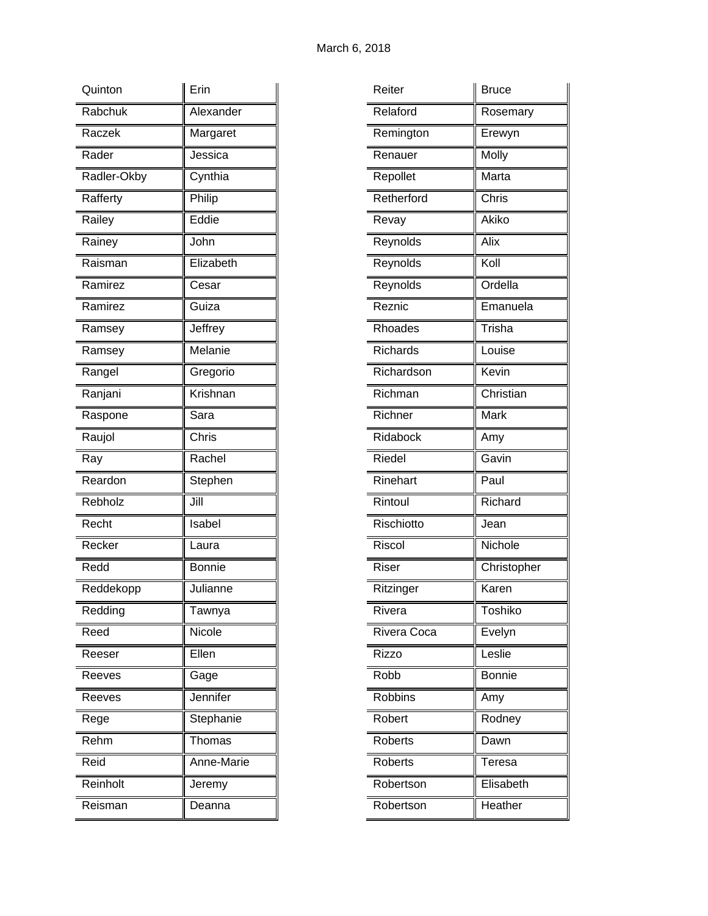March 6, 2018

| | |
|---|---|
| Quinton | Erin |
| Rabchuk | Alexander |
| Raczek | Margaret |
| Rader | Jessica |
| Radler-Okby | Cynthia |
| Rafferty | Philip |
| Railey | Eddie |
| Rainey | John |
| Raisman | Elizabeth |
| Ramirez | Cesar |
| Ramirez | Guiza |
| Ramsey | Jeffrey |
| Ramsey | Melanie |
| Rangel | Gregorio |
| Ranjani | Krishnan |
| Raspone | Sara |
| Raujol | Chris |
| Ray | Rachel |
| Reardon | Stephen |
| Rebholz | Jill |
| Recht | Isabel |
| Recker | Laura |
| Redd | Bonnie |
| Reddekopp | Julianne |
| Redding | Tawnya |
| Reed | Nicole |
| Reeser | Ellen |
| Reeves | Gage |
| Reeves | Jennifer |
| Rege | Stephanie |
| Rehm | Thomas |
| Reid | Anne-Marie |
| Reinholt | Jeremy |
| Reisman | Deanna |

| | |
|---|---|
| Reiter | Bruce |
| Relaford | Rosemary |
| Remington | Erewyn |
| Renauer | Molly |
| Repollet | Marta |
| Retherford | Chris |
| Revay | Akiko |
| Reynolds | Alix |
| Reynolds | Koll |
| Reynolds | Ordella |
| Reznic | Emanuela |
| Rhoades | Trisha |
| Richards | Louise |
| Richardson | Kevin |
| Richman | Christian |
| Richner | Mark |
| Ridabock | Amy |
| Riedel | Gavin |
| Rinehart | Paul |
| Rintoul | Richard |
| Rischiotto | Jean |
| Riscol | Nichole |
| Riser | Christopher |
| Ritzinger | Karen |
| Rivera | Toshiko |
| Rivera Coca | Evelyn |
| Rizzo | Leslie |
| Robb | Bonnie |
| Robbins | Amy |
| Robert | Rodney |
| Roberts | Dawn |
| Roberts | Teresa |
| Robertson | Elisabeth |
| Robertson | Heather |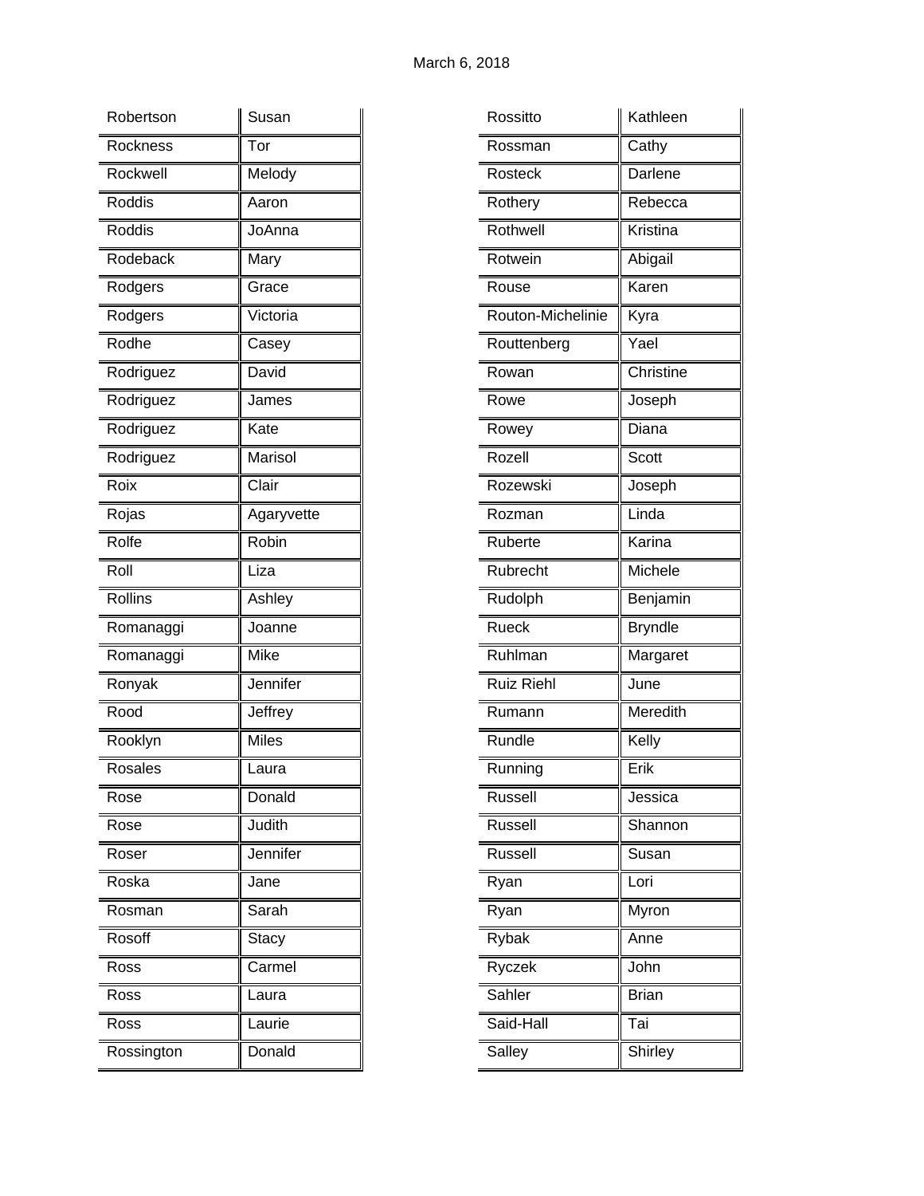| Robertson | Susan |
|---|---|
| Rockness | Tor |
| Rockwell | Melody |
| Roddis | Aaron |
| Roddis | JoAnna |
| Rodeback | Mary |
| Rodgers | Grace |
| Rodgers | Victoria |
| Rodhe | Casey |
| Rodriguez | David |
| Rodriguez | James |
| Rodriguez | Kate |
| Rodriguez | Marisol |
| Roix | Clair |
| Rojas | Agaryvette |
| Rolfe | Robin |
| Roll | Liza |
| Rollins | Ashley |
| Romanaggi | Joanne |
| Romanaggi | Mike |
| Ronyak | Jennifer |
| Rood | Jeffrey |
| Rooklyn | Miles |
| Rosales | Laura |
| Rose | Donald |
| Rose | Judith |
| Roser | Jennifer |
| Roska | Jane |
| Rosman | Sarah |
| Rosoff | Stacy |
| Ross | Carmel |
| Ross | Laura |
| Ross | Laurie |
| Rossington | Donald |

| Rossitto | Kathleen |
|---|---|
| Rossman | Cathy |
| Rosteck | Darlene |
| Rothery | Rebecca |
| Rothwell | Kristina |
| Rotwein | Abigail |
| Rouse | Karen |
| Routon-Michelinie | Kyra |
| Routtenberg | Yael |
| Rowan | Christine |
| Rowe | Joseph |
| Rowey | Diana |
| Rozell | Scott |
| Rozewski | Joseph |
| Rozman | Linda |
| Ruberte | Karina |
| Rubrecht | Michele |
| Rudolph | Benjamin |
| Rueck | Bryndle |
| Ruhlman | Margaret |
| Ruiz Riehl | June |
| Rumann | Meredith |
| Rundle | Kelly |
| Running | Erik |
| Russell | Jessica |
| Russell | Shannon |
| Russell | Susan |
| Ryan | Lori |
| Ryan | Myron |
| Rybak | Anne |
| Ryczek | John |
| Sahler | Brian |
| Said-Hall | Tai |
| Salley | Shirley |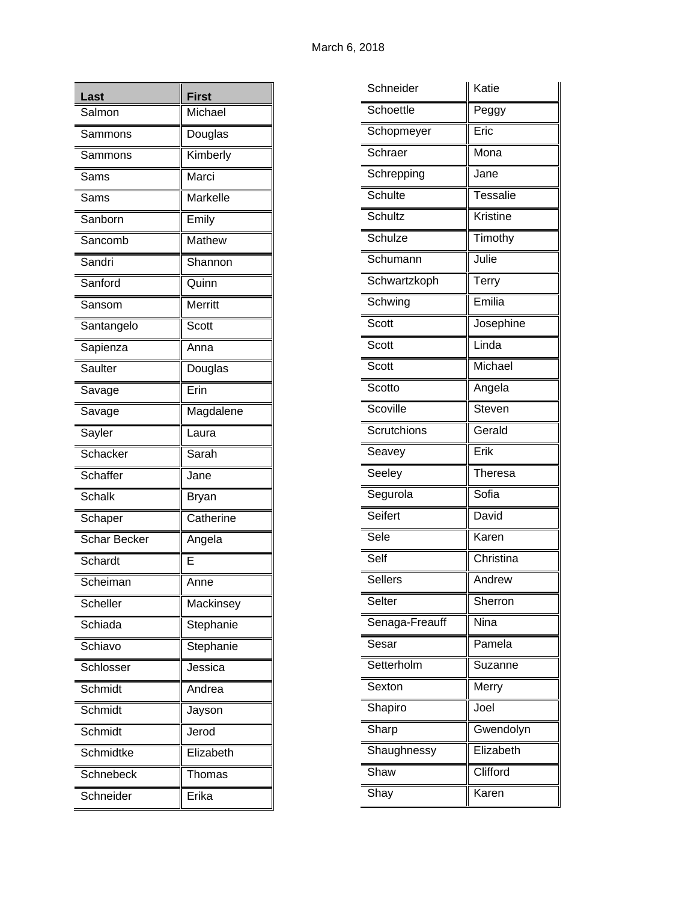March 6, 2018

| Last | First |
| --- | --- |
| Salmon | Michael |
| Sammons | Douglas |
| Sammons | Kimberly |
| Sams | Marci |
| Sams | Markelle |
| Sanborn | Emily |
| Sancomb | Mathew |
| Sandri | Shannon |
| Sanford | Quinn |
| Sansom | Merritt |
| Santangelo | Scott |
| Sapienza | Anna |
| Saulter | Douglas |
| Savage | Erin |
| Savage | Magdalene |
| Sayler | Laura |
| Schacker | Sarah |
| Schaffer | Jane |
| Schalk | Bryan |
| Schaper | Catherine |
| Schar Becker | Angela |
| Schardt | E |
| Scheiman | Anne |
| Scheller | Mackinsey |
| Schiada | Stephanie |
| Schiavo | Stephanie |
| Schlosser | Jessica |
| Schmidt | Andrea |
| Schmidt | Jayson |
| Schmidt | Jerod |
| Schmidtke | Elizabeth |
| Schnebeck | Thomas |
| Schneider | Erika |
| Schneider | Katie |
| Schoettle | Peggy |
| Schopmeyer | Eric |
| Schraer | Mona |
| Schrepping | Jane |
| Schulte | Tessalie |
| Schultz | Kristine |
| Schulze | Timothy |
| Schumann | Julie |
| Schwartzkoph | Terry |
| Schwing | Emilia |
| Scott | Josephine |
| Scott | Linda |
| Scott | Michael |
| Scotto | Angela |
| Scoville | Steven |
| Scrutchions | Gerald |
| Seavey | Erik |
| Seeley | Theresa |
| Segurola | Sofia |
| Seifert | David |
| Sele | Karen |
| Self | Christina |
| Sellers | Andrew |
| Selter | Sherron |
| Senaga-Freauff | Nina |
| Sesar | Pamela |
| Setterholm | Suzanne |
| Sexton | Merry |
| Shapiro | Joel |
| Sharp | Gwendolyn |
| Shaughnessy | Elizabeth |
| Shaw | Clifford |
| Shay | Karen |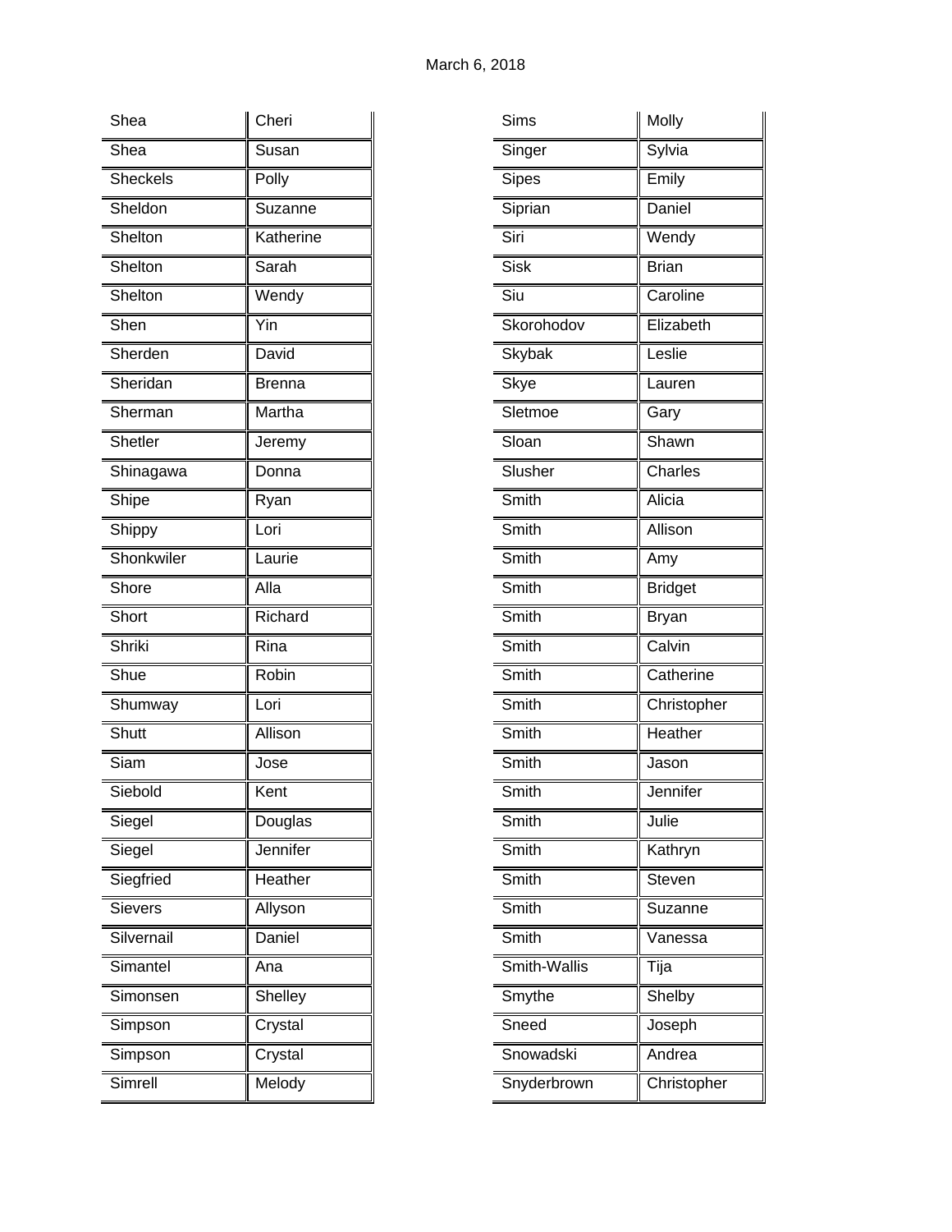March 6, 2018

| | |
|---|---|
| Shea | Cheri |
| Shea | Susan |
| Sheckels | Polly |
| Sheldon | Suzanne |
| Shelton | Katherine |
| Shelton | Sarah |
| Shelton | Wendy |
| Shen | Yin |
| Sherden | David |
| Sheridan | Brenna |
| Sherman | Martha |
| Shetler | Jeremy |
| Shinagawa | Donna |
| Shipe | Ryan |
| Shippy | Lori |
| Shonkwiler | Laurie |
| Shore | Alla |
| Short | Richard |
| Shriki | Rina |
| Shue | Robin |
| Shumway | Lori |
| Shutt | Allison |
| Siam | Jose |
| Siebold | Kent |
| Siegel | Douglas |
| Siegel | Jennifer |
| Siegfried | Heather |
| Sievers | Allyson |
| Silvernail | Daniel |
| Simantel | Ana |
| Simonsen | Shelley |
| Simpson | Crystal |
| Simpson | Crystal |
| Simrell | Melody |
| Sims | Molly |
| Singer | Sylvia |
| Sipes | Emily |
| Siprian | Daniel |
| Siri | Wendy |
| Sisk | Brian |
| Siu | Caroline |
| Skorohodov | Elizabeth |
| Skybak | Leslie |
| Skye | Lauren |
| Sletmoe | Gary |
| Sloan | Shawn |
| Slusher | Charles |
| Smith | Alicia |
| Smith | Allison |
| Smith | Amy |
| Smith | Bridget |
| Smith | Bryan |
| Smith | Calvin |
| Smith | Catherine |
| Smith | Christopher |
| Smith | Heather |
| Smith | Jason |
| Smith | Jennifer |
| Smith | Julie |
| Smith | Kathryn |
| Smith | Steven |
| Smith | Suzanne |
| Smith | Vanessa |
| Smith-Wallis | Tija |
| Smythe | Shelby |
| Sneed | Joseph |
| Snowadski | Andrea |
| Snyderbrown | Christopher |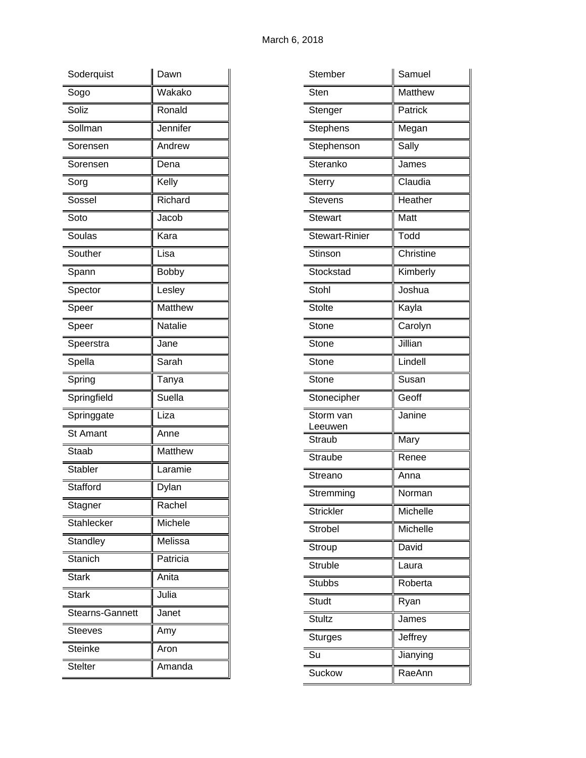March 6, 2018

| | |
|---|---|
| Soderquist | Dawn |
| Sogo | Wakako |
| Soliz | Ronald |
| Sollman | Jennifer |
| Sorensen | Andrew |
| Sorensen | Dena |
| Sorg | Kelly |
| Sossel | Richard |
| Soto | Jacob |
| Soulas | Kara |
| Souther | Lisa |
| Spann | Bobby |
| Spector | Lesley |
| Speer | Matthew |
| Speer | Natalie |
| Speerstra | Jane |
| Spella | Sarah |
| Spring | Tanya |
| Springfield | Suella |
| Springgate | Liza |
| St Amant | Anne |
| Staab | Matthew |
| Stabler | Laramie |
| Stafford | Dylan |
| Stagner | Rachel |
| Stahlecker | Michele |
| Standley | Melissa |
| Stanich | Patricia |
| Stark | Anita |
| Stark | Julia |
| Stearns-Gannett | Janet |
| Steeves | Amy |
| Steinke | Aron |
| Stelter | Amanda |
| Stember | Samuel |
| Sten | Matthew |
| Stenger | Patrick |
| Stephens | Megan |
| Stephenson | Sally |
| Steranko | James |
| Sterry | Claudia |
| Stevens | Heather |
| Stewart | Matt |
| Stewart-Rinier | Todd |
| Stinson | Christine |
| Stockstad | Kimberly |
| Stohl | Joshua |
| Stolte | Kayla |
| Stone | Carolyn |
| Stone | Jillian |
| Stone | Lindell |
| Stone | Susan |
| Stonecipher | Geoff |
| Storm van Leeuwen | Janine |
| Straub | Mary |
| Straube | Renee |
| Streano | Anna |
| Stremming | Norman |
| Strickler | Michelle |
| Strobel | Michelle |
| Stroup | David |
| Struble | Laura |
| Stubbs | Roberta |
| Studt | Ryan |
| Stultz | James |
| Sturges | Jeffrey |
| Su | Jianying |
| Suckow | RaeAnn |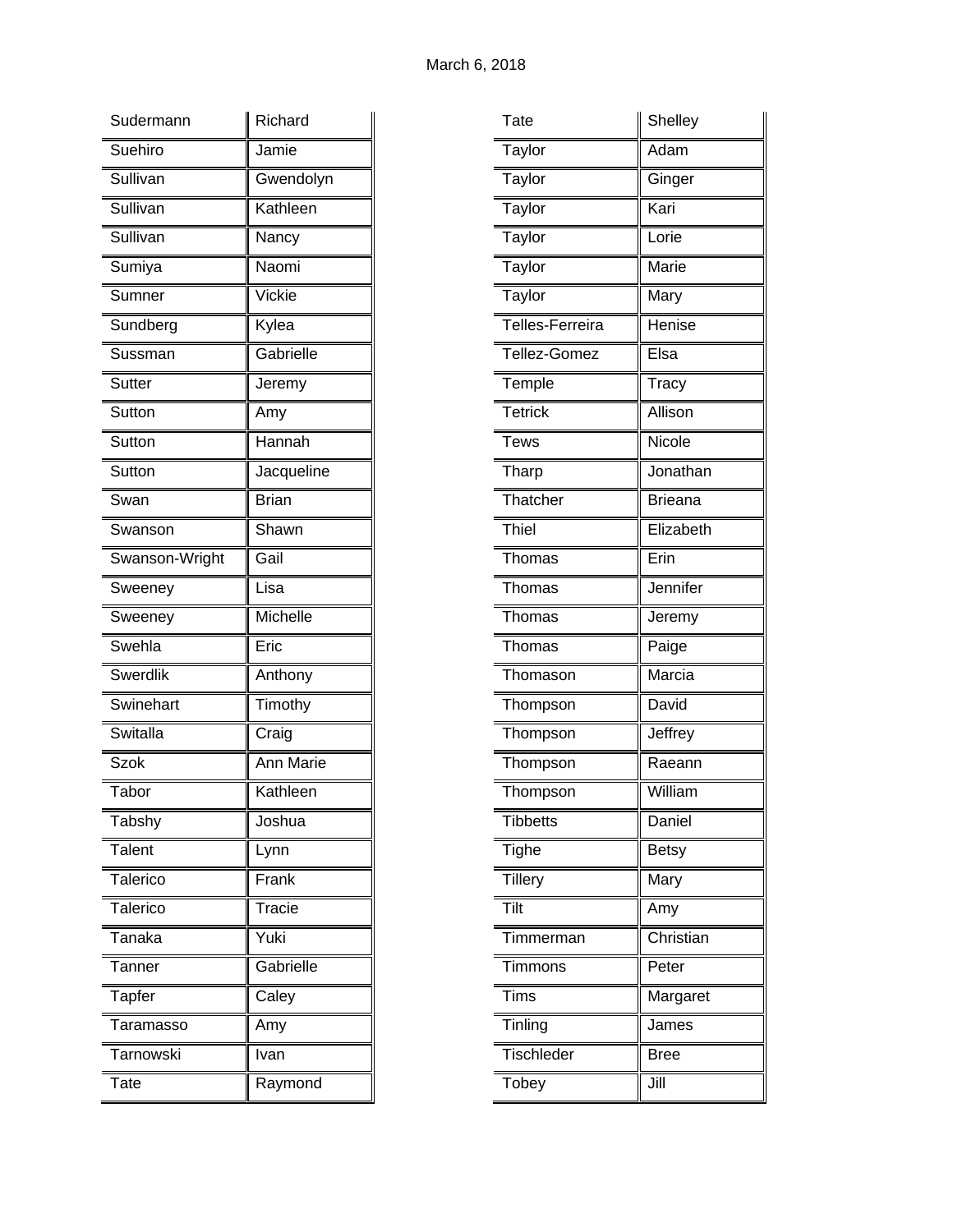March 6, 2018

| Sudermann | Richard |
|---|---|
| Suehiro | Jamie |
| Sullivan | Gwendolyn |
| Sullivan | Kathleen |
| Sullivan | Nancy |
| Sumiya | Naomi |
| Sumner | Vickie |
| Sundberg | Kylea |
| Sussman | Gabrielle |
| Sutter | Jeremy |
| Sutton | Amy |
| Sutton | Hannah |
| Sutton | Jacqueline |
| Swan | Brian |
| Swanson | Shawn |
| Swanson-Wright | Gail |
| Sweeney | Lisa |
| Sweeney | Michelle |
| Swehla | Eric |
| Swerdlik | Anthony |
| Swinehart | Timothy |
| Switalla | Craig |
| Szok | Ann Marie |
| Tabor | Kathleen |
| Tabshy | Joshua |
| Talent | Lynn |
| Talerico | Frank |
| Talerico | Tracie |
| Tanaka | Yuki |
| Tanner | Gabrielle |
| Tapfer | Caley |
| Taramasso | Amy |
| Tarnowski | Ivan |
| Tate | Raymond |

| Tate | Shelley |
|---|---|
| Taylor | Adam |
| Taylor | Ginger |
| Taylor | Kari |
| Taylor | Lorie |
| Taylor | Marie |
| Taylor | Mary |
| Telles-Ferreira | Henise |
| Tellez-Gomez | Elsa |
| Temple | Tracy |
| Tetrick | Allison |
| Tews | Nicole |
| Tharp | Jonathan |
| Thatcher | Brieana |
| Thiel | Elizabeth |
| Thomas | Erin |
| Thomas | Jennifer |
| Thomas | Jeremy |
| Thomas | Paige |
| Thomason | Marcia |
| Thompson | David |
| Thompson | Jeffrey |
| Thompson | Raeann |
| Thompson | William |
| Tibbetts | Daniel |
| Tighe | Betsy |
| Tillery | Mary |
| Tilt | Amy |
| Timmerman | Christian |
| Timmons | Peter |
| Tims | Margaret |
| Tinling | James |
| Tischleder | Bree |
| Tobey | Jill |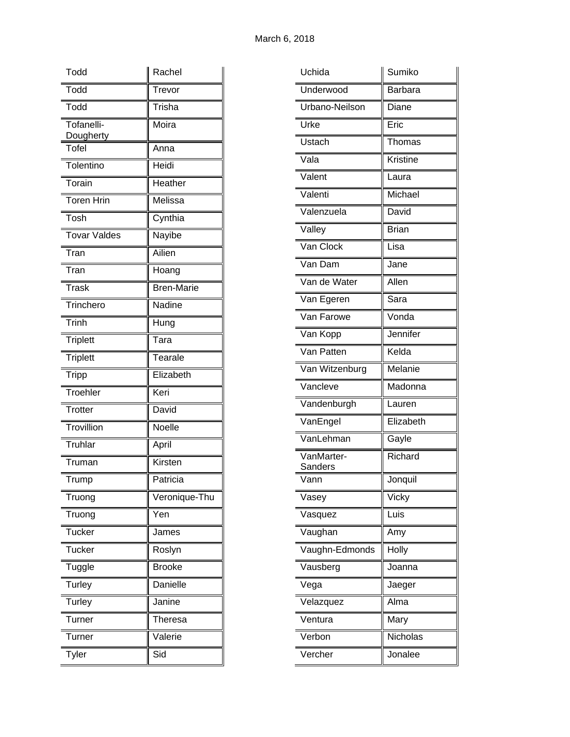March 6, 2018

| | |
|---|---|
| Todd | Rachel |
| Todd | Trevor |
| Todd | Trisha |
| Tofanelli-Dougherty | Moira |
| Tofel | Anna |
| Tolentino | Heidi |
| Torain | Heather |
| Toren Hrin | Melissa |
| Tosh | Cynthia |
| Tovar Valdes | Nayibe |
| Tran | Ailien |
| Tran | Hoang |
| Trask | Bren-Marie |
| Trinchero | Nadine |
| Trinh | Hung |
| Triplett | Tara |
| Triplett | Tearale |
| Tripp | Elizabeth |
| Troehler | Keri |
| Trotter | David |
| Trovillion | Noelle |
| Truhlar | April |
| Truman | Kirsten |
| Trump | Patricia |
| Truong | Veronique-Thu |
| Truong | Yen |
| Tucker | James |
| Tucker | Roslyn |
| Tuggle | Brooke |
| Turley | Danielle |
| Turley | Janine |
| Turner | Theresa |
| Turner | Valerie |
| Tyler | Sid |

| | |
|---|---|
| Uchida | Sumiko |
| Underwood | Barbara |
| Urbano-Neilson | Diane |
| Urke | Eric |
| Ustach | Thomas |
| Vala | Kristine |
| Valent | Laura |
| Valenti | Michael |
| Valenzuela | David |
| Valley | Brian |
| Van Clock | Lisa |
| Van Dam | Jane |
| Van de Water | Allen |
| Van Egeren | Sara |
| Van Farowe | Vonda |
| Van Kopp | Jennifer |
| Van Patten | Kelda |
| Van Witzenburg | Melanie |
| Vancleve | Madonna |
| Vandenburgh | Lauren |
| VanEngel | Elizabeth |
| VanLehman | Gayle |
| VanMarter-Sanders | Richard |
| Vann | Jonquil |
| Vasey | Vicky |
| Vasquez | Luis |
| Vaughan | Amy |
| Vaughn-Edmonds | Holly |
| Vausberg | Joanna |
| Vega | Jaeger |
| Velazquez | Alma |
| Ventura | Mary |
| Verbon | Nicholas |
| Vercher | Jonalee |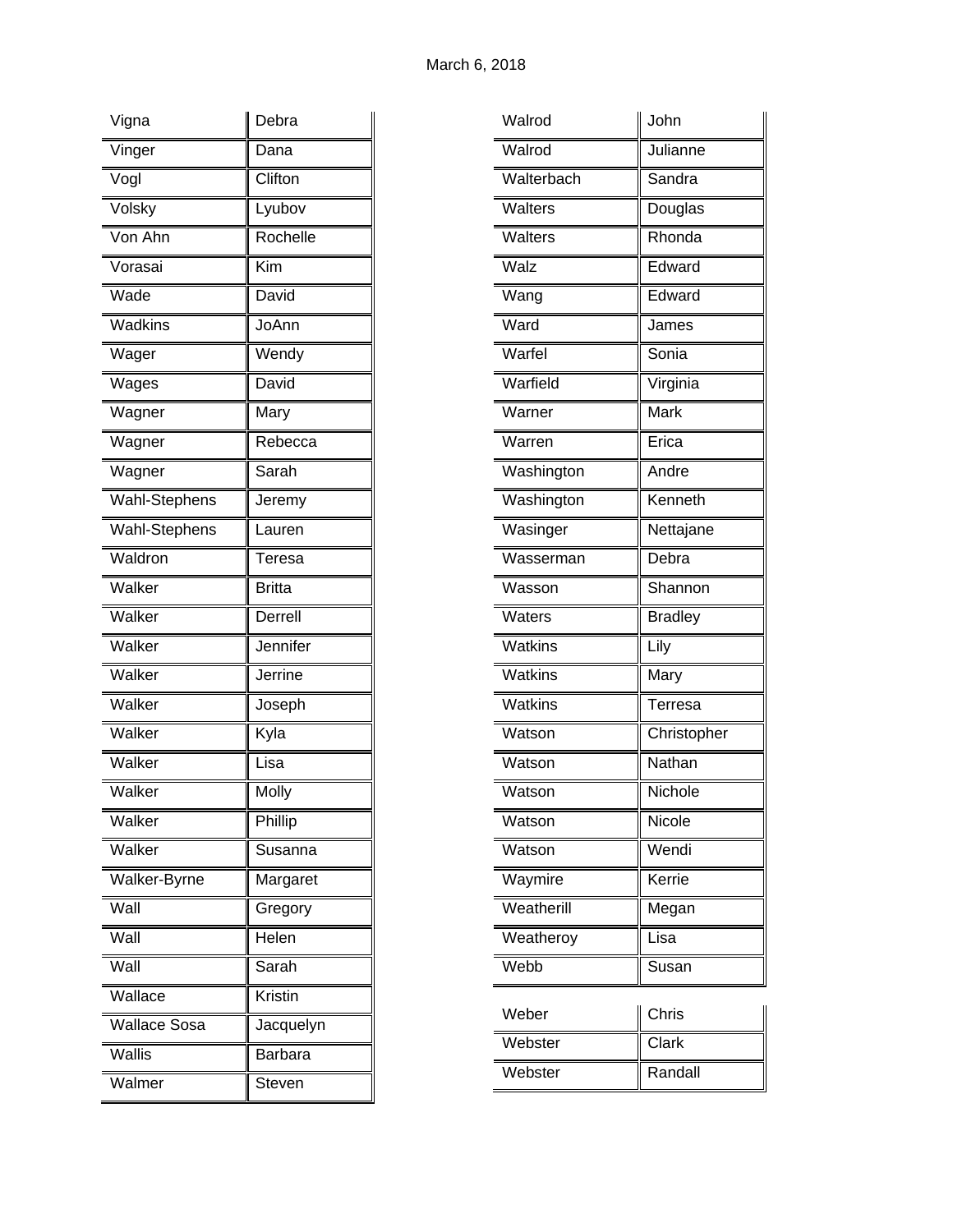March 6, 2018

| Last Name | First Name |
|---|---|
| Vigna | Debra |
| Vinger | Dana |
| Vogl | Clifton |
| Volsky | Lyubov |
| Von Ahn | Rochelle |
| Vorasai | Kim |
| Wade | David |
| Wadkins | JoAnn |
| Wager | Wendy |
| Wages | David |
| Wagner | Mary |
| Wagner | Rebecca |
| Wagner | Sarah |
| Wahl-Stephens | Jeremy |
| Wahl-Stephens | Lauren |
| Waldron | Teresa |
| Walker | Britta |
| Walker | Derrell |
| Walker | Jennifer |
| Walker | Jerrine |
| Walker | Joseph |
| Walker | Kyla |
| Walker | Lisa |
| Walker | Molly |
| Walker | Phillip |
| Walker | Susanna |
| Walker-Byrne | Margaret |
| Wall | Gregory |
| Wall | Helen |
| Wall | Sarah |
| Wallace | Kristin |
| Wallace Sosa | Jacquelyn |
| Wallis | Barbara |
| Walmer | Steven |
| Walrod | John |
| Walrod | Julianne |
| Walterbach | Sandra |
| Walters | Douglas |
| Walters | Rhonda |
| Walz | Edward |
| Wang | Edward |
| Ward | James |
| Warfel | Sonia |
| Warfield | Virginia |
| Warner | Mark |
| Warren | Erica |
| Washington | Andre |
| Washington | Kenneth |
| Wasinger | Nettajane |
| Wasserman | Debra |
| Wasson | Shannon |
| Waters | Bradley |
| Watkins | Lily |
| Watkins | Mary |
| Watkins | Terresa |
| Watson | Christopher |
| Watson | Nathan |
| Watson | Nichole |
| Watson | Nicole |
| Watson | Wendi |
| Waymire | Kerrie |
| Weatherill | Megan |
| Weatheroy | Lisa |
| Webb | Susan |
| Weber | Chris |
| Webster | Clark |
| Webster | Randall |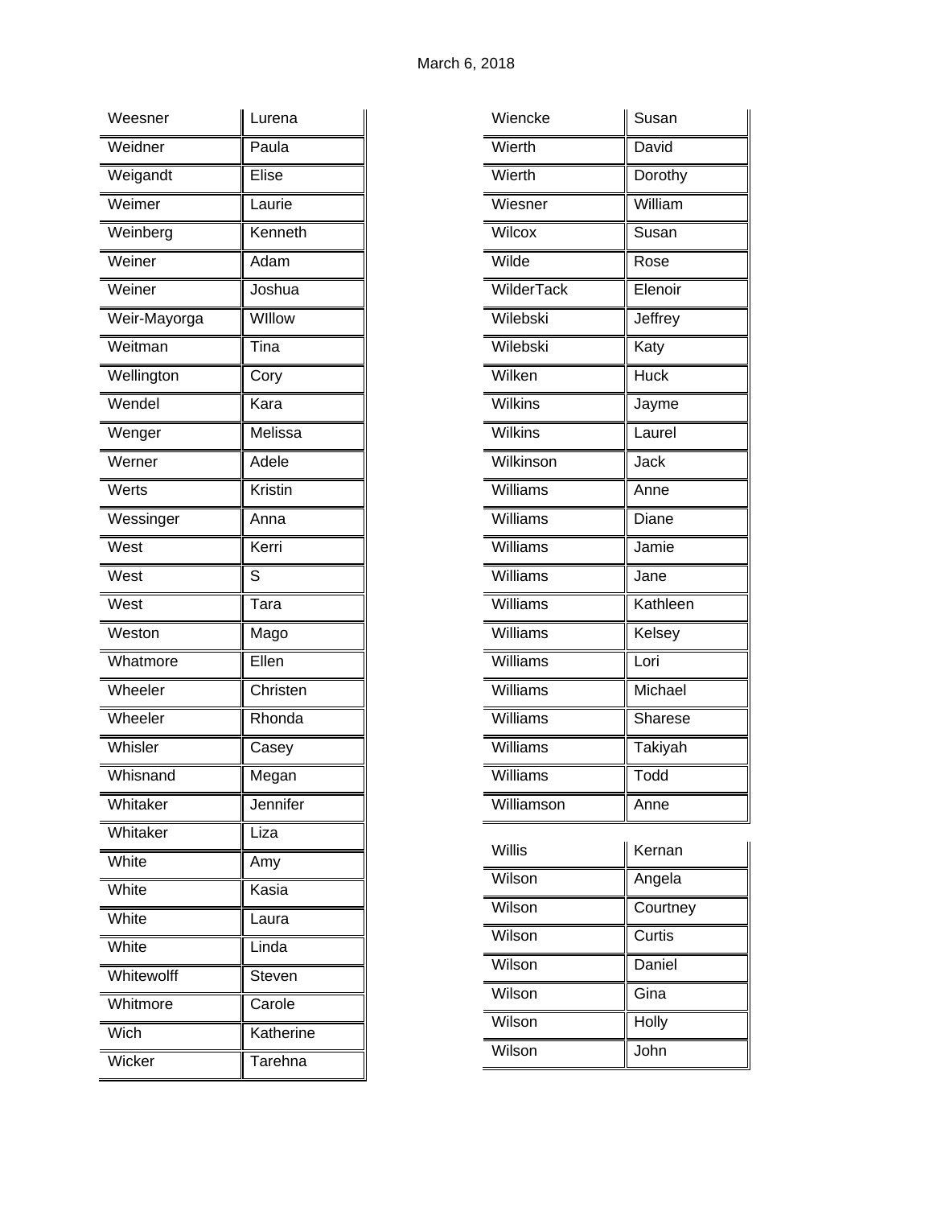March 6, 2018

| | |
|---|---|
| Weesner | Lurena |
| Weidner | Paula |
| Weigandt | Elise |
| Weimer | Laurie |
| Weinberg | Kenneth |
| Weiner | Adam |
| Weiner | Joshua |
| Weir-Mayorga | WIllow |
| Weitman | Tina |
| Wellington | Cory |
| Wendel | Kara |
| Wenger | Melissa |
| Werner | Adele |
| Werts | Kristin |
| Wessinger | Anna |
| West | Kerri |
| West | S |
| West | Tara |
| Weston | Mago |
| Whatmore | Ellen |
| Wheeler | Christen |
| Wheeler | Rhonda |
| Whisler | Casey |
| Whisnand | Megan |
| Whitaker | Jennifer |
| Whitaker | Liza |
| White | Amy |
| White | Kasia |
| White | Laura |
| White | Linda |
| Whitewolff | Steven |
| Whitmore | Carole |
| Wich | Katherine |
| Wicker | Tarehna |
| Wiencke | Susan |
| Wierth | David |
| Wierth | Dorothy |
| Wiesner | William |
| Wilcox | Susan |
| Wilde | Rose |
| WilderTack | Elenoir |
| Wilebski | Jeffrey |
| Wilebski | Katy |
| Wilken | Huck |
| Wilkins | Jayme |
| Wilkins | Laurel |
| Wilkinson | Jack |
| Williams | Anne |
| Williams | Diane |
| Williams | Jamie |
| Williams | Jane |
| Williams | Kathleen |
| Williams | Kelsey |
| Williams | Lori |
| Williams | Michael |
| Williams | Sharese |
| Williams | Takiyah |
| Williams | Todd |
| Williamson | Anne |
| Willis | Kernan |
| Wilson | Angela |
| Wilson | Courtney |
| Wilson | Curtis |
| Wilson | Daniel |
| Wilson | Gina |
| Wilson | Holly |
| Wilson | John |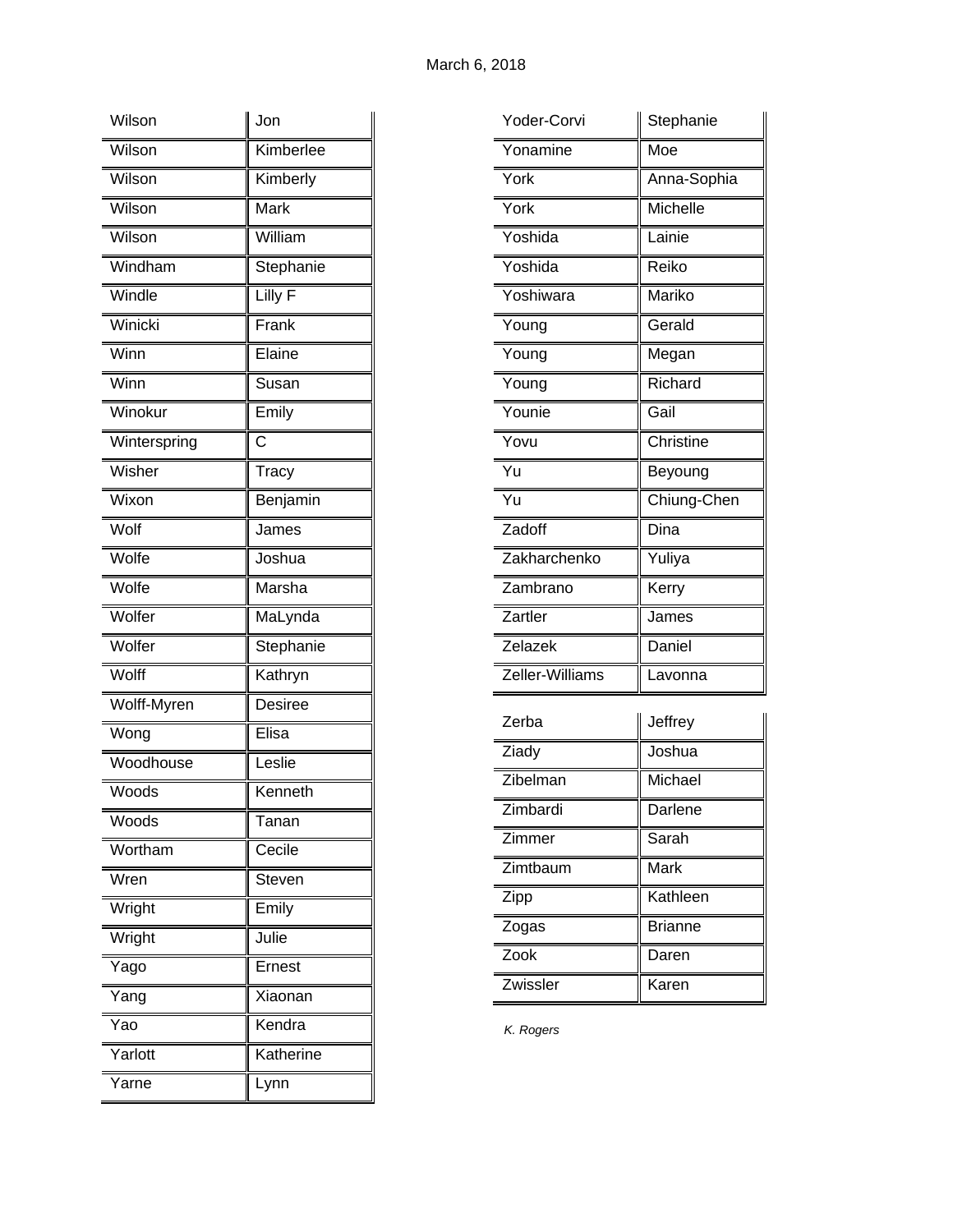March 6, 2018

| | |
|---|---|
| Wilson | Jon |
| Wilson | Kimberlee |
| Wilson | Kimberly |
| Wilson | Mark |
| Wilson | William |
| Windham | Stephanie |
| Windle | Lilly F |
| Winicki | Frank |
| Winn | Elaine |
| Winn | Susan |
| Winokur | Emily |
| Winterspring | C |
| Wisher | Tracy |
| Wixon | Benjamin |
| Wolf | James |
| Wolfe | Joshua |
| Wolfe | Marsha |
| Wolfer | MaLynda |
| Wolfer | Stephanie |
| Wolff | Kathryn |
| Wolff-Myren | Desiree |
| Wong | Elisa |
| Woodhouse | Leslie |
| Woods | Kenneth |
| Woods | Tanan |
| Wortham | Cecile |
| Wren | Steven |
| Wright | Emily |
| Wright | Julie |
| Yago | Ernest |
| Yang | Xiaonan |
| Yao | Kendra |
| Yarlott | Katherine |
| Yarne | Lynn |
| Yoder-Corvi | Stephanie |
| Yonamine | Moe |
| York | Anna-Sophia |
| York | Michelle |
| Yoshida | Lainie |
| Yoshida | Reiko |
| Yoshiwara | Mariko |
| Young | Gerald |
| Young | Megan |
| Young | Richard |
| Younie | Gail |
| Yovu | Christine |
| Yu | Beyoung |
| Yu | Chiung-Chen |
| Zadoff | Dina |
| Zakharchenko | Yuliya |
| Zambrano | Kerry |
| Zartler | James |
| Zelazek | Daniel |
| Zeller-Williams | Lavonna |
| Zerba | Jeffrey |
| Ziady | Joshua |
| Zibelman | Michael |
| Zimbardi | Darlene |
| Zimmer | Sarah |
| Zimtbaum | Mark |
| Zipp | Kathleen |
| Zogas | Brianne |
| Zook | Daren |
| Zwissler | Karen |

*K. Rogers*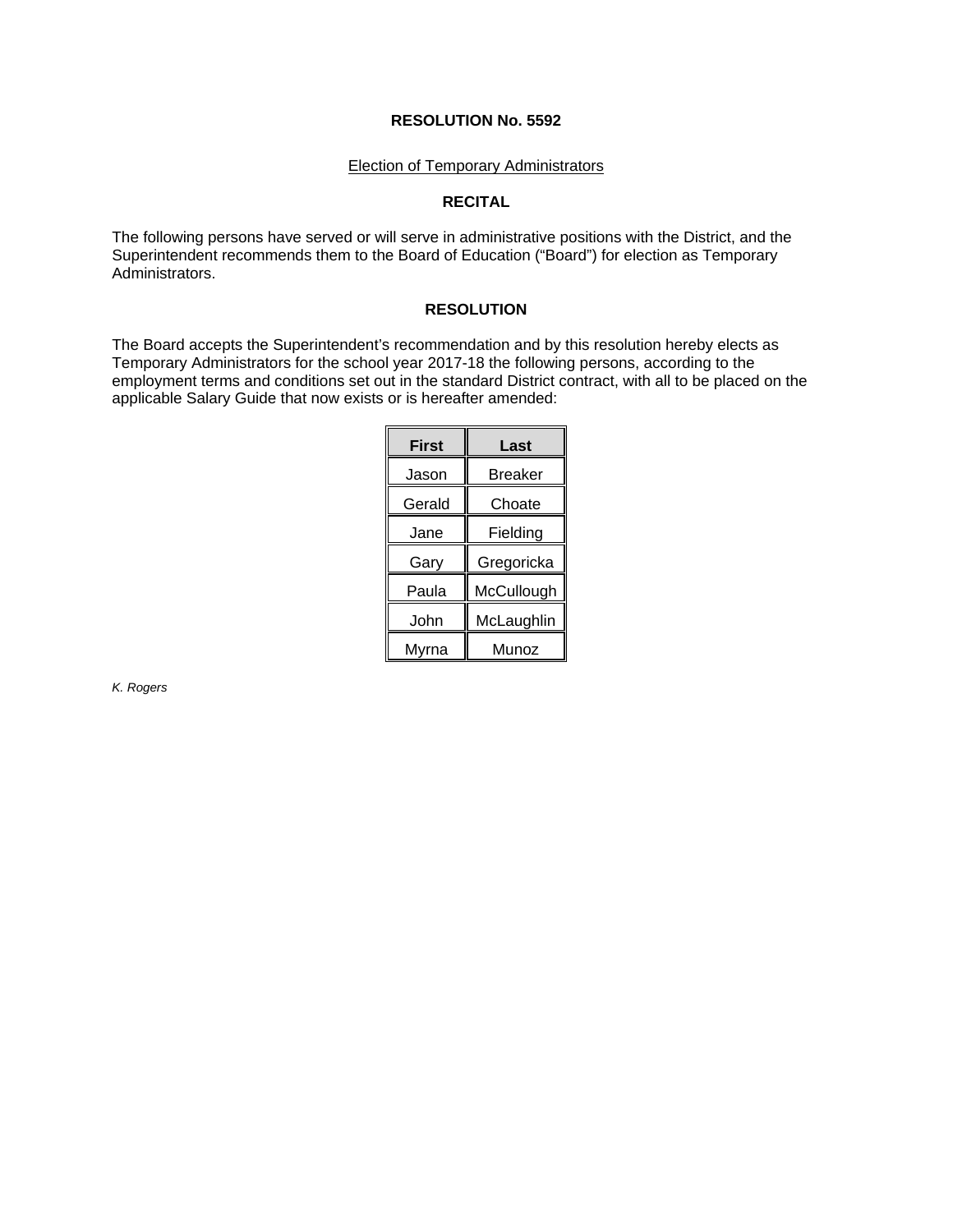# RESOLUTION No. 5592

Election of Temporary Administrators

## RECITAL

The following persons have served or will serve in administrative positions with the District, and the Superintendent recommends them to the Board of Education ("Board") for election as Temporary Administrators.

## RESOLUTION

The Board accepts the Superintendent's recommendation and by this resolution hereby elects as Temporary Administrators for the school year 2017-18 the following persons, according to the employment terms and conditions set out in the standard District contract, with all to be placed on the applicable Salary Guide that now exists or is hereafter amended:

| First | Last |
|---|---|
| Jason | Breaker |
| Gerald | Choate |
| Jane | Fielding |
| Gary | Gregoricka |
| Paula | McCullough |
| John | McLaughlin |
| Myrna | Munoz |

*K. Rogers*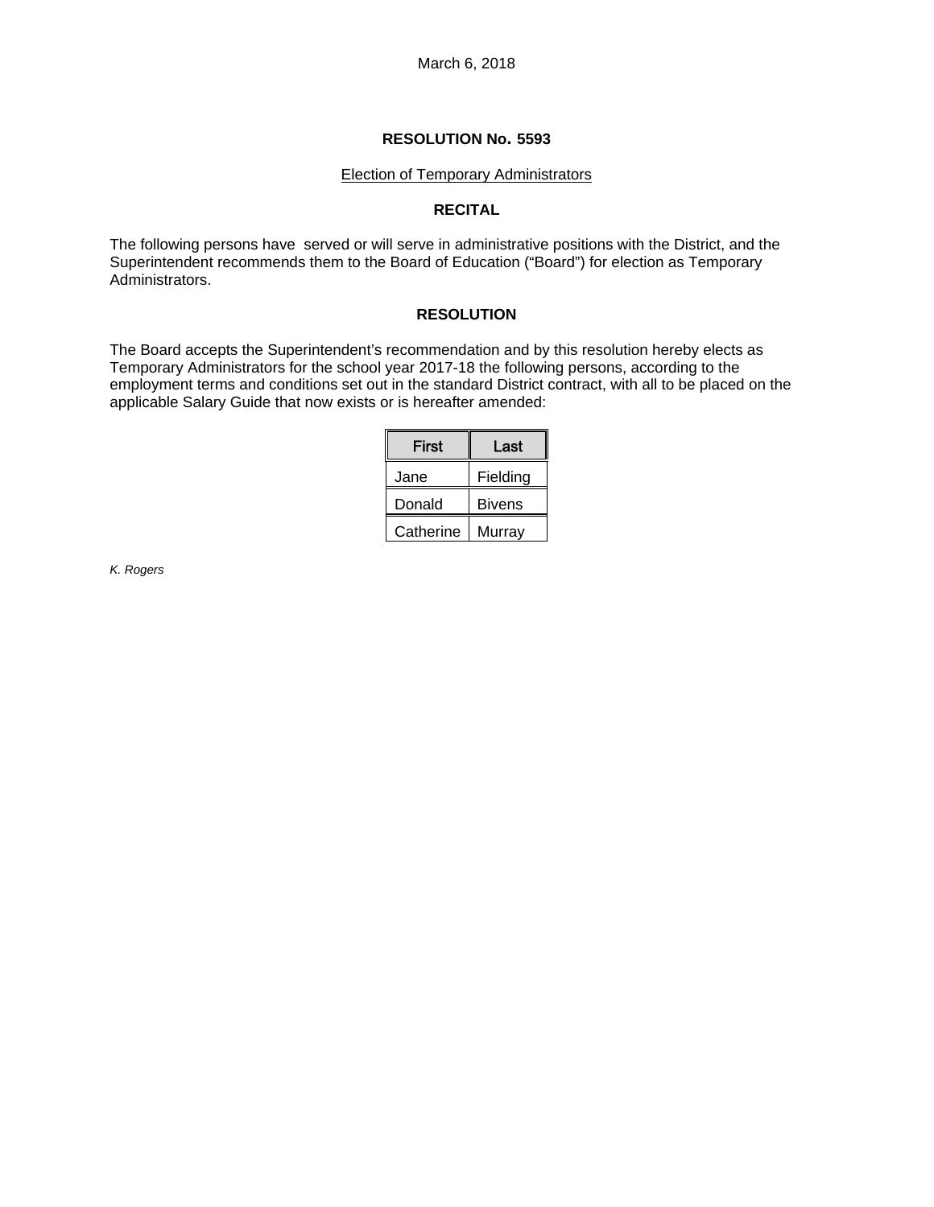March 6, 2018

# RESOLUTION No. 5593

Election of Temporary Administrators

## RECITAL

The following persons have served or will serve in administrative positions with the District, and the Superintendent recommends them to the Board of Education ("Board") for election as Temporary Administrators.

## RESOLUTION

The Board accepts the Superintendent's recommendation and by this resolution hereby elects as Temporary Administrators for the school year 2017-18 the following persons, according to the employment terms and conditions set out in the standard District contract, with all to be placed on the applicable Salary Guide that now exists or is hereafter amended:

| First | Last |
|---|---|
| Jane | Fielding |
| Donald | Bivens |
| Catherine | Murray |

*K. Rogers*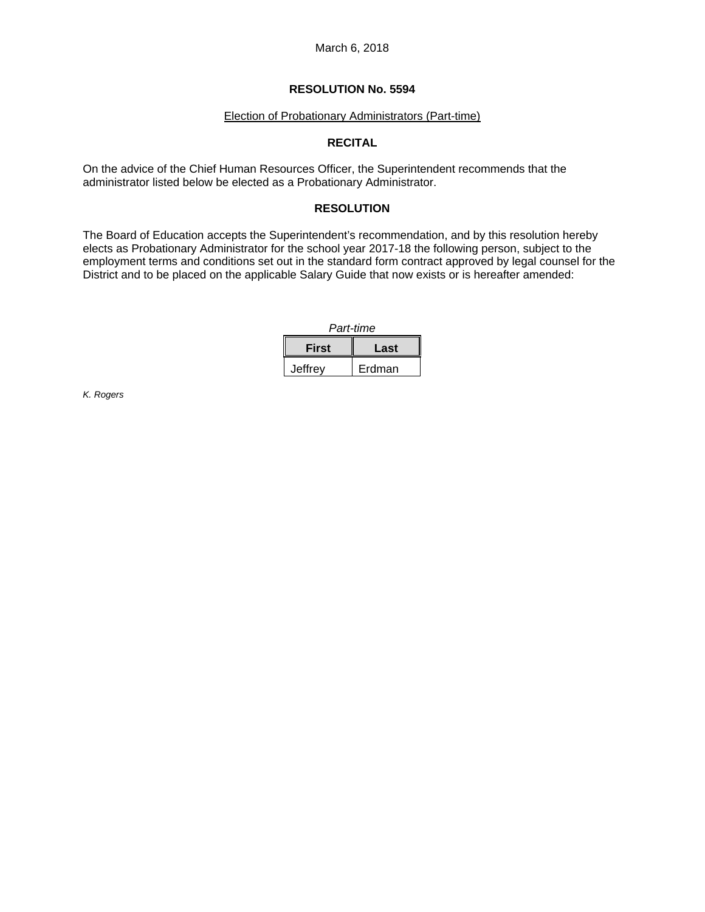March 6, 2018

**RESOLUTION No. 5594**

Election of Probationary Administrators (Part-time)

**RECITAL**

On the advice of the Chief Human Resources Officer, the Superintendent recommends that the administrator listed below be elected as a Probationary Administrator.

**RESOLUTION**

The Board of Education accepts the Superintendent's recommendation, and by this resolution hereby elects as Probationary Administrator for the school year 2017-18 the following person, subject to the employment terms and conditions set out in the standard form contract approved by legal counsel for the District and to be placed on the applicable Salary Guide that now exists or is hereafter amended:

*Part-time*

| First | Last |
|---|---|
| Jeffrey | Erdman |

*K. Rogers*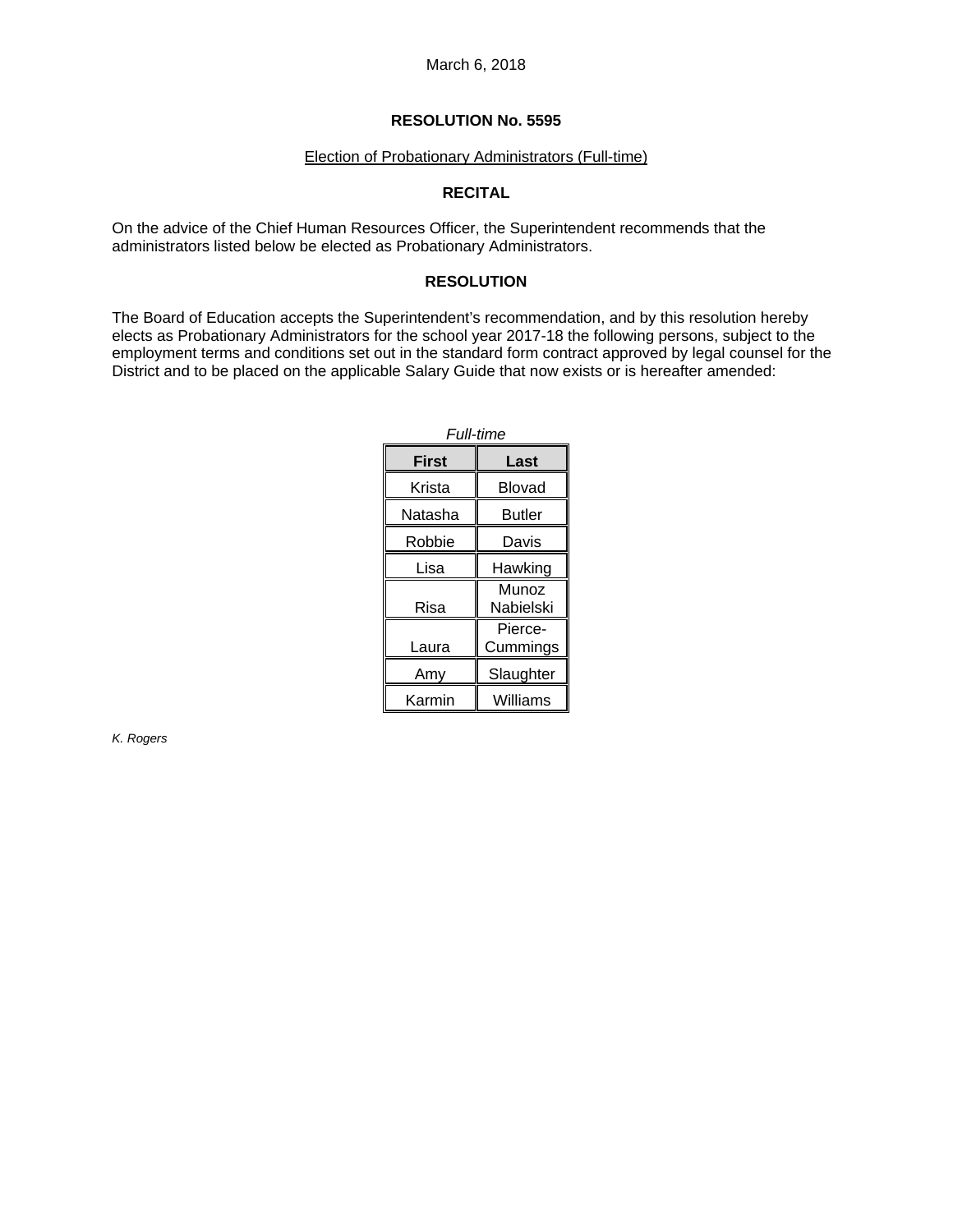March 6, 2018

**RESOLUTION No. 5595**

Election of Probationary Administrators (Full-time)

**RECITAL**

On the advice of the Chief Human Resources Officer, the Superintendent recommends that the administrators listed below be elected as Probationary Administrators.

**RESOLUTION**

The Board of Education accepts the Superintendent's recommendation, and by this resolution hereby elects as Probationary Administrators for the school year 2017-18 the following persons, subject to the employment terms and conditions set out in the standard form contract approved by legal counsel for the District and to be placed on the applicable Salary Guide that now exists or is hereafter amended:

*Full-time*

| First | Last |
|---|---|
| Krista | Blovad |
| Natasha | Butler |
| Robbie | Davis |
| Lisa | Hawking |
| Risa | Munoz Nabielski |
| Laura | Pierce-Cummings |
| Amy | Slaughter |
| Karmin | Williams |

*K. Rogers*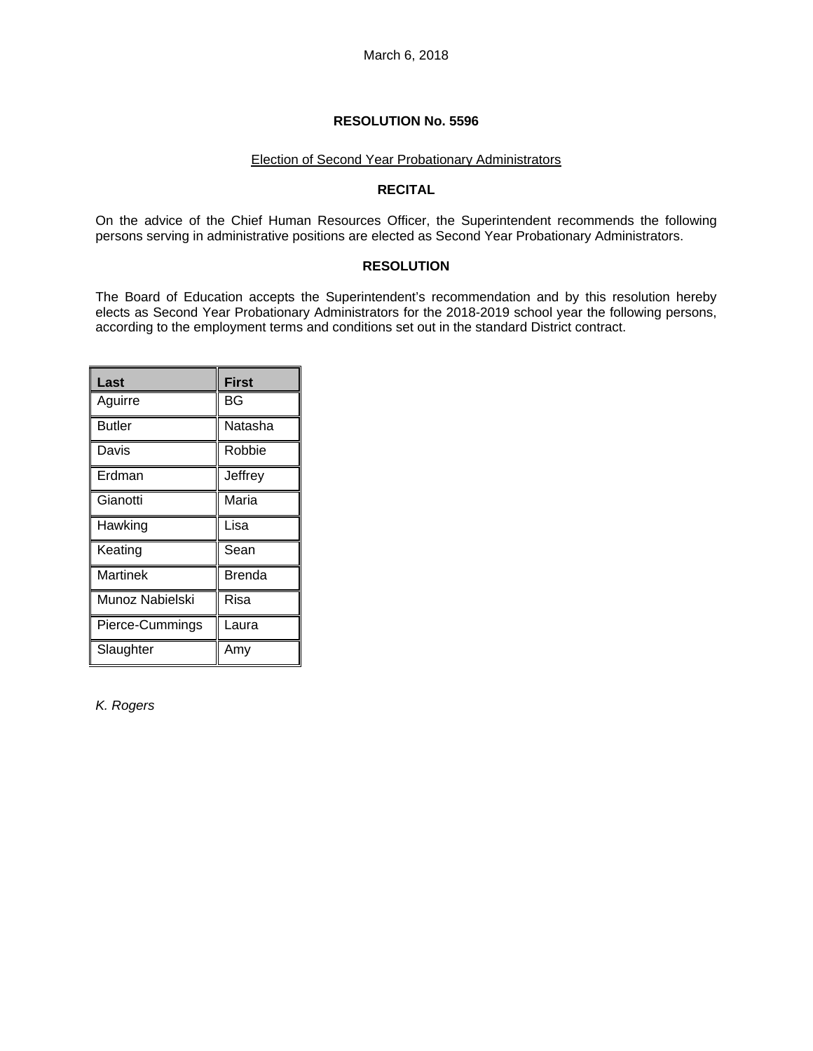March 6, 2018

**RESOLUTION No. 5596**

Election of Second Year Probationary Administrators

**RECITAL**

On the advice of the Chief Human Resources Officer, the Superintendent recommends the following persons serving in administrative positions are elected as Second Year Probationary Administrators.

**RESOLUTION**

The Board of Education accepts the Superintendent's recommendation and by this resolution hereby elects as Second Year Probationary Administrators for the 2018-2019 school year the following persons, according to the employment terms and conditions set out in the standard District contract.

| Last | First |
|---|---|
| Aguirre | BG |
| Butler | Natasha |
| Davis | Robbie |
| Erdman | Jeffrey |
| Gianotti | Maria |
| Hawking | Lisa |
| Keating | Sean |
| Martinek | Brenda |
| Munoz Nabielski | Risa |
| Pierce-Cummings | Laura |
| Slaughter | Amy |

*K. Rogers*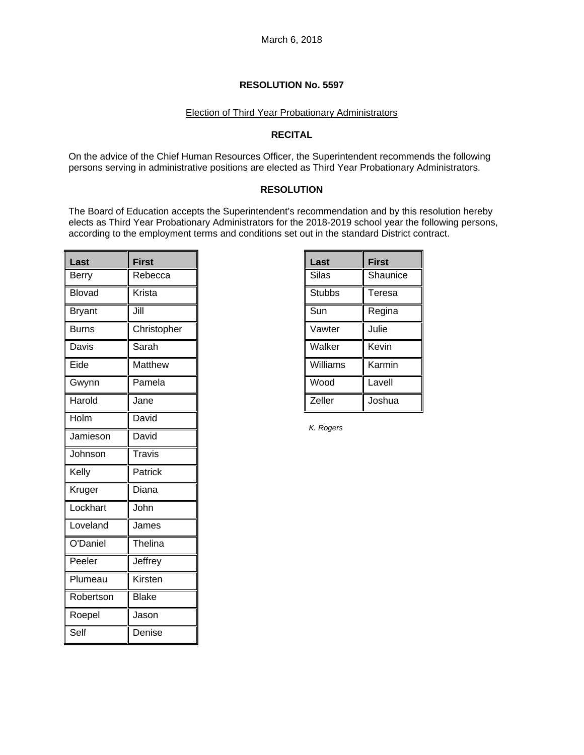March 6, 2018

**RESOLUTION No. 5597**

Election of Third Year Probationary Administrators

**RECITAL**

On the advice of the Chief Human Resources Officer, the Superintendent recommends the following persons serving in administrative positions are elected as Third Year Probationary Administrators.

**RESOLUTION**

The Board of Education accepts the Superintendent's recommendation and by this resolution hereby elects as Third Year Probationary Administrators for the 2018-2019 school year the following persons, according to the employment terms and conditions set out in the standard District contract.

| Last | First |
|---|---|
| Berry | Rebecca |
| Blovad | Krista |
| Bryant | Jill |
| Burns | Christopher |
| Davis | Sarah |
| Eide | Matthew |
| Gwynn | Pamela |
| Harold | Jane |
| Holm | David |
| Jamieson | David |
| Johnson | Travis |
| Kelly | Patrick |
| Kruger | Diana |
| Lockhart | John |
| Loveland | James |
| O'Daniel | Thelina |
| Peeler | Jeffrey |
| Plumeau | Kirsten |
| Robertson | Blake |
| Roepel | Jason |
| Self | Denise |

| Last | First |
|---|---|
| Silas | Shaunice |
| Stubbs | Teresa |
| Sun | Regina |
| Vawter | Julie |
| Walker | Kevin |
| Williams | Karmin |
| Wood | Lavell |
| Zeller | Joshua |

*K. Rogers*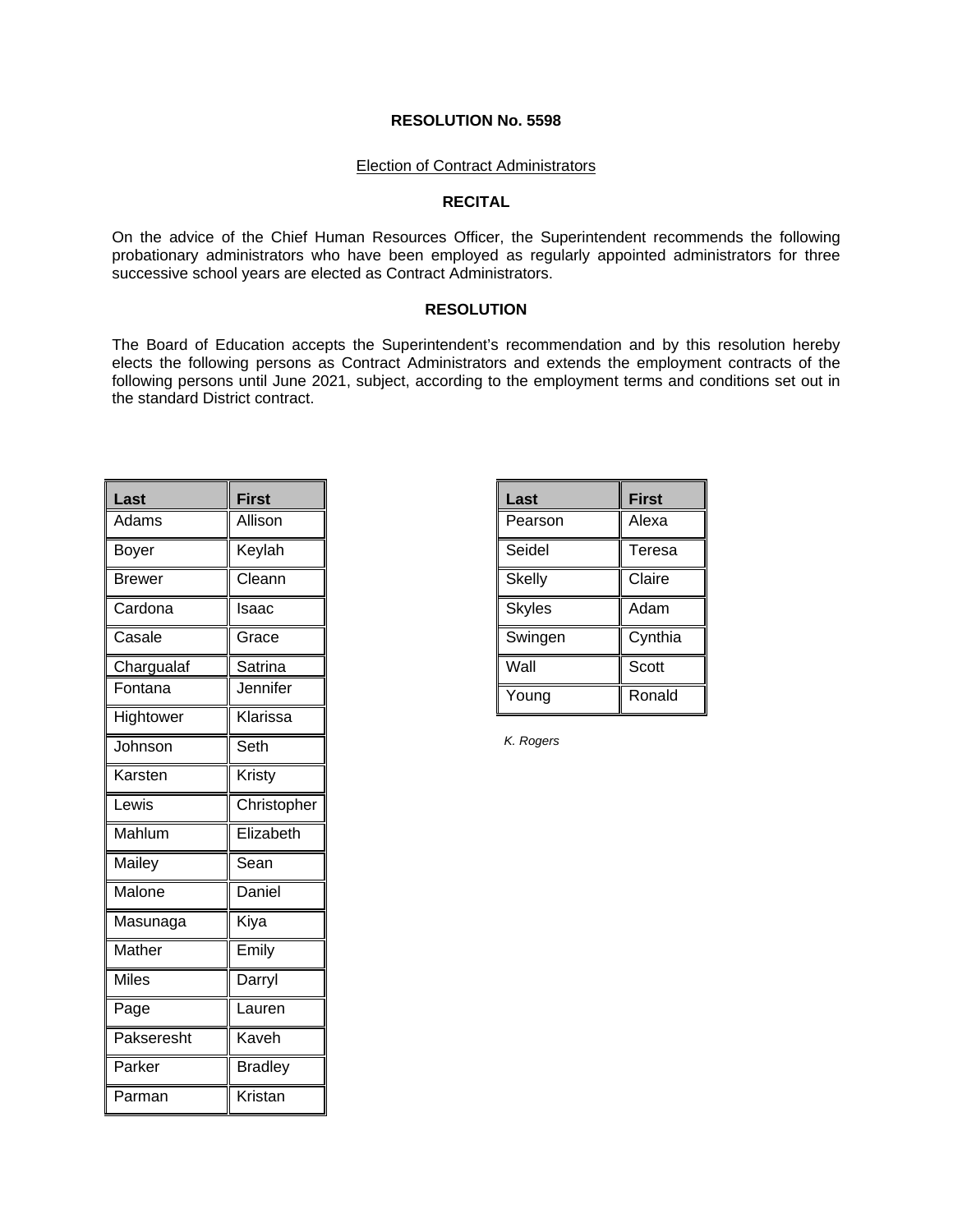**RESOLUTION No. 5598**

Election of Contract Administrators

**RECITAL**

On the advice of the Chief Human Resources Officer, the Superintendent recommends the following probationary administrators who have been employed as regularly appointed administrators for three successive school years are elected as Contract Administrators.

**RESOLUTION**

The Board of Education accepts the Superintendent's recommendation and by this resolution hereby elects the following persons as Contract Administrators and extends the employment contracts of the following persons until June 2021, subject, according to the employment terms and conditions set out in the standard District contract.

| Last | First |
|---|---|
| Adams | Allison |
| Boyer | Keylah |
| Brewer | Cleann |
| Cardona | Isaac |
| Casale | Grace |
| Chargualaf | Satrina |
| Fontana | Jennifer |
| Hightower | Klarissa |
| Johnson | Seth |
| Karsten | Kristy |
| Lewis | Christopher |
| Mahlum | Elizabeth |
| Mailey | Sean |
| Malone | Daniel |
| Masunaga | Kiya |
| Mather | Emily |
| Miles | Darryl |
| Page | Lauren |
| Pakseresht | Kaveh |
| Parker | Bradley |
| Parman | Kristan |
| Pearson | Alexa |
| Seidel | Teresa |
| Skelly | Claire |
| Skyles | Adam |
| Swingen | Cynthia |
| Wall | Scott |
| Young | Ronald |

*K. Rogers*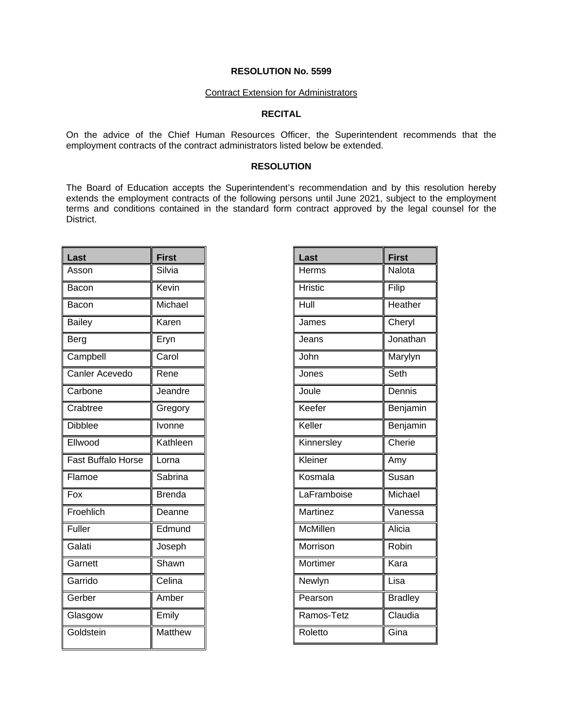**RESOLUTION No. 5599**

Contract Extension for Administrators

**RECITAL**

On the advice of the Chief Human Resources Officer, the Superintendent recommends that the employment contracts of the contract administrators listed below be extended.

**RESOLUTION**

The Board of Education accepts the Superintendent's recommendation and by this resolution hereby extends the employment contracts of the following persons until June 2021, subject to the employment terms and conditions contained in the standard form contract approved by the legal counsel for the District.

| Last | First |
|---|---|
| Asson | Silvia |
| Bacon | Kevin |
| Bacon | Michael |
| Bailey | Karen |
| Berg | Eryn |
| Campbell | Carol |
| Canler Acevedo | Rene |
| Carbone | Jeandre |
| Crabtree | Gregory |
| Dibblee | Ivonne |
| Ellwood | Kathleen |
| Fast Buffalo Horse | Lorna |
| Flamoe | Sabrina |
| Fox | Brenda |
| Froehlich | Deanne |
| Fuller | Edmund |
| Galati | Joseph |
| Garnett | Shawn |
| Garrido | Celina |
| Gerber | Amber |
| Glasgow | Emily |
| Goldstein | Matthew |

| Last | First |
|---|---|
| Herms | Nalota |
| Hristic | Filip |
| Hull | Heather |
| James | Cheryl |
| Jeans | Jonathan |
| John | Marylyn |
| Jones | Seth |
| Joule | Dennis |
| Keefer | Benjamin |
| Keller | Benjamin |
| Kinnersley | Cherie |
| Kleiner | Amy |
| Kosmala | Susan |
| LaFramboise | Michael |
| Martinez | Vanessa |
| McMillen | Alicia |
| Morrison | Robin |
| Mortimer | Kara |
| Newlyn | Lisa |
| Pearson | Bradley |
| Ramos-Tetz | Claudia |
| Roletto | Gina |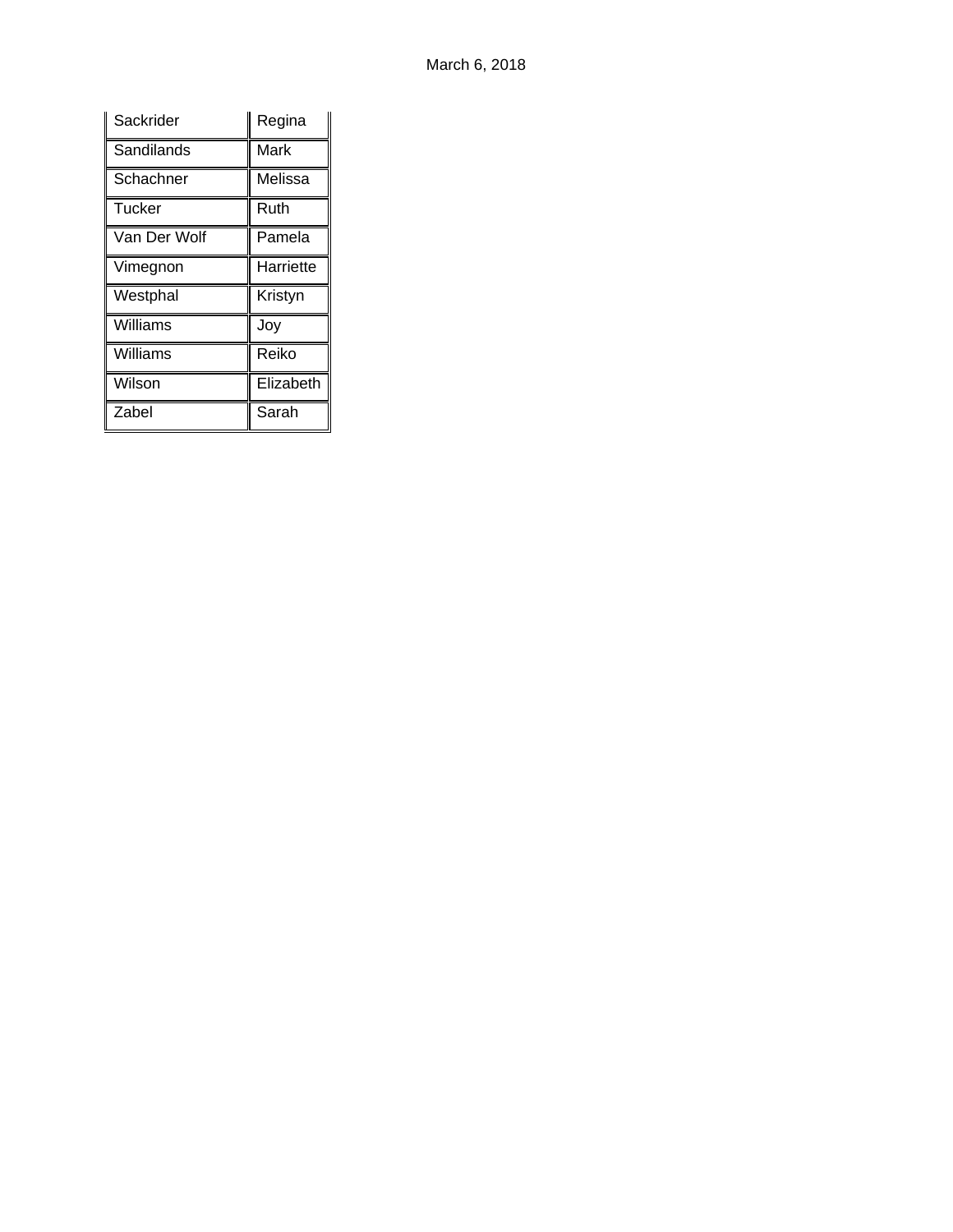| Sackrider | Regina |
|---|---|
| Sandilands | Mark |
| Schachner | Melissa |
| Tucker | Ruth |
| Van Der Wolf | Pamela |
| Vimegnon | Harriette |
| Westphal | Kristyn |
| Williams | Joy |
| Williams | Reiko |
| Wilson | Elizabeth |
| Zabel | Sarah |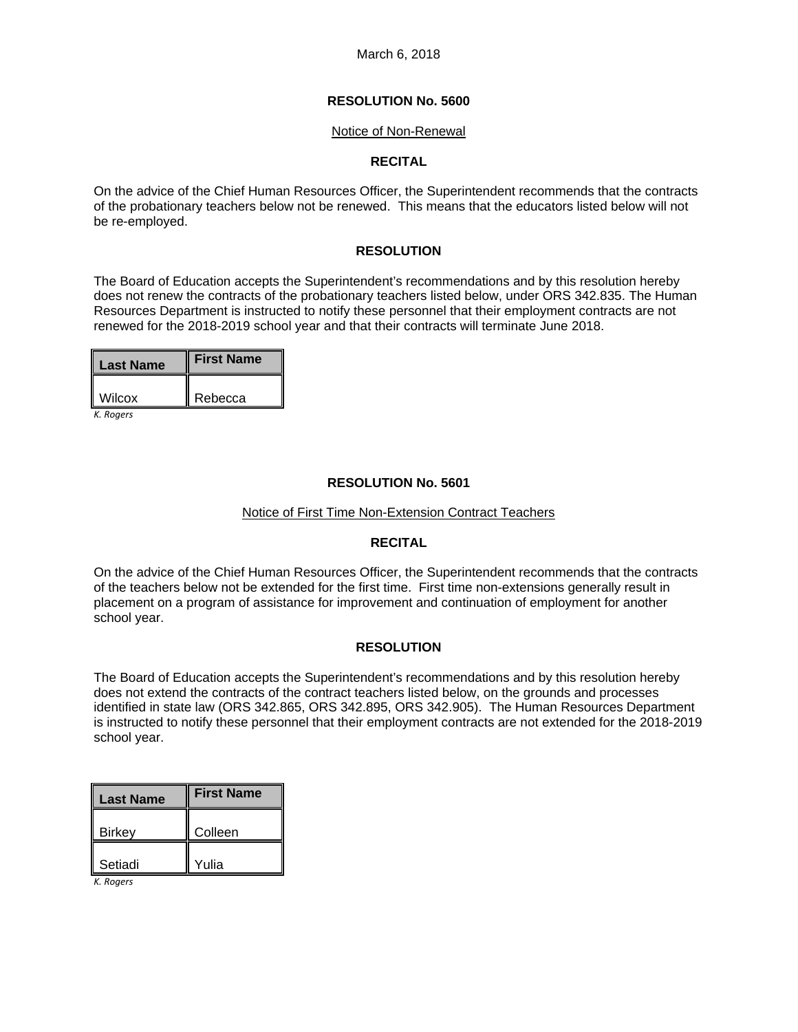March 6, 2018

### RESOLUTION No. 5600

Notice of Non-Renewal

**RECITAL**

On the advice of the Chief Human Resources Officer, the Superintendent recommends that the contracts of the probationary teachers below not be renewed. This means that the educators listed below will not be re-employed.

**RESOLUTION**

The Board of Education accepts the Superintendent's recommendations and by this resolution hereby does not renew the contracts of the probationary teachers listed below, under ORS 342.835. The Human Resources Department is instructed to notify these personnel that their employment contracts are not renewed for the 2018-2019 school year and that their contracts will terminate June 2018.

| Last Name | First Name |
|---|---|
| Wilcox | Rebecca |

*K. Rogers*

### RESOLUTION No. 5601

Notice of First Time Non-Extension Contract Teachers

**RECITAL**

On the advice of the Chief Human Resources Officer, the Superintendent recommends that the contracts of the teachers below not be extended for the first time. First time non-extensions generally result in placement on a program of assistance for improvement and continuation of employment for another school year.

**RESOLUTION**

The Board of Education accepts the Superintendent's recommendations and by this resolution hereby does not extend the contracts of the contract teachers listed below, on the grounds and processes identified in state law (ORS 342.865, ORS 342.895, ORS 342.905). The Human Resources Department is instructed to notify these personnel that their employment contracts are not extended for the 2018-2019 school year.

| Last Name | First Name |
|---|---|
| Birkey | Colleen |
| Setiadi | Yulia |

*K. Rogers*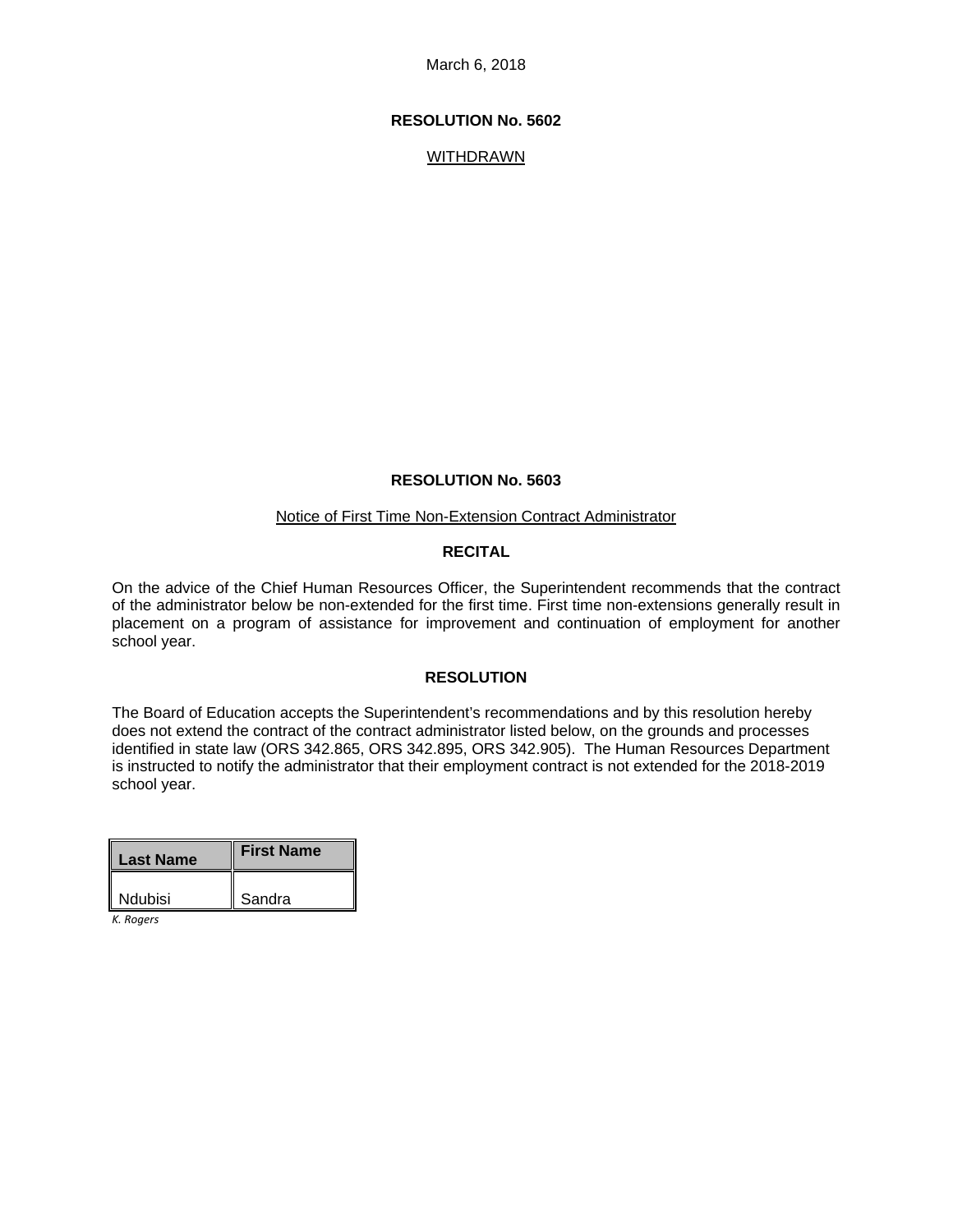March 6, 2018

**RESOLUTION No. 5602**

WITHDRAWN

**RESOLUTION No. 5603**

Notice of First Time Non-Extension Contract Administrator

**RECITAL**

On the advice of the Chief Human Resources Officer, the Superintendent recommends that the contract of the administrator below be non-extended for the first time. First time non-extensions generally result in placement on a program of assistance for improvement and continuation of employment for another school year.

**RESOLUTION**

The Board of Education accepts the Superintendent's recommendations and by this resolution hereby does not extend the contract of the contract administrator listed below, on the grounds and processes identified in state law (ORS 342.865, ORS 342.895, ORS 342.905). The Human Resources Department is instructed to notify the administrator that their employment contract is not extended for the 2018-2019 school year.

| Last Name | First Name |
|---|---|
| Ndubisi | Sandra |

*K. Rogers*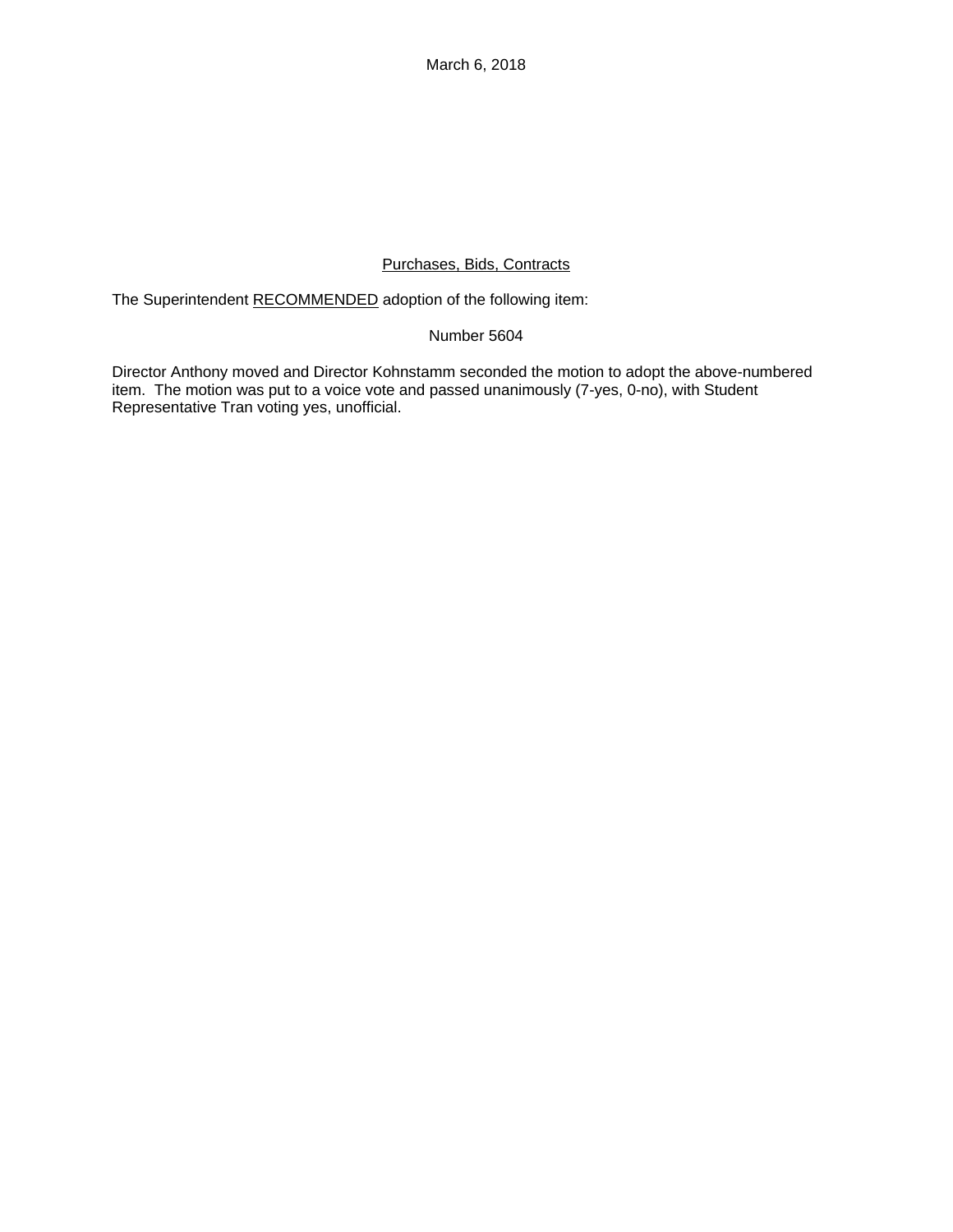March 6, 2018

<u>Purchases, Bids, Contracts</u>

The Superintendent <u>RECOMMENDED</u> adoption of the following item:

Number 5604

Director Anthony moved and Director Kohnstamm seconded the motion to adopt the above-numbered item. The motion was put to a voice vote and passed unanimously (7-yes, 0-no), with Student Representative Tran voting yes, unofficial.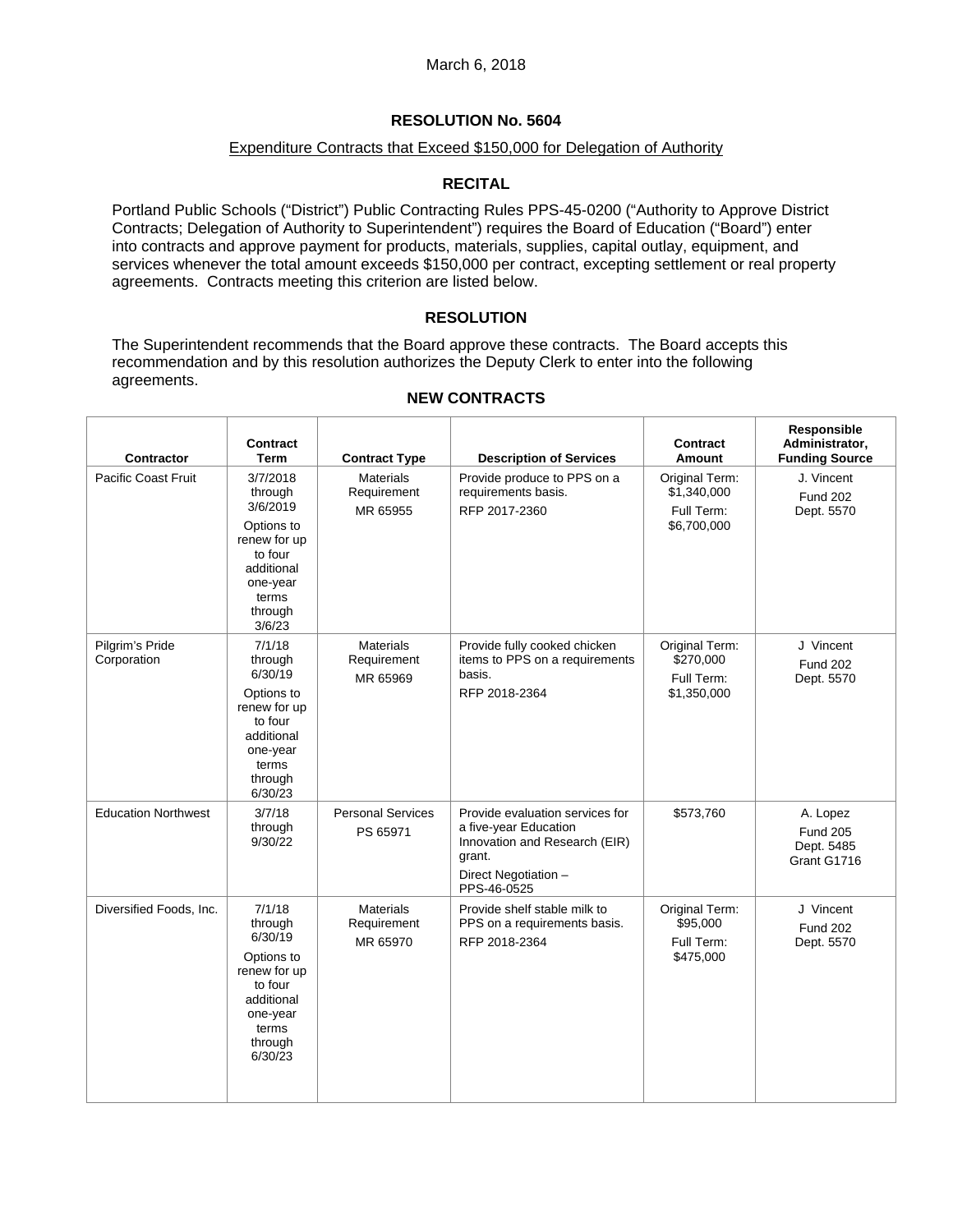March 6, 2018

## RESOLUTION No. 5604

Expenditure Contracts that Exceed $150,000 for Delegation of Authority

### RECITAL

Portland Public Schools ("District") Public Contracting Rules PPS-45-0200 ("Authority to Approve District Contracts; Delegation of Authority to Superintendent") requires the Board of Education ("Board") enter into contracts and approve payment for products, materials, supplies, capital outlay, equipment, and services whenever the total amount exceeds $150,000 per contract, excepting settlement or real property agreements. Contracts meeting this criterion are listed below.

### RESOLUTION

The Superintendent recommends that the Board approve these contracts. The Board accepts this recommendation and by this resolution authorizes the Deputy Clerk to enter into the following agreements.

### NEW CONTRACTS

| Contractor | Contract Term | Contract Type | Description of Services | Contract Amount | Responsible Administrator, Funding Source |
|---|---|---|---|---|---|
| Pacific Coast Fruit | 3/7/2018 through 3/6/2019<br>Options to renew for up to four additional one-year terms through 3/6/23 | Materials Requirement<br>MR 65955 | Provide produce to PPS on a requirements basis.<br>RFP 2017-2360 | Original Term: $1,340,000<br>Full Term: $6,700,000 | J. Vincent<br>Fund 202<br>Dept. 5570 |
| Pilgrim's Pride Corporation | 7/1/18 through 6/30/19<br>Options to renew for up to four additional one-year terms through 6/30/23 | Materials Requirement<br>MR 65969 | Provide fully cooked chicken items to PPS on a requirements basis.<br>RFP 2018-2364 | Original Term: $270,000<br>Full Term: $1,350,000 | J Vincent<br>Fund 202<br>Dept. 5570 |
| Education Northwest | 3/7/18 through 9/30/22 | Personal Services<br>PS 65971 | Provide evaluation services for a five-year Education Innovation and Research (EIR) grant.<br>Direct Negotiation – PPS-46-0525 | $573,760 | A. Lopez<br>Fund 205<br>Dept. 5485<br>Grant G1716 |
| Diversified Foods, Inc. | 7/1/18 through 6/30/19<br>Options to renew for up to four additional one-year terms through 6/30/23 | Materials Requirement<br>MR 65970 | Provide shelf stable milk to PPS on a requirements basis.<br>RFP 2018-2364 | Original Term: $95,000<br>Full Term: $475,000 | J Vincent<br>Fund 202<br>Dept. 5570 |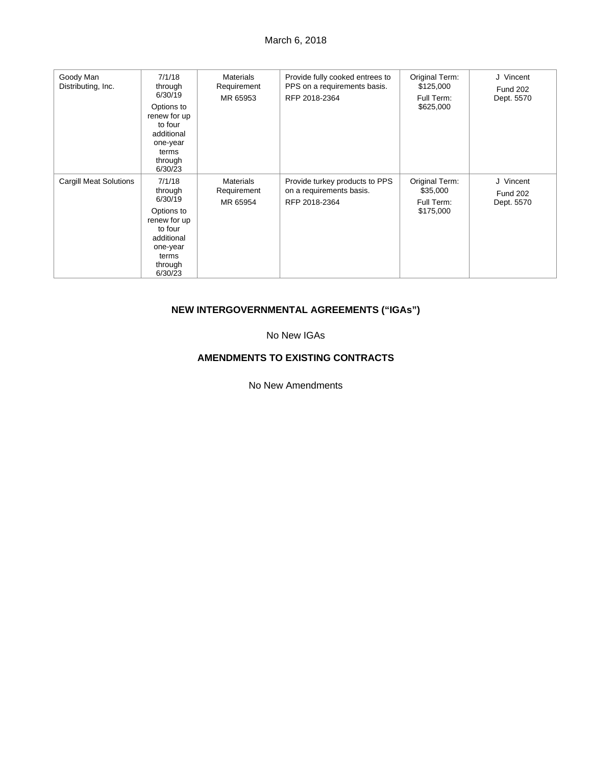| | | | | | |
|---|---|---|---|---|---|
| Goody Man Distributing, Inc. | 7/1/18 through 6/30/19 Options to renew for up to four additional one-year terms through 6/30/23 | Materials Requirement MR 65953 | Provide fully cooked entrees to PPS on a requirements basis. RFP 2018-2364 | Original Term: $125,000 Full Term: $625,000 | J Vincent Fund 202 Dept. 5570 |
| Cargill Meat Solutions | 7/1/18 through 6/30/19 Options to renew for up to four additional one-year terms through 6/30/23 | Materials Requirement MR 65954 | Provide turkey products to PPS on a requirements basis. RFP 2018-2364 | Original Term: $35,000 Full Term: $175,000 | J Vincent Fund 202 Dept. 5570 |

## NEW INTERGOVERNMENTAL AGREEMENTS ("IGAs")

No New IGAs

## AMENDMENTS TO EXISTING CONTRACTS

No New Amendments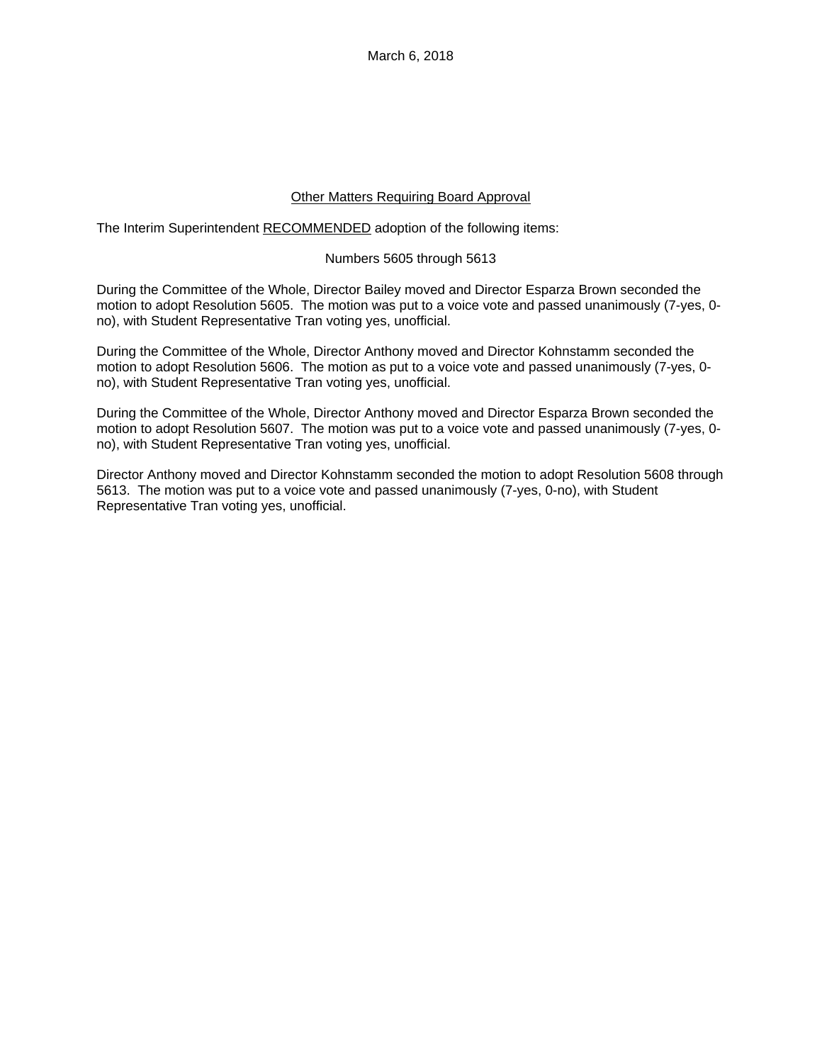March 6, 2018

Other Matters Requiring Board Approval

The Interim Superintendent RECOMMENDED adoption of the following items:

Numbers 5605 through 5613

During the Committee of the Whole, Director Bailey moved and Director Esparza Brown seconded the motion to adopt Resolution 5605. The motion was put to a voice vote and passed unanimously (7-yes, 0-no), with Student Representative Tran voting yes, unofficial.

During the Committee of the Whole, Director Anthony moved and Director Kohnstamm seconded the motion to adopt Resolution 5606. The motion as put to a voice vote and passed unanimously (7-yes, 0-no), with Student Representative Tran voting yes, unofficial.

During the Committee of the Whole, Director Anthony moved and Director Esparza Brown seconded the motion to adopt Resolution 5607. The motion was put to a voice vote and passed unanimously (7-yes, 0-no), with Student Representative Tran voting yes, unofficial.

Director Anthony moved and Director Kohnstamm seconded the motion to adopt Resolution 5608 through 5613. The motion was put to a voice vote and passed unanimously (7-yes, 0-no), with Student Representative Tran voting yes, unofficial.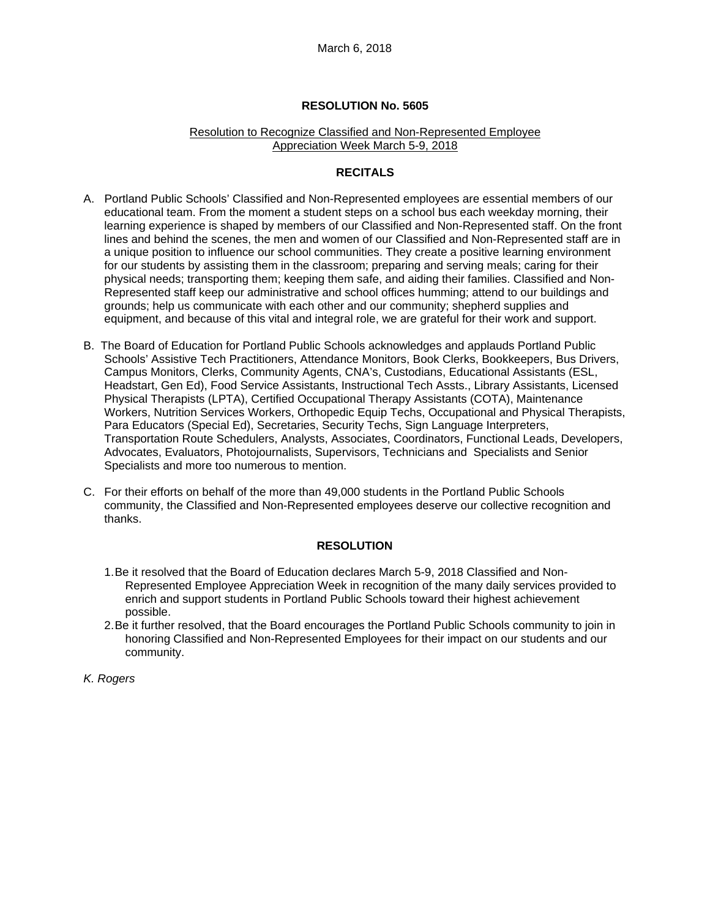March 6, 2018

**RESOLUTION No. 5605**

Resolution to Recognize Classified and Non-Represented Employee Appreciation Week March 5-9, 2018

**RECITALS**

A. Portland Public Schools' Classified and Non-Represented employees are essential members of our educational team. From the moment a student steps on a school bus each weekday morning, their learning experience is shaped by members of our Classified and Non-Represented staff. On the front lines and behind the scenes, the men and women of our Classified and Non-Represented staff are in a unique position to influence our school communities. They create a positive learning environment for our students by assisting them in the classroom; preparing and serving meals; caring for their physical needs; transporting them; keeping them safe, and aiding their families. Classified and Non-Represented staff keep our administrative and school offices humming; attend to our buildings and grounds; help us communicate with each other and our community; shepherd supplies and equipment, and because of this vital and integral role, we are grateful for their work and support.

B. The Board of Education for Portland Public Schools acknowledges and applauds Portland Public Schools' Assistive Tech Practitioners, Attendance Monitors, Book Clerks, Bookkeepers, Bus Drivers, Campus Monitors, Clerks, Community Agents, CNA's, Custodians, Educational Assistants (ESL, Headstart, Gen Ed), Food Service Assistants, Instructional Tech Assts., Library Assistants, Licensed Physical Therapists (LPTA), Certified Occupational Therapy Assistants (COTA), Maintenance Workers, Nutrition Services Workers, Orthopedic Equip Techs, Occupational and Physical Therapists, Para Educators (Special Ed), Secretaries, Security Techs, Sign Language Interpreters, Transportation Route Schedulers, Analysts, Associates, Coordinators, Functional Leads, Developers, Advocates, Evaluators, Photojournalists, Supervisors, Technicians and Specialists and Senior Specialists and more too numerous to mention.

C. For their efforts on behalf of the more than 49,000 students in the Portland Public Schools community, the Classified and Non-Represented employees deserve our collective recognition and thanks.

**RESOLUTION**

1. Be it resolved that the Board of Education declares March 5-9, 2018 Classified and Non-Represented Employee Appreciation Week in recognition of the many daily services provided to enrich and support students in Portland Public Schools toward their highest achievement possible.
2. Be it further resolved, that the Board encourages the Portland Public Schools community to join in honoring Classified and Non-Represented Employees for their impact on our students and our community.

*K. Rogers*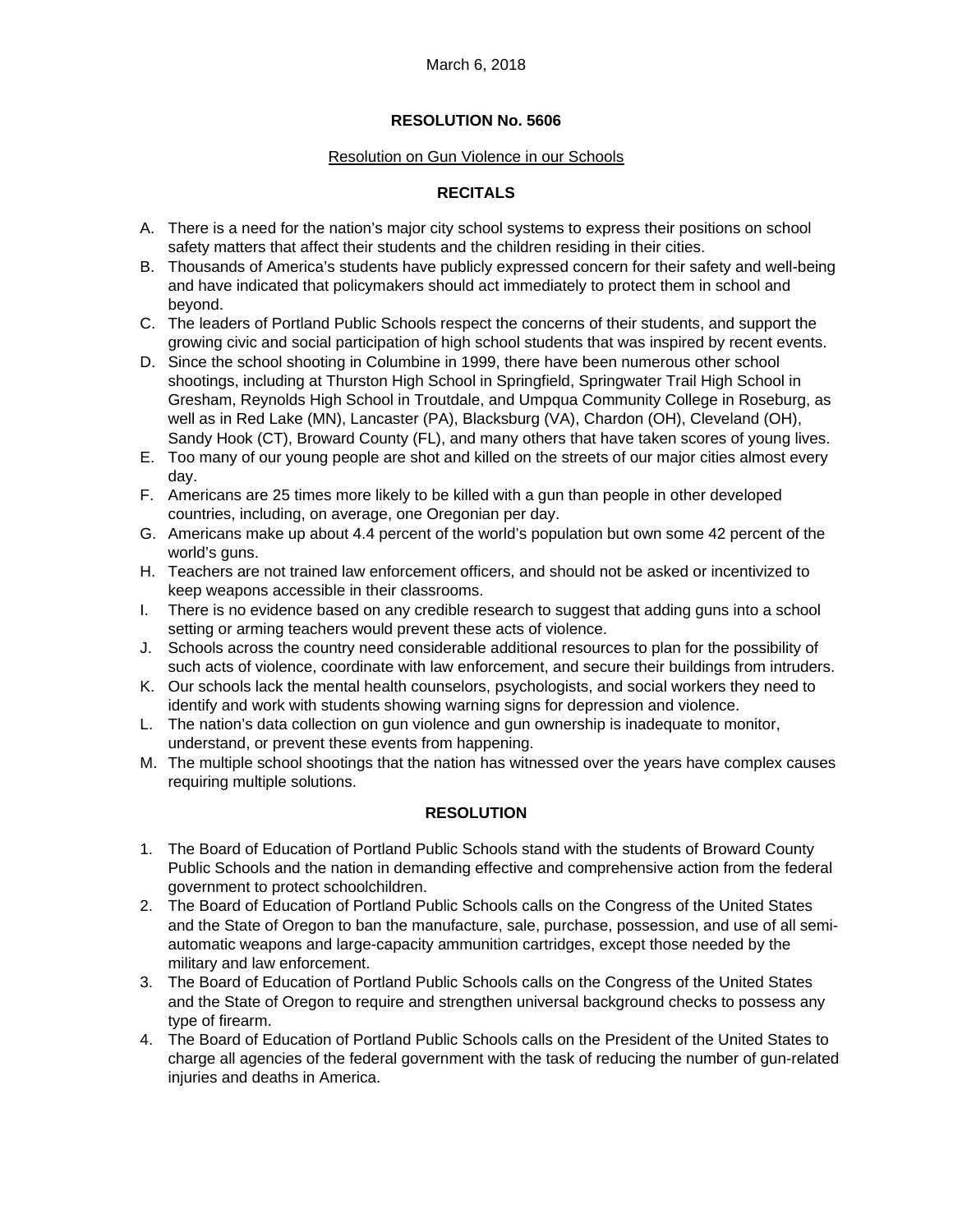March 6, 2018

# RESOLUTION No. 5606

Resolution on Gun Violence in our Schools

## RECITALS

A. There is a need for the nation's major city school systems to express their positions on school safety matters that affect their students and the children residing in their cities.
B. Thousands of America's students have publicly expressed concern for their safety and well-being and have indicated that policymakers should act immediately to protect them in school and beyond.
C. The leaders of Portland Public Schools respect the concerns of their students, and support the growing civic and social participation of high school students that was inspired by recent events.
D. Since the school shooting in Columbine in 1999, there have been numerous other school shootings, including at Thurston High School in Springfield, Springwater Trail High School in Gresham, Reynolds High School in Troutdale, and Umpqua Community College in Roseburg, as well as in Red Lake (MN), Lancaster (PA), Blacksburg (VA), Chardon (OH), Cleveland (OH), Sandy Hook (CT), Broward County (FL), and many others that have taken scores of young lives.
E. Too many of our young people are shot and killed on the streets of our major cities almost every day.
F. Americans are 25 times more likely to be killed with a gun than people in other developed countries, including, on average, one Oregonian per day.
G. Americans make up about 4.4 percent of the world's population but own some 42 percent of the world's guns.
H. Teachers are not trained law enforcement officers, and should not be asked or incentivized to keep weapons accessible in their classrooms.
I. There is no evidence based on any credible research to suggest that adding guns into a school setting or arming teachers would prevent these acts of violence.
J. Schools across the country need considerable additional resources to plan for the possibility of such acts of violence, coordinate with law enforcement, and secure their buildings from intruders.
K. Our schools lack the mental health counselors, psychologists, and social workers they need to identify and work with students showing warning signs for depression and violence.
L. The nation's data collection on gun violence and gun ownership is inadequate to monitor, understand, or prevent these events from happening.
M. The multiple school shootings that the nation has witnessed over the years have complex causes requiring multiple solutions.

## RESOLUTION

1. The Board of Education of Portland Public Schools stand with the students of Broward County Public Schools and the nation in demanding effective and comprehensive action from the federal government to protect schoolchildren.
2. The Board of Education of Portland Public Schools calls on the Congress of the United States and the State of Oregon to ban the manufacture, sale, purchase, possession, and use of all semi-automatic weapons and large-capacity ammunition cartridges, except those needed by the military and law enforcement.
3. The Board of Education of Portland Public Schools calls on the Congress of the United States and the State of Oregon to require and strengthen universal background checks to possess any type of firearm.
4. The Board of Education of Portland Public Schools calls on the President of the United States to charge all agencies of the federal government with the task of reducing the number of gun-related injuries and deaths in America.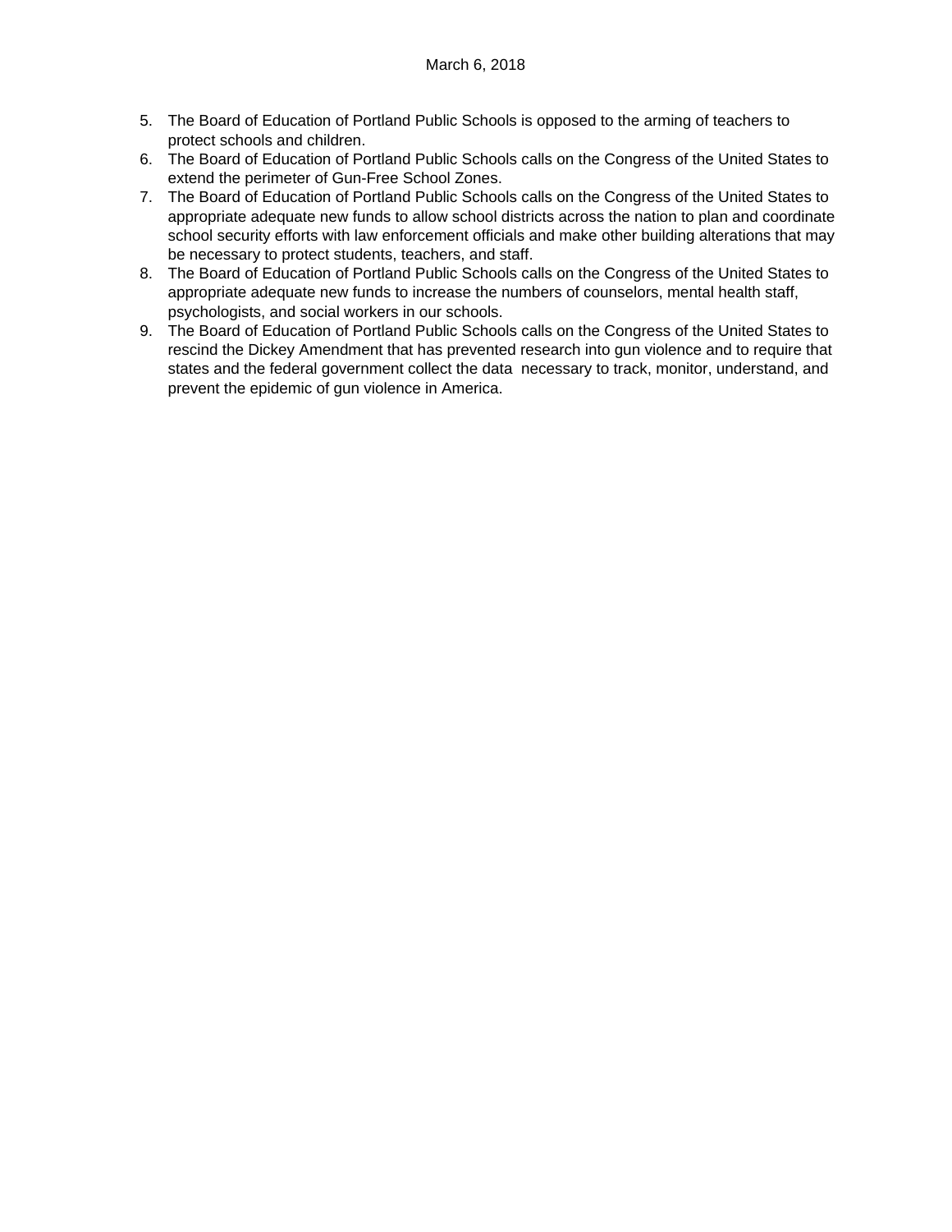March 6, 2018

5. The Board of Education of Portland Public Schools is opposed to the arming of teachers to protect schools and children.
6. The Board of Education of Portland Public Schools calls on the Congress of the United States to extend the perimeter of Gun-Free School Zones.
7. The Board of Education of Portland Public Schools calls on the Congress of the United States to appropriate adequate new funds to allow school districts across the nation to plan and coordinate school security efforts with law enforcement officials and make other building alterations that may be necessary to protect students, teachers, and staff.
8. The Board of Education of Portland Public Schools calls on the Congress of the United States to appropriate adequate new funds to increase the numbers of counselors, mental health staff, psychologists, and social workers in our schools.
9. The Board of Education of Portland Public Schools calls on the Congress of the United States to rescind the Dickey Amendment that has prevented research into gun violence and to require that states and the federal government collect the data necessary to track, monitor, understand, and prevent the epidemic of gun violence in America.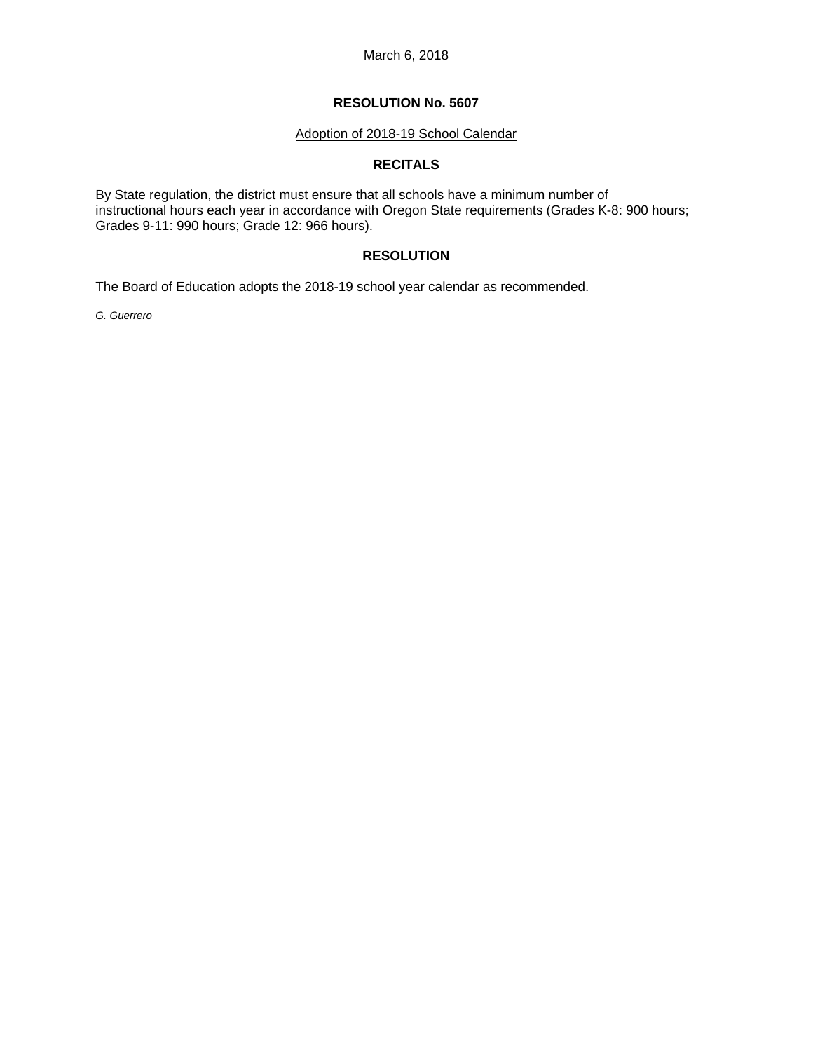March 6, 2018

**RESOLUTION No. 5607**

Adoption of 2018-19 School Calendar

**RECITALS**

By State regulation, the district must ensure that all schools have a minimum number of instructional hours each year in accordance with Oregon State requirements (Grades K-8: 900 hours; Grades 9-11: 990 hours; Grade 12: 966 hours).

**RESOLUTION**

The Board of Education adopts the 2018-19 school year calendar as recommended.

*G. Guerrero*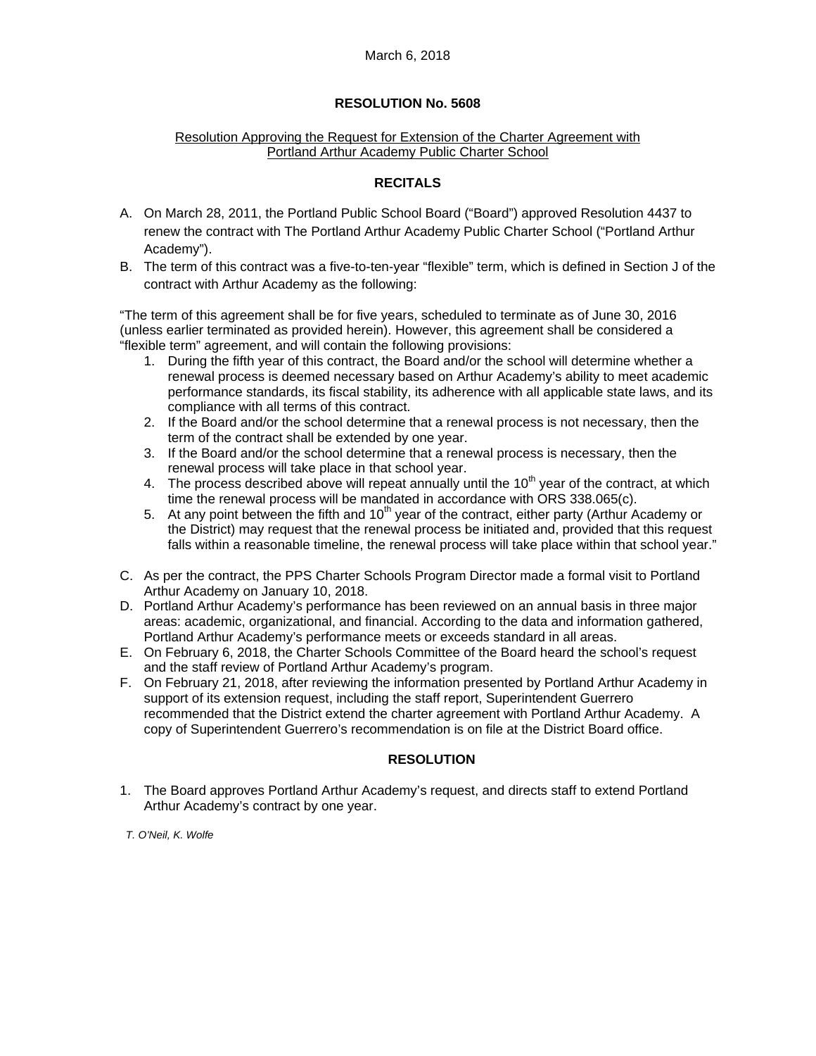March 6, 2018

**RESOLUTION No. 5608**

Resolution Approving the Request for Extension of the Charter Agreement with Portland Arthur Academy Public Charter School

**RECITALS**

A. On March 28, 2011, the Portland Public School Board ("Board") approved Resolution 4437 to renew the contract with The Portland Arthur Academy Public Charter School ("Portland Arthur Academy").
B. The term of this contract was a five-to-ten-year "flexible" term, which is defined in Section J of the contract with Arthur Academy as the following:

"The term of this agreement shall be for five years, scheduled to terminate as of June 30, 2016 (unless earlier terminated as provided herein). However, this agreement shall be considered a "flexible term" agreement, and will contain the following provisions:

1. During the fifth year of this contract, the Board and/or the school will determine whether a renewal process is deemed necessary based on Arthur Academy's ability to meet academic performance standards, its fiscal stability, its adherence with all applicable state laws, and its compliance with all terms of this contract.
2. If the Board and/or the school determine that a renewal process is not necessary, then the term of the contract shall be extended by one year.
3. If the Board and/or the school determine that a renewal process is necessary, then the renewal process will take place in that school year.
4. The process described above will repeat annually until the 10th year of the contract, at which time the renewal process will be mandated in accordance with ORS 338.065(c).
5. At any point between the fifth and 10th year of the contract, either party (Arthur Academy or the District) may request that the renewal process be initiated and, provided that this request falls within a reasonable timeline, the renewal process will take place within that school year."

C. As per the contract, the PPS Charter Schools Program Director made a formal visit to Portland Arthur Academy on January 10, 2018.
D. Portland Arthur Academy's performance has been reviewed on an annual basis in three major areas: academic, organizational, and financial. According to the data and information gathered, Portland Arthur Academy's performance meets or exceeds standard in all areas.
E. On February 6, 2018, the Charter Schools Committee of the Board heard the school's request and the staff review of Portland Arthur Academy's program.
F. On February 21, 2018, after reviewing the information presented by Portland Arthur Academy in support of its extension request, including the staff report, Superintendent Guerrero recommended that the District extend the charter agreement with Portland Arthur Academy. A copy of Superintendent Guerrero's recommendation is on file at the District Board office.

**RESOLUTION**

1. The Board approves Portland Arthur Academy's request, and directs staff to extend Portland Arthur Academy's contract by one year.

*T. O'Neil, K. Wolfe*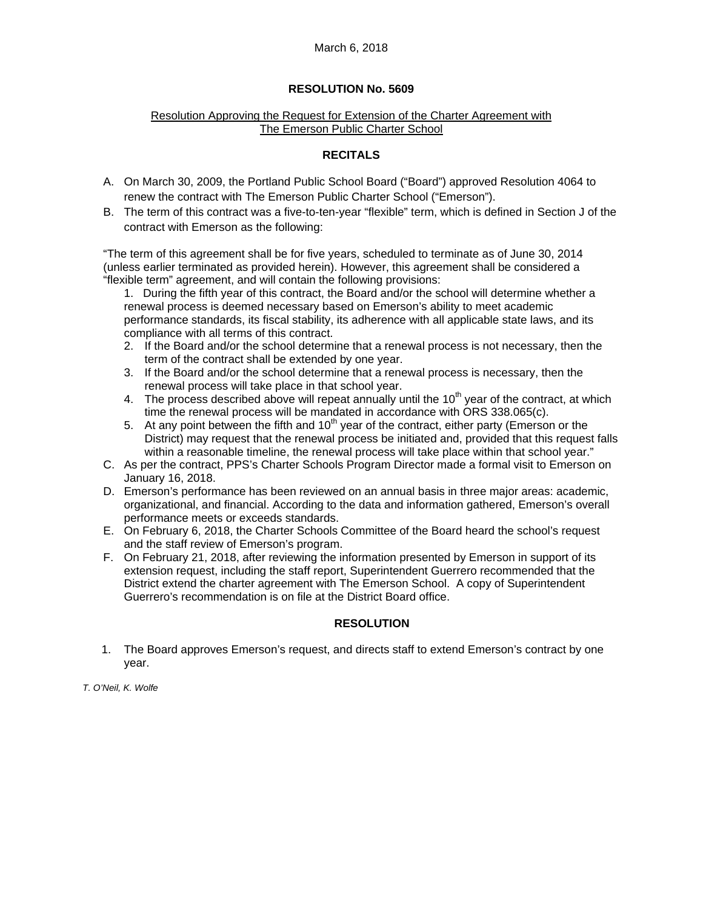March 6, 2018

# RESOLUTION No. 5609

Resolution Approving the Request for Extension of the Charter Agreement with The Emerson Public Charter School

## RECITALS

A. On March 30, 2009, the Portland Public School Board ("Board") approved Resolution 4064 to renew the contract with The Emerson Public Charter School ("Emerson").

B. The term of this contract was a five-to-ten-year "flexible" term, which is defined in Section J of the contract with Emerson as the following:

"The term of this agreement shall be for five years, scheduled to terminate as of June 30, 2014 (unless earlier terminated as provided herein). However, this agreement shall be considered a "flexible term" agreement, and will contain the following provisions:

1. During the fifth year of this contract, the Board and/or the school will determine whether a renewal process is deemed necessary based on Emerson's ability to meet academic performance standards, its fiscal stability, its adherence with all applicable state laws, and its compliance with all terms of this contract.
2. If the Board and/or the school determine that a renewal process is not necessary, then the term of the contract shall be extended by one year.
3. If the Board and/or the school determine that a renewal process is necessary, then the renewal process will take place in that school year.
4. The process described above will repeat annually until the 10th year of the contract, at which time the renewal process will be mandated in accordance with ORS 338.065(c).
5. At any point between the fifth and 10th year of the contract, either party (Emerson or the District) may request that the renewal process be initiated and, provided that this request falls within a reasonable timeline, the renewal process will take place within that school year."

C. As per the contract, PPS's Charter Schools Program Director made a formal visit to Emerson on January 16, 2018.

D. Emerson's performance has been reviewed on an annual basis in three major areas: academic, organizational, and financial. According to the data and information gathered, Emerson's overall performance meets or exceeds standards.

E. On February 6, 2018, the Charter Schools Committee of the Board heard the school's request and the staff review of Emerson's program.

F. On February 21, 2018, after reviewing the information presented by Emerson in support of its extension request, including the staff report, Superintendent Guerrero recommended that the District extend the charter agreement with The Emerson School. A copy of Superintendent Guerrero's recommendation is on file at the District Board office.

## RESOLUTION

1. The Board approves Emerson's request, and directs staff to extend Emerson's contract by one year.

*T. O'Neil, K. Wolfe*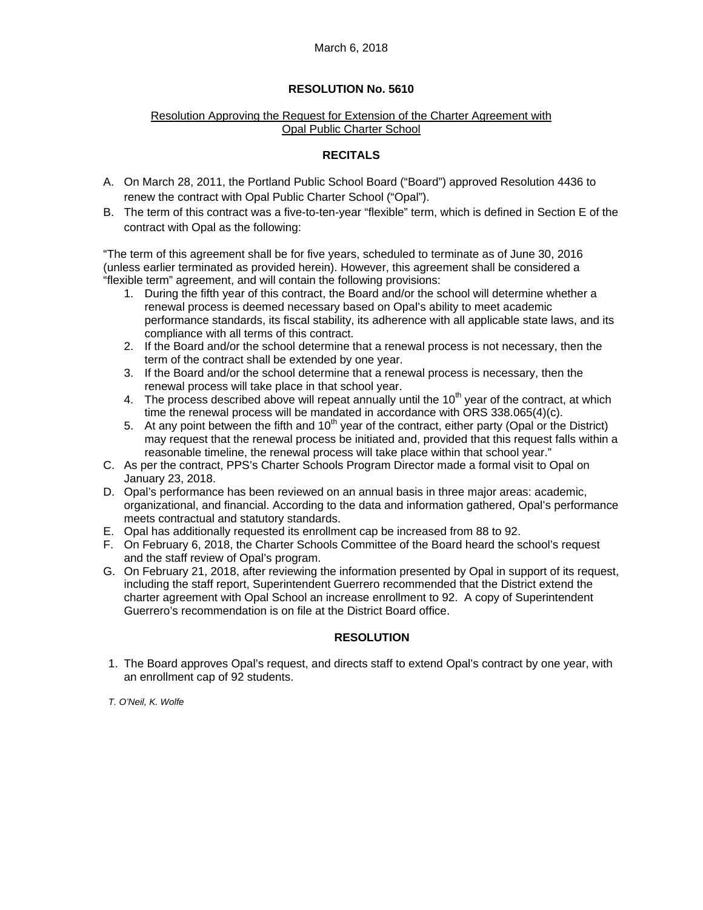March 6, 2018

**RESOLUTION No. 5610**

Resolution Approving the Request for Extension of the Charter Agreement with Opal Public Charter School

**RECITALS**

A. On March 28, 2011, the Portland Public School Board ("Board") approved Resolution 4436 to renew the contract with Opal Public Charter School ("Opal").

B. The term of this contract was a five-to-ten-year "flexible" term, which is defined in Section E of the contract with Opal as the following:

"The term of this agreement shall be for five years, scheduled to terminate as of June 30, 2016 (unless earlier terminated as provided herein). However, this agreement shall be considered a "flexible term" agreement, and will contain the following provisions:

1. During the fifth year of this contract, the Board and/or the school will determine whether a renewal process is deemed necessary based on Opal's ability to meet academic performance standards, its fiscal stability, its adherence with all applicable state laws, and its compliance with all terms of this contract.
2. If the Board and/or the school determine that a renewal process is not necessary, then the term of the contract shall be extended by one year.
3. If the Board and/or the school determine that a renewal process is necessary, then the renewal process will take place in that school year.
4. The process described above will repeat annually until the 10th year of the contract, at which time the renewal process will be mandated in accordance with ORS 338.065(4)(c).
5. At any point between the fifth and 10th year of the contract, either party (Opal or the District) may request that the renewal process be initiated and, provided that this request falls within a reasonable timeline, the renewal process will take place within that school year."

C. As per the contract, PPS's Charter Schools Program Director made a formal visit to Opal on January 23, 2018.

D. Opal's performance has been reviewed on an annual basis in three major areas: academic, organizational, and financial. According to the data and information gathered, Opal's performance meets contractual and statutory standards.

E. Opal has additionally requested its enrollment cap be increased from 88 to 92.

F. On February 6, 2018, the Charter Schools Committee of the Board heard the school's request and the staff review of Opal's program.

G. On February 21, 2018, after reviewing the information presented by Opal in support of its request, including the staff report, Superintendent Guerrero recommended that the District extend the charter agreement with Opal School an increase enrollment to 92. A copy of Superintendent Guerrero's recommendation is on file at the District Board office.

**RESOLUTION**

1. The Board approves Opal's request, and directs staff to extend Opal's contract by one year, with an enrollment cap of 92 students.

*T. O'Neil, K. Wolfe*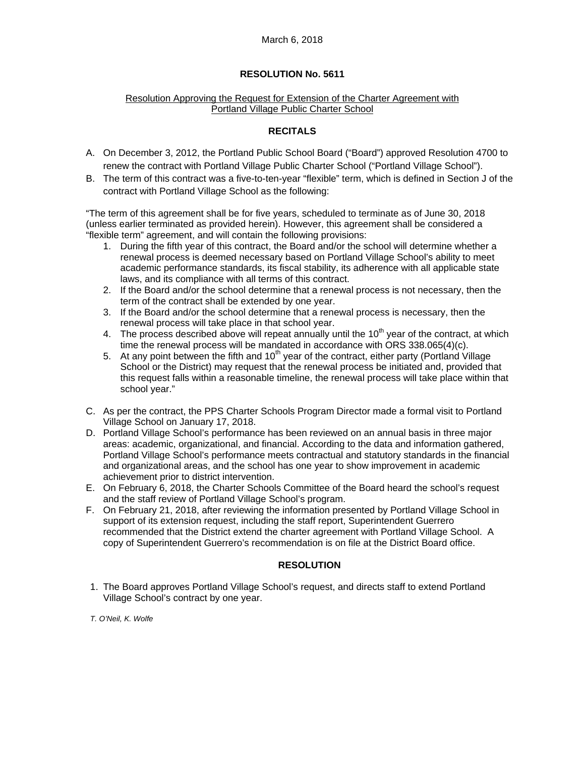March 6, 2018

**RESOLUTION No. 5611**

Resolution Approving the Request for Extension of the Charter Agreement with Portland Village Public Charter School

**RECITALS**

A. On December 3, 2012, the Portland Public School Board ("Board") approved Resolution 4700 to renew the contract with Portland Village Public Charter School ("Portland Village School").

B. The term of this contract was a five-to-ten-year "flexible" term, which is defined in Section J of the contract with Portland Village School as the following:

"The term of this agreement shall be for five years, scheduled to terminate as of June 30, 2018 (unless earlier terminated as provided herein). However, this agreement shall be considered a "flexible term" agreement, and will contain the following provisions:

1. During the fifth year of this contract, the Board and/or the school will determine whether a renewal process is deemed necessary based on Portland Village School's ability to meet academic performance standards, its fiscal stability, its adherence with all applicable state laws, and its compliance with all terms of this contract.
2. If the Board and/or the school determine that a renewal process is not necessary, then the term of the contract shall be extended by one year.
3. If the Board and/or the school determine that a renewal process is necessary, then the renewal process will take place in that school year.
4. The process described above will repeat annually until the 10th year of the contract, at which time the renewal process will be mandated in accordance with ORS 338.065(4)(c).
5. At any point between the fifth and 10th year of the contract, either party (Portland Village School or the District) may request that the renewal process be initiated and, provided that this request falls within a reasonable timeline, the renewal process will take place within that school year."

C. As per the contract, the PPS Charter Schools Program Director made a formal visit to Portland Village School on January 17, 2018.

D. Portland Village School's performance has been reviewed on an annual basis in three major areas: academic, organizational, and financial. According to the data and information gathered, Portland Village School's performance meets contractual and statutory standards in the financial and organizational areas, and the school has one year to show improvement in academic achievement prior to district intervention.

E. On February 6, 2018, the Charter Schools Committee of the Board heard the school's request and the staff review of Portland Village School's program.

F. On February 21, 2018, after reviewing the information presented by Portland Village School in support of its extension request, including the staff report, Superintendent Guerrero recommended that the District extend the charter agreement with Portland Village School. A copy of Superintendent Guerrero's recommendation is on file at the District Board office.

**RESOLUTION**

1. The Board approves Portland Village School's request, and directs staff to extend Portland Village School's contract by one year.

*T. O'Neil, K. Wolfe*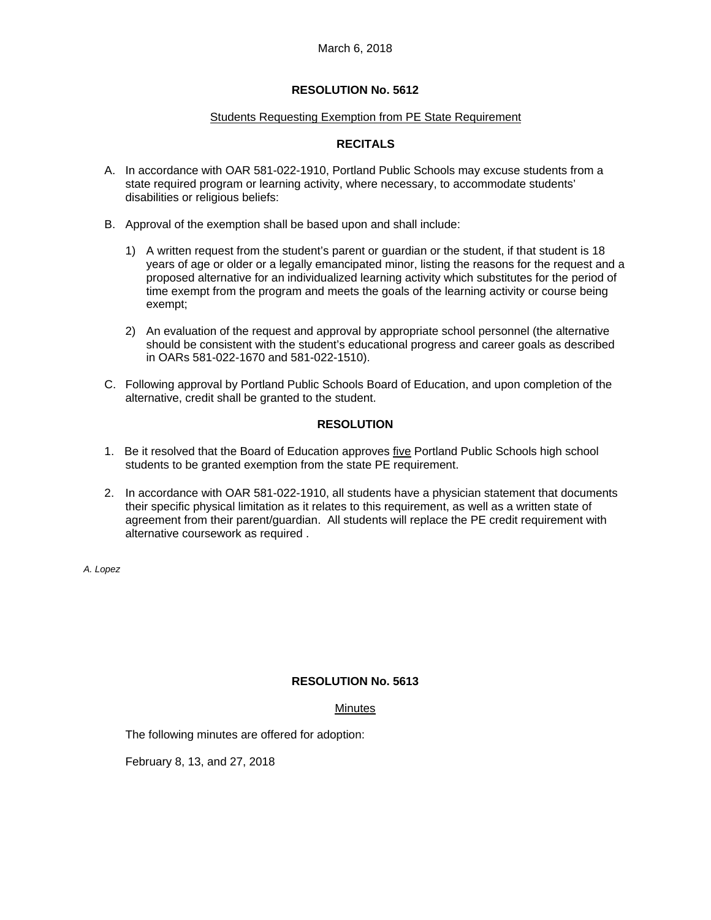March 6, 2018

## RESOLUTION No. 5612

Students Requesting Exemption from PE State Requirement

### RECITALS

A. In accordance with OAR 581-022-1910, Portland Public Schools may excuse students from a state required program or learning activity, where necessary, to accommodate students' disabilities or religious beliefs:

B. Approval of the exemption shall be based upon and shall include:

   1) A written request from the student's parent or guardian or the student, if that student is 18 years of age or older or a legally emancipated minor, listing the reasons for the request and a proposed alternative for an individualized learning activity which substitutes for the period of time exempt from the program and meets the goals of the learning activity or course being exempt;

   2) An evaluation of the request and approval by appropriate school personnel (the alternative should be consistent with the student's educational progress and career goals as described in OARs 581-022-1670 and 581-022-1510).

C. Following approval by Portland Public Schools Board of Education, and upon completion of the alternative, credit shall be granted to the student.

### RESOLUTION

1. Be it resolved that the Board of Education approves five Portland Public Schools high school students to be granted exemption from the state PE requirement.

2. In accordance with OAR 581-022-1910, all students have a physician statement that documents their specific physical limitation as it relates to this requirement, as well as a written state of agreement from their parent/guardian. All students will replace the PE credit requirement with alternative coursework as required .

*A. Lopez*

## RESOLUTION No. 5613

Minutes

The following minutes are offered for adoption:

February 8, 13, and 27, 2018